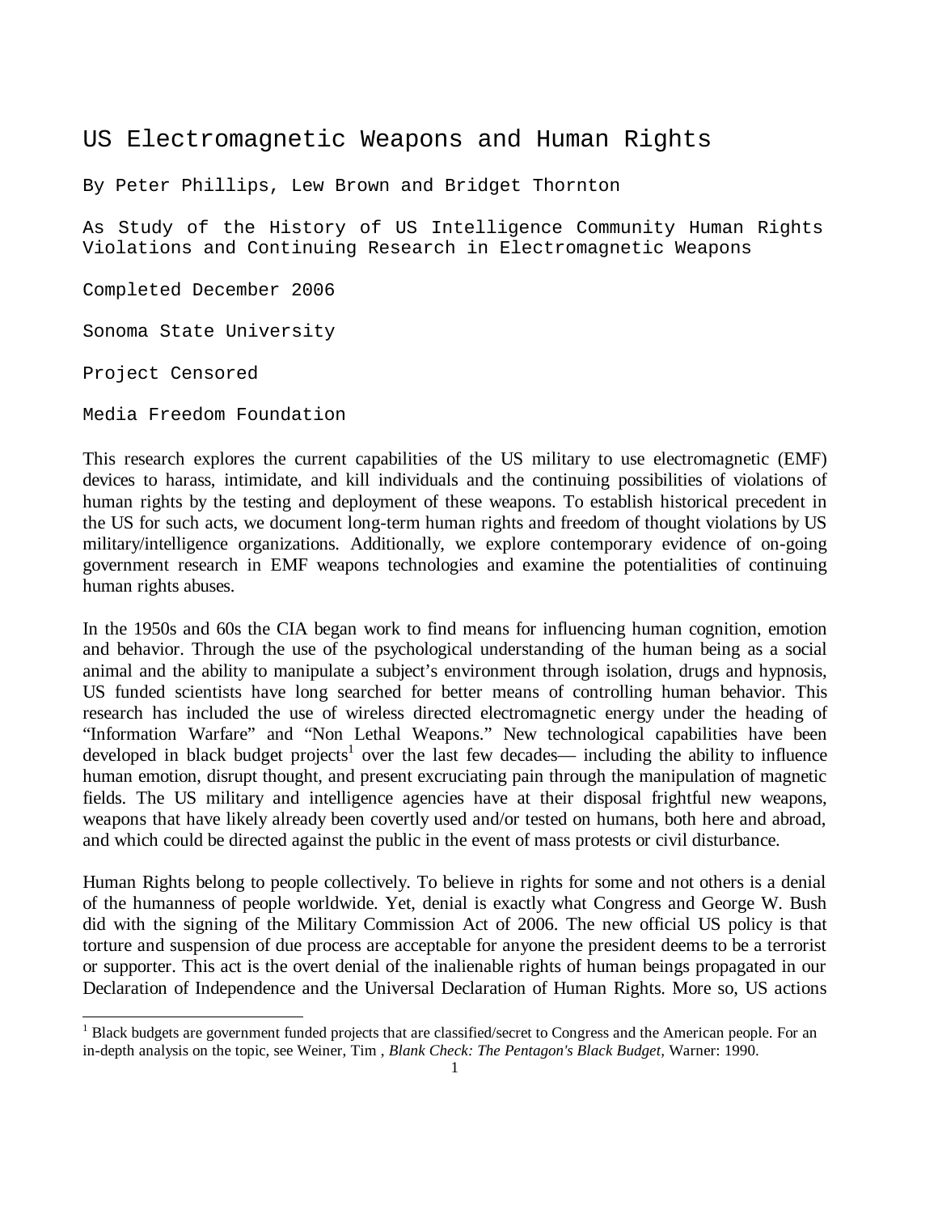# US Electromagnetic Weapons and Human Rights

By Peter Phillips, Lew Brown and Bridget Thornton

As Study of the History of US Intelligence Community Human Rights Violations and Continuing Research in Electromagnetic Weapons

Completed December 2006

Sonoma State University

Project Censored

Media Freedom Foundation

This research explores the current capabilities of the US military to use electromagnetic (EMF) devices to harass, intimidate, and kill individuals and the continuing possibilities of violations of human rights by the testing and deployment of these weapons. To establish historical precedent in the US for such acts, we document long-term human rights and freedom of thought violations by US military/intelligence organizations. Additionally, we explore contemporary evidence of on-going government research in EMF weapons technologies and examine the potentialities of continuing human rights abuses.

In the 1950s and 60s the CIA began work to find means for influencing human cognition, emotion and behavior. Through the use of the psychological understanding of the human being as a social animal and the ability to manipulate a subject's environment through isolation, drugs and hypnosis, US funded scientists have long searched for better means of controlling human behavior. This research has included the use of wireless directed electromagnetic energy under the heading of "Information Warfare" and "Non Lethal Weapons." New technological capabilities have been developed in black budget projects[1] over the last few decades— including the ability to influence human emotion, disrupt thought, and present excruciating pain through the manipulation of magnetic fields. The US military and intelligence agencies have at their disposal frightful new weapons, weapons that have likely already been covertly used and/or tested on humans, both here and abroad, and which could be directed against the public in the event of mass protests or civil disturbance.

Human Rights belong to people collectively. To believe in rights for some and not others is a denial of the humanness of people worldwide. Yet, denial is exactly what Congress and George W. Bush did with the signing of the Military Commission Act of 2006. The new official US policy is that torture and suspension of due process are acceptable for anyone the president deems to be a terrorist or supporter. This act is the overt denial of the inalienable rights of human beings propagated in our Declaration of Independence and the Universal Declaration of Human Rights. More so, US actions

[1] Black budgets are government funded projects that are classified/secret to Congress and the American people. For an in-depth analysis on the topic, see Weiner, Tim , *Blank Check: The Pentagon's Black Budget,* Warner: 1990.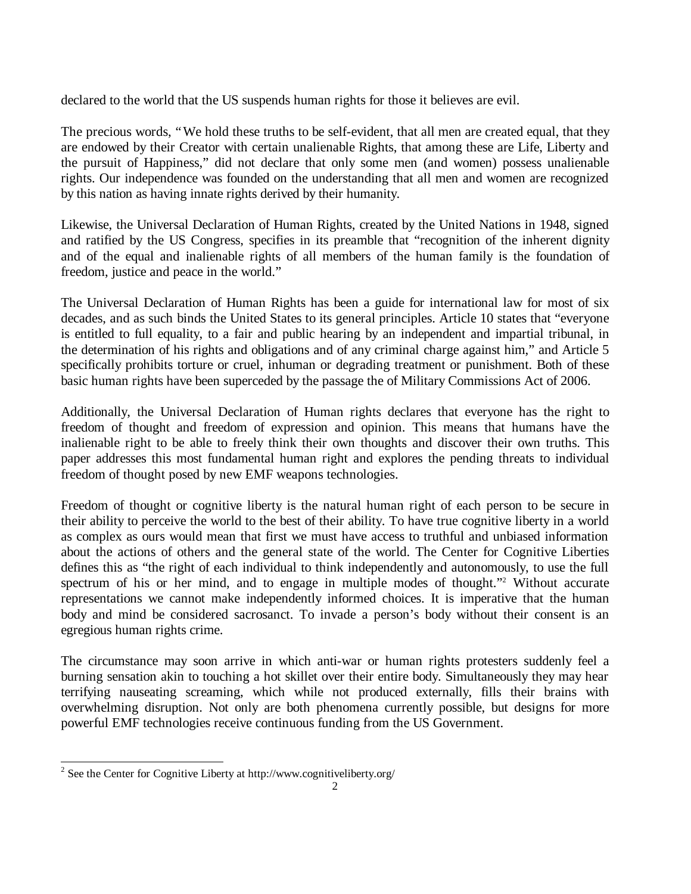declared to the world that the US suspends human rights for those it believes are evil.

The precious words, "We hold these truths to be self-evident, that all men are created equal, that they are endowed by their Creator with certain unalienable Rights, that among these are Life, Liberty and the pursuit of Happiness," did not declare that only some men (and women) possess unalienable rights. Our independence was founded on the understanding that all men and women are recognized by this nation as having innate rights derived by their humanity.

Likewise, the Universal Declaration of Human Rights, created by the United Nations in 1948, signed and ratified by the US Congress, specifies in its preamble that "recognition of the inherent dignity and of the equal and inalienable rights of all members of the human family is the foundation of freedom, justice and peace in the world."

The Universal Declaration of Human Rights has been a guide for international law for most of six decades, and as such binds the United States to its general principles. Article 10 states that "everyone is entitled to full equality, to a fair and public hearing by an independent and impartial tribunal, in the determination of his rights and obligations and of any criminal charge against him," and Article 5 specifically prohibits torture or cruel, inhuman or degrading treatment or punishment. Both of these basic human rights have been superceded by the passage the of Military Commissions Act of 2006.

Additionally, the Universal Declaration of Human rights declares that everyone has the right to freedom of thought and freedom of expression and opinion. This means that humans have the inalienable right to be able to freely think their own thoughts and discover their own truths. This paper addresses this most fundamental human right and explores the pending threats to individual freedom of thought posed by new EMF weapons technologies.

Freedom of thought or cognitive liberty is the natural human right of each person to be secure in their ability to perceive the world to the best of their ability. To have true cognitive liberty in a world as complex as ours would mean that first we must have access to truthful and unbiased information about the actions of others and the general state of the world. The Center for Cognitive Liberties defines this as "the right of each individual to think independently and autonomously, to use the full spectrum of his or her mind, and to engage in multiple modes of thought."[2] Without accurate representations we cannot make independently informed choices. It is imperative that the human body and mind be considered sacrosanct. To invade a person's body without their consent is an egregious human rights crime.

The circumstance may soon arrive in which anti-war or human rights protesters suddenly feel a burning sensation akin to touching a hot skillet over their entire body. Simultaneously they may hear terrifying nauseating screaming, which while not produced externally, fills their brains with overwhelming disruption. Not only are both phenomena currently possible, but designs for more powerful EMF technologies receive continuous funding from the US Government.

---

[2] See the Center for Cognitive Liberty at http://www.cognitiveliberty.org/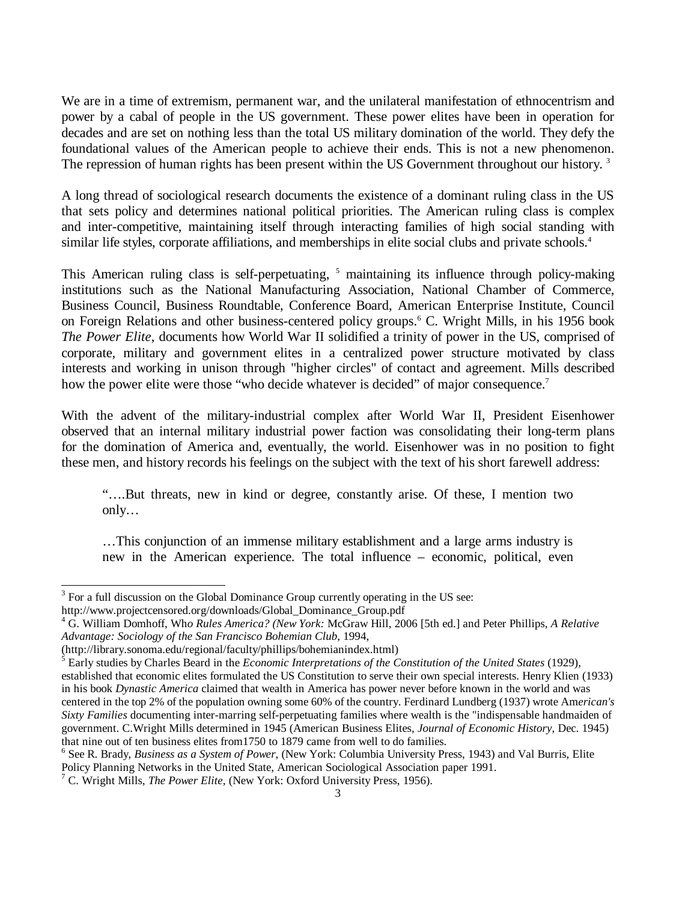We are in a time of extremism, permanent war, and the unilateral manifestation of ethnocentrism and power by a cabal of people in the US government. These power elites have been in operation for decades and are set on nothing less than the total US military domination of the world. They defy the foundational values of the American people to achieve their ends. This is not a new phenomenon. The repression of human rights has been present within the US Government throughout our history. [3]

A long thread of sociological research documents the existence of a dominant ruling class in the US that sets policy and determines national political priorities. The American ruling class is complex and inter-competitive, maintaining itself through interacting families of high social standing with similar life styles, corporate affiliations, and memberships in elite social clubs and private schools.[4]

This American ruling class is self-perpetuating, [5] maintaining its influence through policy-making institutions such as the National Manufacturing Association, National Chamber of Commerce, Business Council, Business Roundtable, Conference Board, American Enterprise Institute, Council on Foreign Relations and other business-centered policy groups.[6] C. Wright Mills, in his 1956 book *The Power Elite*, documents how World War II solidified a trinity of power in the US, comprised of corporate, military and government elites in a centralized power structure motivated by class interests and working in unison through "higher circles" of contact and agreement. Mills described how the power elite were those "who decide whatever is decided" of major consequence.[7]

With the advent of the military-industrial complex after World War II, President Eisenhower observed that an internal military industrial power faction was consolidating their long-term plans for the domination of America and, eventually, the world. Eisenhower was in no position to fight these men, and history records his feelings on the subject with the text of his short farewell address:

> "….But threats, new in kind or degree, constantly arise. Of these, I mention two only…
>
> …This conjunction of an immense military establishment and a large arms industry is new in the American experience. The total influence – economic, political, even

---

[3] For a full discussion on the Global Dominance Group currently operating in the US see: http://www.projectcensored.org/downloads/Global_Dominance_Group.pdf

[4] G. William Domhoff, *Who Rules America? (New York:* McGraw Hill, 2006 [5th ed.] and Peter Phillips, *A Relative Advantage: Sociology of the San Francisco Bohemian Club*, 1994, (http://library.sonoma.edu/regional/faculty/phillips/bohemianindex.html)

[5] Early studies by Charles Beard in the *Economic Interpretations of the Constitution of the United States* (1929), established that economic elites formulated the US Constitution to serve their own special interests. Henry Klien (1933) in his book *Dynastic America* claimed that wealth in America has power never before known in the world and was centered in the top 2% of the population owning some 60% of the country. Ferdinard Lundberg (1937) wrote *American's Sixty Families* documenting inter-marring self-perpetuating families where wealth is the "indispensable handmaiden of government. C.Wright Mills determined in 1945 (American Business Elites, *Journal of Economic History*, Dec. 1945) that nine out of ten business elites from1750 to 1879 came from well to do families.

[6] See R. Brady, *Business as a System of Power*, (New York: Columbia University Press, 1943) and Val Burris, Elite Policy Planning Networks in the United State, American Sociological Association paper 1991.

[7] C. Wright Mills, *The Power Elite*, (New York: Oxford University Press, 1956).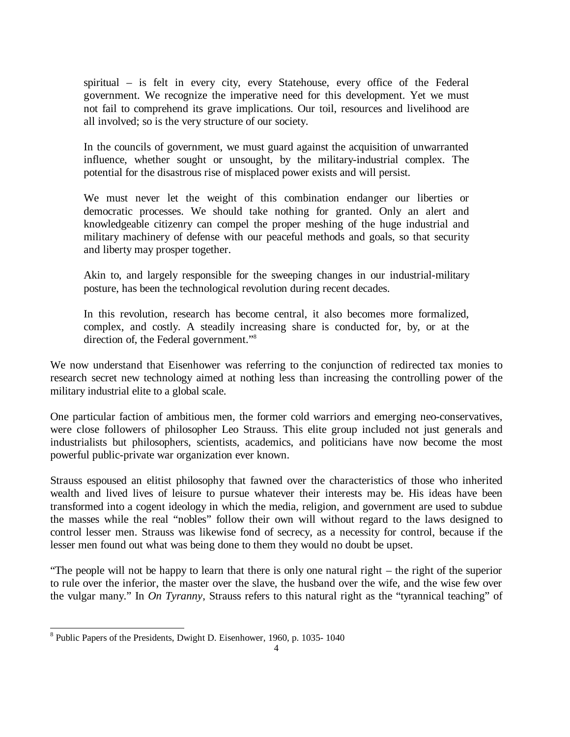> spiritual – is felt in every city, every Statehouse, every office of the Federal government. We recognize the imperative need for this development. Yet we must not fail to comprehend its grave implications. Our toil, resources and livelihood are all involved; so is the very structure of our society.
>
> In the councils of government, we must guard against the acquisition of unwarranted influence, whether sought or unsought, by the military-industrial complex. The potential for the disastrous rise of misplaced power exists and will persist.
>
> We must never let the weight of this combination endanger our liberties or democratic processes. We should take nothing for granted. Only an alert and knowledgeable citizenry can compel the proper meshing of the huge industrial and military machinery of defense with our peaceful methods and goals, so that security and liberty may prosper together.
>
> Akin to, and largely responsible for the sweeping changes in our industrial-military posture, has been the technological revolution during recent decades.
>
> In this revolution, research has become central, it also becomes more formalized, complex, and costly. A steadily increasing share is conducted for, by, or at the direction of, the Federal government."[8]

We now understand that Eisenhower was referring to the conjunction of redirected tax monies to research secret new technology aimed at nothing less than increasing the controlling power of the military industrial elite to a global scale.

One particular faction of ambitious men, the former cold warriors and emerging neo-conservatives, were close followers of philosopher Leo Strauss. This elite group included not just generals and industrialists but philosophers, scientists, academics, and politicians have now become the most powerful public-private war organization ever known.

Strauss espoused an elitist philosophy that fawned over the characteristics of those who inherited wealth and lived lives of leisure to pursue whatever their interests may be. His ideas have been transformed into a cogent ideology in which the media, religion, and government are used to subdue the masses while the real "nobles" follow their own will without regard to the laws designed to control lesser men. Strauss was likewise fond of secrecy, as a necessity for control, because if the lesser men found out what was being done to them they would no doubt be upset.

"The people will not be happy to learn that there is only one natural right – the right of the superior to rule over the inferior, the master over the slave, the husband over the wife, and the wise few over the vulgar many." In *On Tyranny*, Strauss refers to this natural right as the "tyrannical teaching" of

[8] Public Papers of the Presidents, Dwight D. Eisenhower, 1960, p. 1035- 1040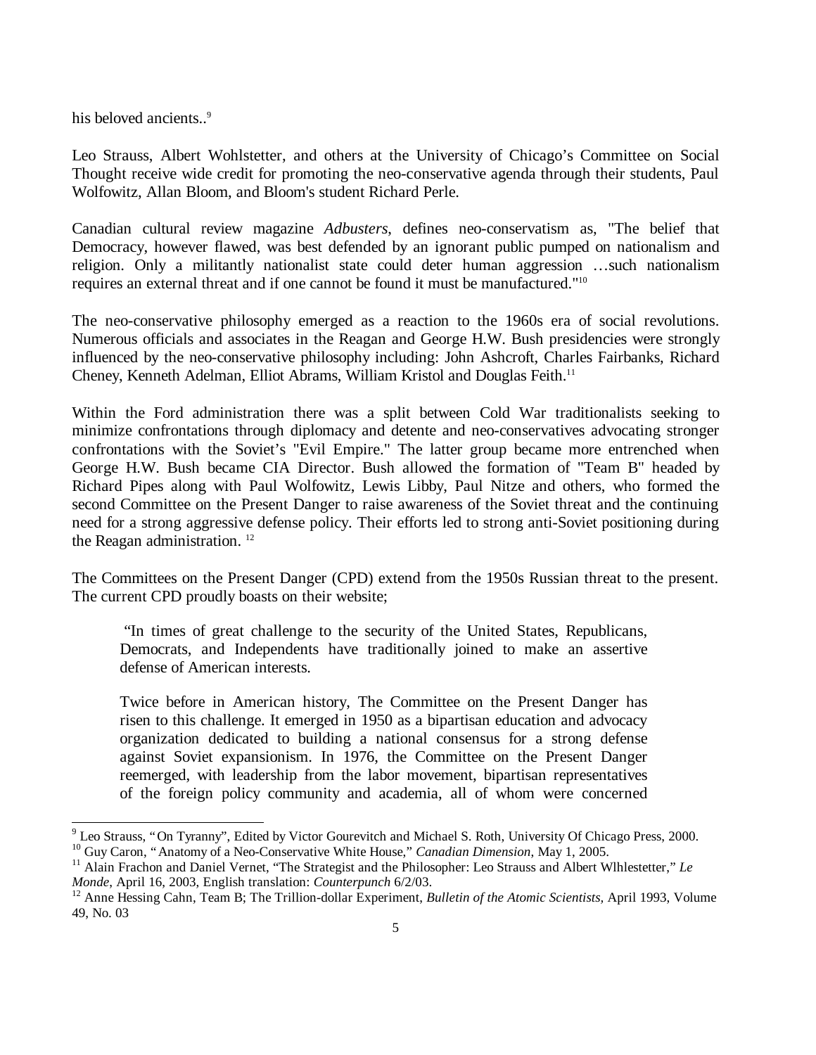his beloved ancients..[9]

Leo Strauss, Albert Wohlstetter, and others at the University of Chicago's Committee on Social Thought receive wide credit for promoting the neo-conservative agenda through their students, Paul Wolfowitz, Allan Bloom, and Bloom's student Richard Perle.

Canadian cultural review magazine *Adbusters*, defines neo-conservatism as, "The belief that Democracy, however flawed, was best defended by an ignorant public pumped on nationalism and religion. Only a militantly nationalist state could deter human aggression …such nationalism requires an external threat and if one cannot be found it must be manufactured."[10]

The neo-conservative philosophy emerged as a reaction to the 1960s era of social revolutions. Numerous officials and associates in the Reagan and George H.W. Bush presidencies were strongly influenced by the neo-conservative philosophy including: John Ashcroft, Charles Fairbanks, Richard Cheney, Kenneth Adelman, Elliot Abrams, William Kristol and Douglas Feith.[11]

Within the Ford administration there was a split between Cold War traditionalists seeking to minimize confrontations through diplomacy and detente and neo-conservatives advocating stronger confrontations with the Soviet's "Evil Empire." The latter group became more entrenched when George H.W. Bush became CIA Director. Bush allowed the formation of "Team B" headed by Richard Pipes along with Paul Wolfowitz, Lewis Libby, Paul Nitze and others, who formed the second Committee on the Present Danger to raise awareness of the Soviet threat and the continuing need for a strong aggressive defense policy. Their efforts led to strong anti-Soviet positioning during the Reagan administration. [12]

The Committees on the Present Danger (CPD) extend from the 1950s Russian threat to the present. The current CPD proudly boasts on their website;

> "In times of great challenge to the security of the United States, Republicans, Democrats, and Independents have traditionally joined to make an assertive defense of American interests.
>
> Twice before in American history, The Committee on the Present Danger has risen to this challenge. It emerged in 1950 as a bipartisan education and advocacy organization dedicated to building a national consensus for a strong defense against Soviet expansionism. In 1976, the Committee on the Present Danger reemerged, with leadership from the labor movement, bipartisan representatives of the foreign policy community and academia, all of whom were concerned

---

[9] Leo Strauss, "On Tyranny", Edited by Victor Gourevitch and Michael S. Roth, University Of Chicago Press, 2000.

[10] Guy Caron, "Anatomy of a Neo-Conservative White House," *Canadian Dimension*, May 1, 2005.

[11] Alain Frachon and Daniel Vernet, "The Strategist and the Philosopher: Leo Strauss and Albert Wlhlestetter," *Le Monde*, April 16, 2003, English translation: *Counterpunch* 6/2/03.

[12] Anne Hessing Cahn, Team B; The Trillion-dollar Experiment, *Bulletin of the Atomic Scientists*, April 1993, Volume 49, No. 03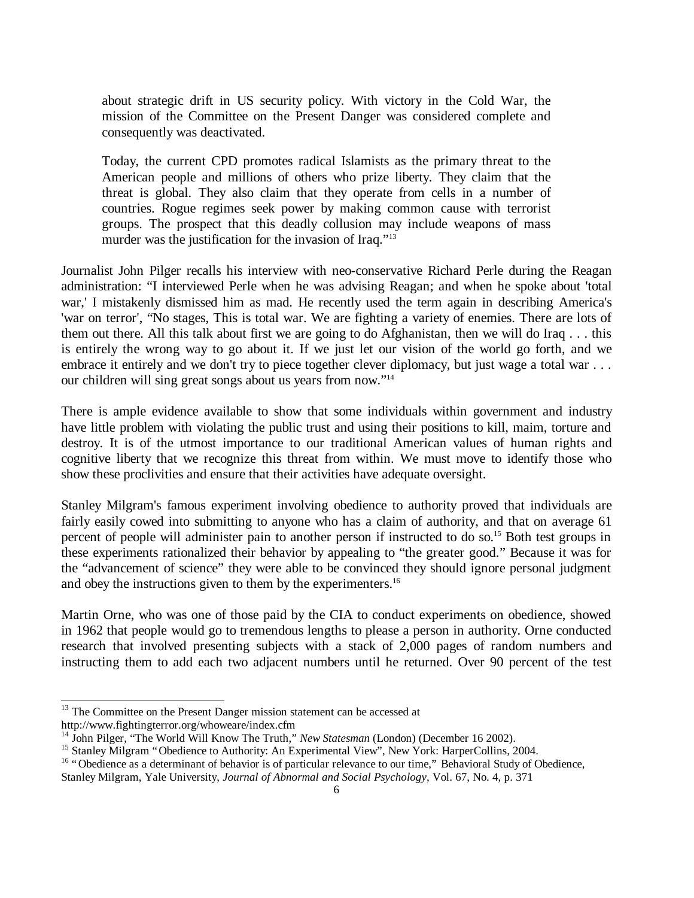> about strategic drift in US security policy. With victory in the Cold War, the mission of the Committee on the Present Danger was considered complete and consequently was deactivated.
>
> Today, the current CPD promotes radical Islamists as the primary threat to the American people and millions of others who prize liberty. They claim that the threat is global. They also claim that they operate from cells in a number of countries. Rogue regimes seek power by making common cause with terrorist groups. The prospect that this deadly collusion may include weapons of mass murder was the justification for the invasion of Iraq."[13]

Journalist John Pilger recalls his interview with neo-conservative Richard Perle during the Reagan administration: "I interviewed Perle when he was advising Reagan; and when he spoke about 'total war,' I mistakenly dismissed him as mad. He recently used the term again in describing America's 'war on terror', "No stages, This is total war. We are fighting a variety of enemies. There are lots of them out there. All this talk about first we are going to do Afghanistan, then we will do Iraq . . . this is entirely the wrong way to go about it. If we just let our vision of the world go forth, and we embrace it entirely and we don't try to piece together clever diplomacy, but just wage a total war . . . our children will sing great songs about us years from now."[14]

There is ample evidence available to show that some individuals within government and industry have little problem with violating the public trust and using their positions to kill, maim, torture and destroy. It is of the utmost importance to our traditional American values of human rights and cognitive liberty that we recognize this threat from within. We must move to identify those who show these proclivities and ensure that their activities have adequate oversight.

Stanley Milgram's famous experiment involving obedience to authority proved that individuals are fairly easily cowed into submitting to anyone who has a claim of authority, and that on average 61 percent of people will administer pain to another person if instructed to do so.[15] Both test groups in these experiments rationalized their behavior by appealing to "the greater good." Because it was for the "advancement of science" they were able to be convinced they should ignore personal judgment and obey the instructions given to them by the experimenters.[16]

Martin Orne, who was one of those paid by the CIA to conduct experiments on obedience, showed in 1962 that people would go to tremendous lengths to please a person in authority. Orne conducted research that involved presenting subjects with a stack of 2,000 pages of random numbers and instructing them to add each two adjacent numbers until he returned. Over 90 percent of the test

---

[13] The Committee on the Present Danger mission statement can be accessed at http://www.fightingterror.org/whoweare/index.cfm

[14] John Pilger, "The World Will Know The Truth," *New Statesman* (London) (December 16 2002).

[15] Stanley Milgram "Obedience to Authority: An Experimental View", New York: HarperCollins, 2004.

[16] "Obedience as a determinant of behavior is of particular relevance to our time," Behavioral Study of Obedience, Stanley Milgram, Yale University, *Journal of Abnormal and Social Psychology*, Vol. 67, No. 4, p. 371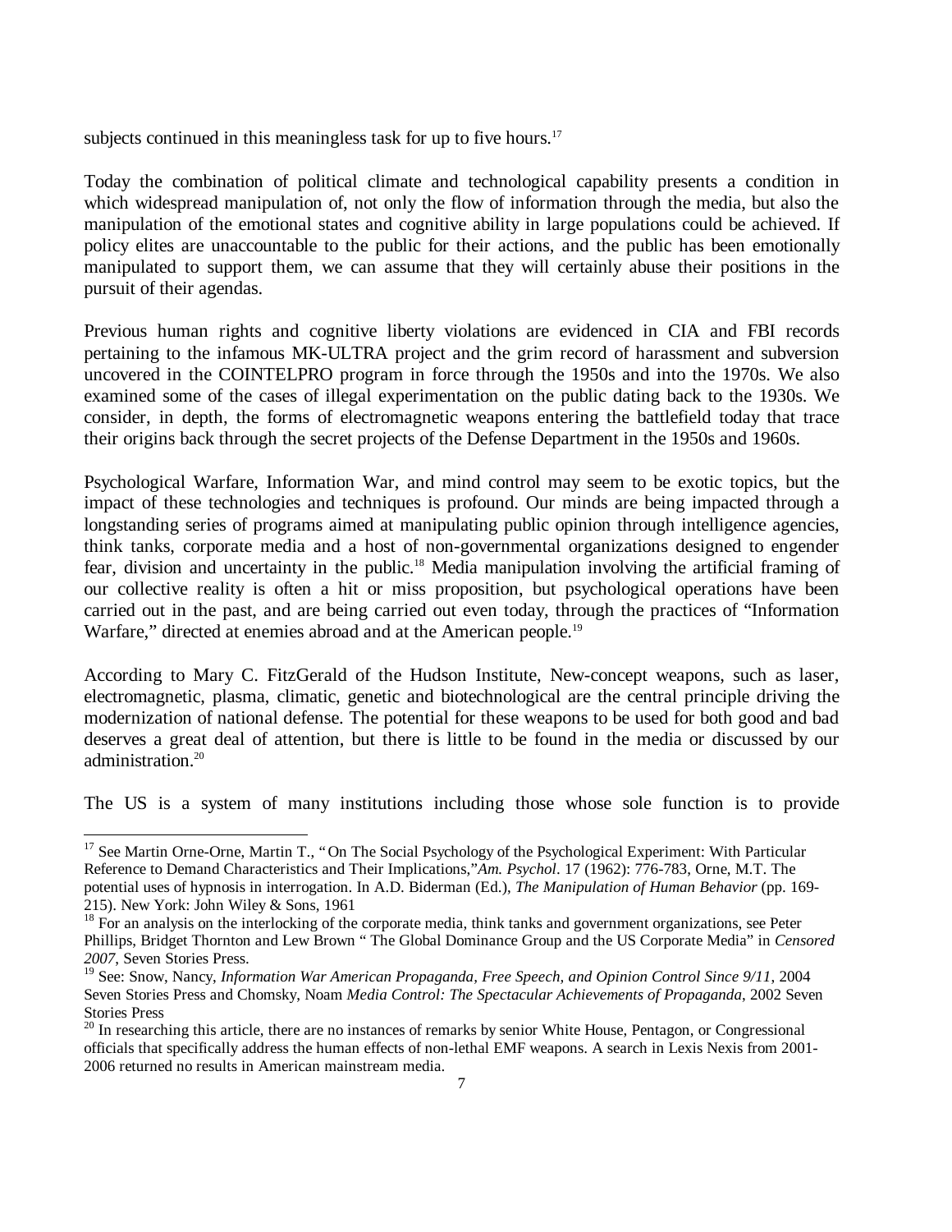subjects continued in this meaningless task for up to five hours.[17]

Today the combination of political climate and technological capability presents a condition in which widespread manipulation of, not only the flow of information through the media, but also the manipulation of the emotional states and cognitive ability in large populations could be achieved. If policy elites are unaccountable to the public for their actions, and the public has been emotionally manipulated to support them, we can assume that they will certainly abuse their positions in the pursuit of their agendas.

Previous human rights and cognitive liberty violations are evidenced in CIA and FBI records pertaining to the infamous MK-ULTRA project and the grim record of harassment and subversion uncovered in the COINTELPRO program in force through the 1950s and into the 1970s. We also examined some of the cases of illegal experimentation on the public dating back to the 1930s. We consider, in depth, the forms of electromagnetic weapons entering the battlefield today that trace their origins back through the secret projects of the Defense Department in the 1950s and 1960s.

Psychological Warfare, Information War, and mind control may seem to be exotic topics, but the impact of these technologies and techniques is profound. Our minds are being impacted through a longstanding series of programs aimed at manipulating public opinion through intelligence agencies, think tanks, corporate media and a host of non-governmental organizations designed to engender fear, division and uncertainty in the public.[18] Media manipulation involving the artificial framing of our collective reality is often a hit or miss proposition, but psychological operations have been carried out in the past, and are being carried out even today, through the practices of "Information Warfare," directed at enemies abroad and at the American people.[19]

According to Mary C. FitzGerald of the Hudson Institute, New-concept weapons, such as laser, electromagnetic, plasma, climatic, genetic and biotechnological are the central principle driving the modernization of national defense. The potential for these weapons to be used for both good and bad deserves a great deal of attention, but there is little to be found in the media or discussed by our administration.[20]

The US is a system of many institutions including those whose sole function is to provide

---

[17] See Martin Orne-Orne, Martin T., "On The Social Psychology of the Psychological Experiment: With Particular Reference to Demand Characteristics and Their Implications,"*Am. Psychol*. 17 (1962): 776-783, Orne, M.T. The potential uses of hypnosis in interrogation. In A.D. Biderman (Ed.), *The Manipulation of Human Behavior* (pp. 169-215). New York: John Wiley & Sons, 1961

[18] For an analysis on the interlocking of the corporate media, think tanks and government organizations, see Peter Phillips, Bridget Thornton and Lew Brown " The Global Dominance Group and the US Corporate Media" in *Censored 2007*, Seven Stories Press.

[19] See: Snow, Nancy, *Information War American Propaganda, Free Speech, and Opinion Control Since 9/11*, 2004 Seven Stories Press and Chomsky, Noam *Media Control: The Spectacular Achievements of Propaganda*, 2002 Seven Stories Press

[20] In researching this article, there are no instances of remarks by senior White House, Pentagon, or Congressional officials that specifically address the human effects of non-lethal EMF weapons. A search in Lexis Nexis from 2001-2006 returned no results in American mainstream media.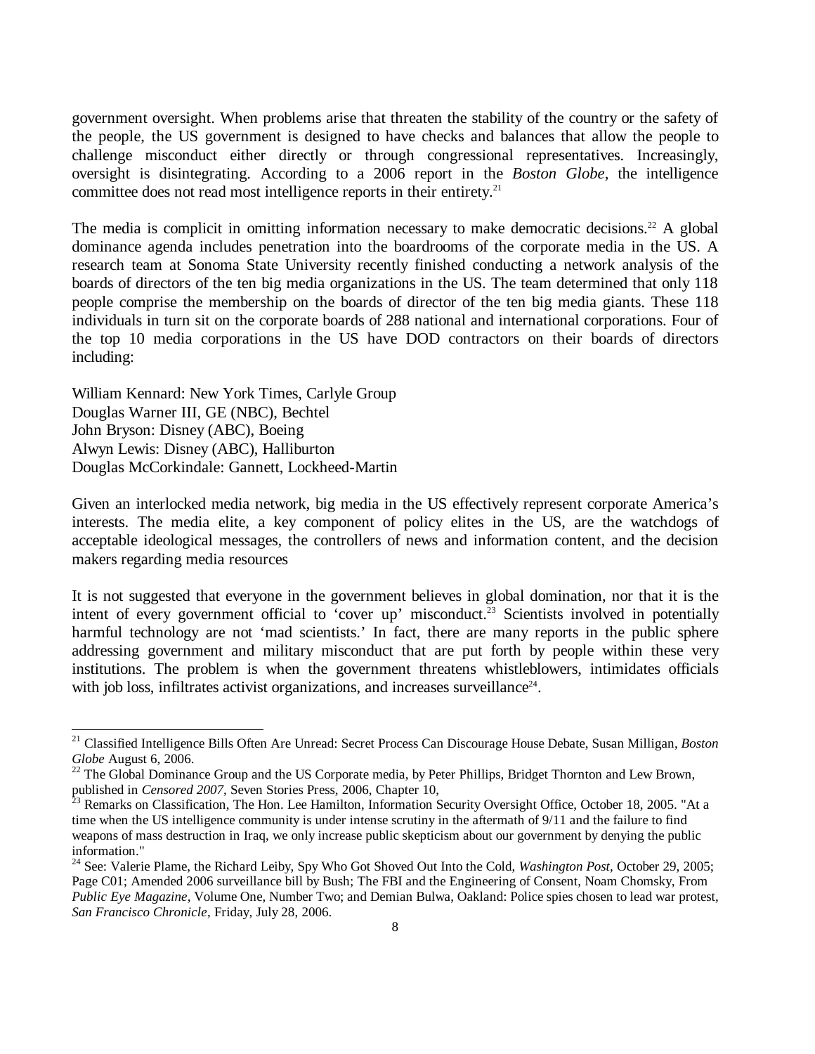government oversight. When problems arise that threaten the stability of the country or the safety of the people, the US government is designed to have checks and balances that allow the people to challenge misconduct either directly or through congressional representatives. Increasingly, oversight is disintegrating. According to a 2006 report in the *Boston Globe*, the intelligence committee does not read most intelligence reports in their entirety.[21]

The media is complicit in omitting information necessary to make democratic decisions.[22] A global dominance agenda includes penetration into the boardrooms of the corporate media in the US. A research team at Sonoma State University recently finished conducting a network analysis of the boards of directors of the ten big media organizations in the US. The team determined that only 118 people comprise the membership on the boards of director of the ten big media giants. These 118 individuals in turn sit on the corporate boards of 288 national and international corporations. Four of the top 10 media corporations in the US have DOD contractors on their boards of directors including:

William Kennard: New York Times, Carlyle Group
Douglas Warner III, GE (NBC), Bechtel
John Bryson: Disney (ABC), Boeing
Alwyn Lewis: Disney (ABC), Halliburton
Douglas McCorkindale: Gannett, Lockheed-Martin

Given an interlocked media network, big media in the US effectively represent corporate America's interests. The media elite, a key component of policy elites in the US, are the watchdogs of acceptable ideological messages, the controllers of news and information content, and the decision makers regarding media resources

It is not suggested that everyone in the government believes in global domination, nor that it is the intent of every government official to 'cover up' misconduct.[23] Scientists involved in potentially harmful technology are not 'mad scientists.' In fact, there are many reports in the public sphere addressing government and military misconduct that are put forth by people within these very institutions. The problem is when the government threatens whistleblowers, intimidates officials with job loss, infiltrates activist organizations, and increases surveillance[24].

---

[21] Classified Intelligence Bills Often Are Unread: Secret Process Can Discourage House Debate, Susan Milligan, *Boston Globe* August 6, 2006.

[22] The Global Dominance Group and the US Corporate media, by Peter Phillips, Bridget Thornton and Lew Brown, published in *Censored 2007*, Seven Stories Press, 2006, Chapter 10,

[23] Remarks on Classification, The Hon. Lee Hamilton, Information Security Oversight Office, October 18, 2005. "At a time when the US intelligence community is under intense scrutiny in the aftermath of 9/11 and the failure to find weapons of mass destruction in Iraq, we only increase public skepticism about our government by denying the public information."

[24] See: Valerie Plame, the Richard Leiby, Spy Who Got Shoved Out Into the Cold, *Washington Post,* October 29, 2005; Page C01; Amended 2006 surveillance bill by Bush; The FBI and the Engineering of Consent, Noam Chomsky, From *Public Eye Magazine*, Volume One, Number Two; and Demian Bulwa, Oakland: Police spies chosen to lead war protest, *San Francisco Chronicle*, Friday, July 28, 2006.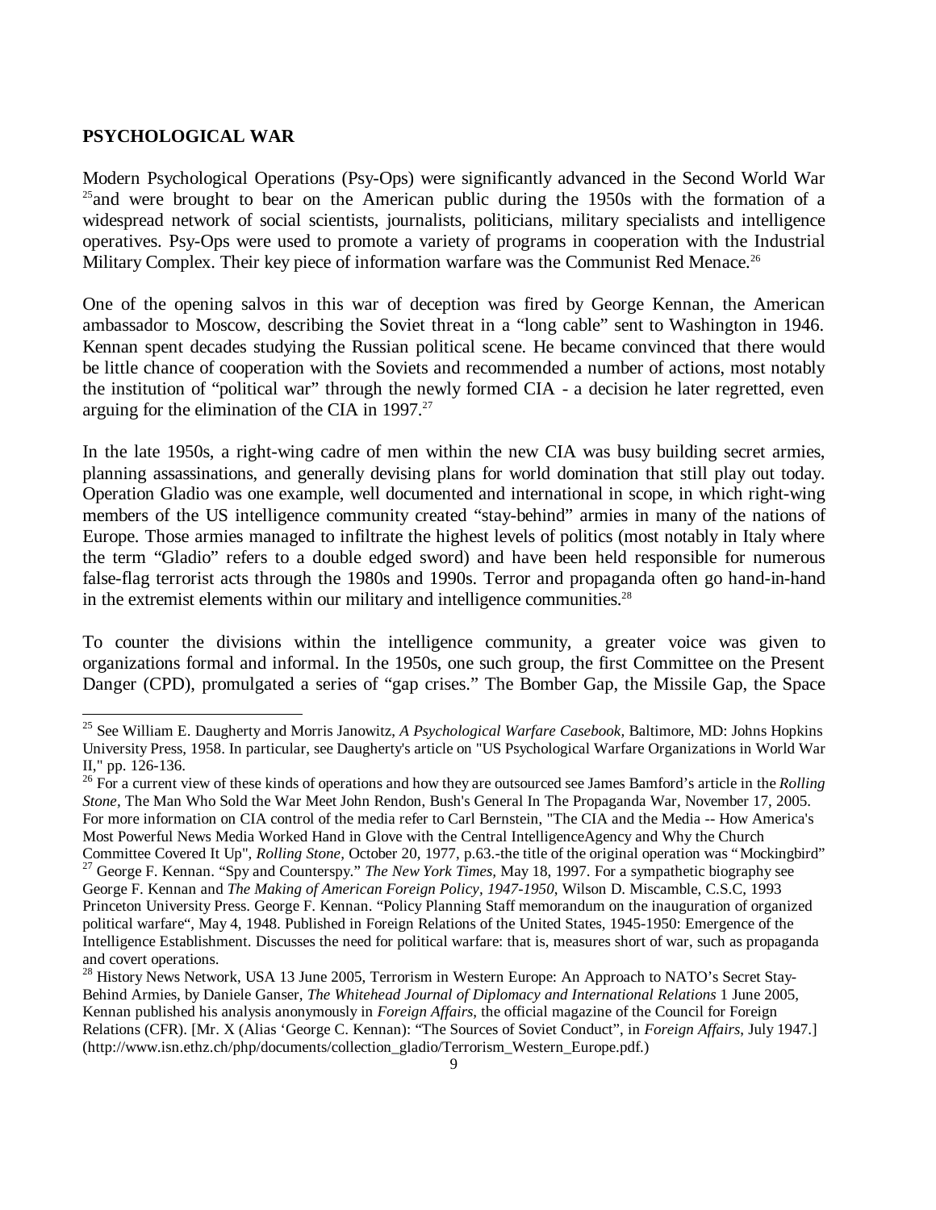## PSYCHOLOGICAL WAR

Modern Psychological Operations (Psy-Ops) were significantly advanced in the Second World War [25] and were brought to bear on the American public during the 1950s with the formation of a widespread network of social scientists, journalists, politicians, military specialists and intelligence operatives. Psy-Ops were used to promote a variety of programs in cooperation with the Industrial Military Complex. Their key piece of information warfare was the Communist Red Menace.[26]

One of the opening salvos in this war of deception was fired by George Kennan, the American ambassador to Moscow, describing the Soviet threat in a "long cable" sent to Washington in 1946. Kennan spent decades studying the Russian political scene. He became convinced that there would be little chance of cooperation with the Soviets and recommended a number of actions, most notably the institution of "political war" through the newly formed CIA - a decision he later regretted, even arguing for the elimination of the CIA in 1997.[27]

In the late 1950s, a right-wing cadre of men within the new CIA was busy building secret armies, planning assassinations, and generally devising plans for world domination that still play out today. Operation Gladio was one example, well documented and international in scope, in which right-wing members of the US intelligence community created "stay-behind" armies in many of the nations of Europe. Those armies managed to infiltrate the highest levels of politics (most notably in Italy where the term "Gladio" refers to a double edged sword) and have been held responsible for numerous false-flag terrorist acts through the 1980s and 1990s. Terror and propaganda often go hand-in-hand in the extremist elements within our military and intelligence communities.[28]

To counter the divisions within the intelligence community, a greater voice was given to organizations formal and informal. In the 1950s, one such group, the first Committee on the Present Danger (CPD), promulgated a series of "gap crises." The Bomber Gap, the Missile Gap, the Space

---

[25] See William E. Daugherty and Morris Janowitz, *A Psychological Warfare Casebook*, Baltimore, MD: Johns Hopkins University Press, 1958. In particular, see Daugherty's article on "US Psychological Warfare Organizations in World War II," pp. 126-136.

[26] For a current view of these kinds of operations and how they are outsourced see James Bamford's article in the *Rolling Stone*, The Man Who Sold the War Meet John Rendon, Bush's General In The Propaganda War, November 17, 2005. For more information on CIA control of the media refer to Carl Bernstein, "The CIA and the Media -- How America's Most Powerful News Media Worked Hand in Glove with the Central IntelligenceAgency and Why the Church Committee Covered It Up", *Rolling Stone*, October 20, 1977, p.63.-the title of the original operation was "Mockingbird"

[27] George F. Kennan. "Spy and Counterspy." *The New York Times*, May 18, 1997. For a sympathetic biography see George F. Kennan and *The Making of American Foreign Policy, 1947-1950*, Wilson D. Miscamble, C.S.C, 1993 Princeton University Press. George F. Kennan. "Policy Planning Staff memorandum on the inauguration of organized political warfare", May 4, 1948. Published in Foreign Relations of the United States, 1945-1950: Emergence of the Intelligence Establishment. Discusses the need for political warfare: that is, measures short of war, such as propaganda and covert operations.

[28] History News Network, USA 13 June 2005, Terrorism in Western Europe: An Approach to NATO's Secret Stay-Behind Armies, by Daniele Ganser, *The Whitehead Journal of Diplomacy and International Relations* 1 June 2005, Kennan published his analysis anonymously in *Foreign Affairs*, the official magazine of the Council for Foreign Relations (CFR). [Mr. X (Alias 'George C. Kennan): "The Sources of Soviet Conduct", in *Foreign Affairs*, July 1947.] (http://www.isn.ethz.ch/php/documents/collection_gladio/Terrorism_Western_Europe.pdf.)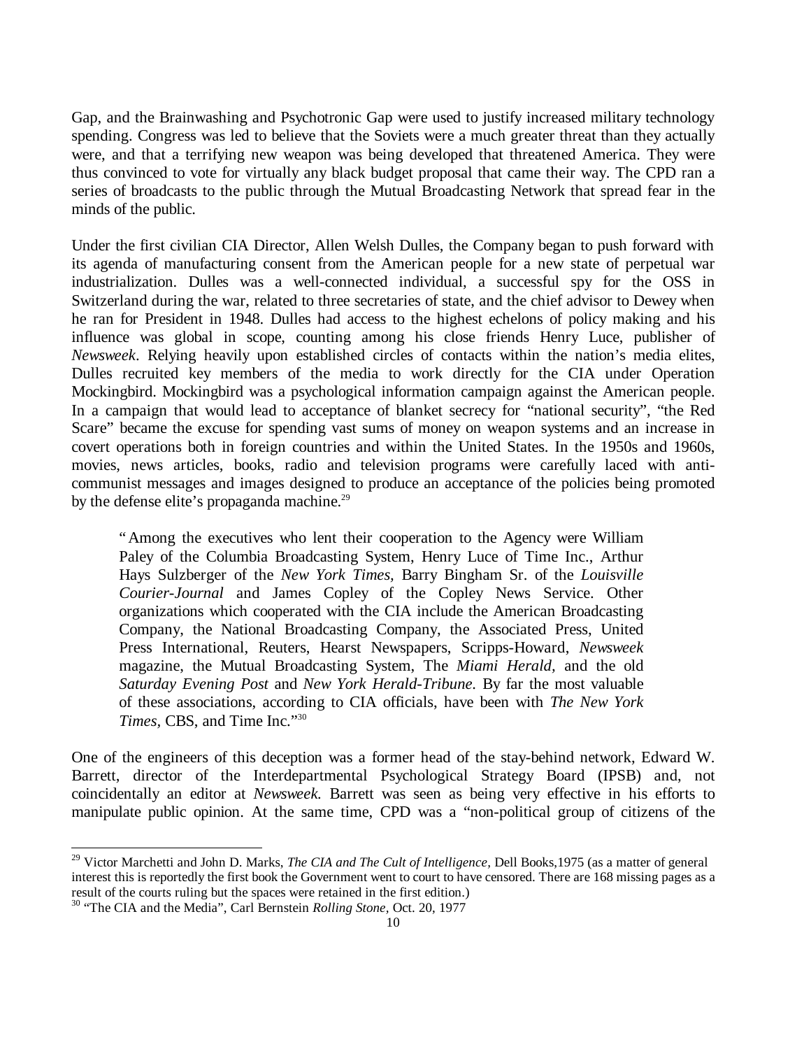Gap, and the Brainwashing and Psychotronic Gap were used to justify increased military technology spending. Congress was led to believe that the Soviets were a much greater threat than they actually were, and that a terrifying new weapon was being developed that threatened America. They were thus convinced to vote for virtually any black budget proposal that came their way. The CPD ran a series of broadcasts to the public through the Mutual Broadcasting Network that spread fear in the minds of the public.

Under the first civilian CIA Director, Allen Welsh Dulles, the Company began to push forward with its agenda of manufacturing consent from the American people for a new state of perpetual war industrialization. Dulles was a well-connected individual, a successful spy for the OSS in Switzerland during the war, related to three secretaries of state, and the chief advisor to Dewey when he ran for President in 1948. Dulles had access to the highest echelons of policy making and his influence was global in scope, counting among his close friends Henry Luce, publisher of *Newsweek*. Relying heavily upon established circles of contacts within the nation's media elites, Dulles recruited key members of the media to work directly for the CIA under Operation Mockingbird. Mockingbird was a psychological information campaign against the American people. In a campaign that would lead to acceptance of blanket secrecy for "national security", "the Red Scare" became the excuse for spending vast sums of money on weapon systems and an increase in covert operations both in foreign countries and within the United States. In the 1950s and 1960s, movies, news articles, books, radio and television programs were carefully laced with anti-communist messages and images designed to produce an acceptance of the policies being promoted by the defense elite's propaganda machine.[29]

> "Among the executives who lent their cooperation to the Agency were William Paley of the Columbia Broadcasting System, Henry Luce of Time Inc., Arthur Hays Sulzberger of the *New York Times*, Barry Bingham Sr. of the *Louisville Courier-Journal* and James Copley of the Copley News Service. Other organizations which cooperated with the CIA include the American Broadcasting Company, the National Broadcasting Company, the Associated Press, United Press International, Reuters, Hearst Newspapers, Scripps-Howard, *Newsweek* magazine, the Mutual Broadcasting System, The *Miami Herald*, and the old *Saturday Evening Post* and *New York Herald-Tribune*. By far the most valuable of these associations, according to CIA officials, have been with *The New York Times*, CBS, and Time Inc."[30]

One of the engineers of this deception was a former head of the stay-behind network, Edward W. Barrett, director of the Interdepartmental Psychological Strategy Board (IPSB) and, not coincidentally an editor at *Newsweek*. Barrett was seen as being very effective in his efforts to manipulate public opinion. At the same time, CPD was a "non-political group of citizens of the

---

[29] Victor Marchetti and John D. Marks, *The CIA and The Cult of Intelligence*, Dell Books,1975 (as a matter of general interest this is reportedly the first book the Government went to court to have censored. There are 168 missing pages as a result of the courts ruling but the spaces were retained in the first edition.)

[30] "The CIA and the Media", Carl Bernstein *Rolling Stone*, Oct. 20, 1977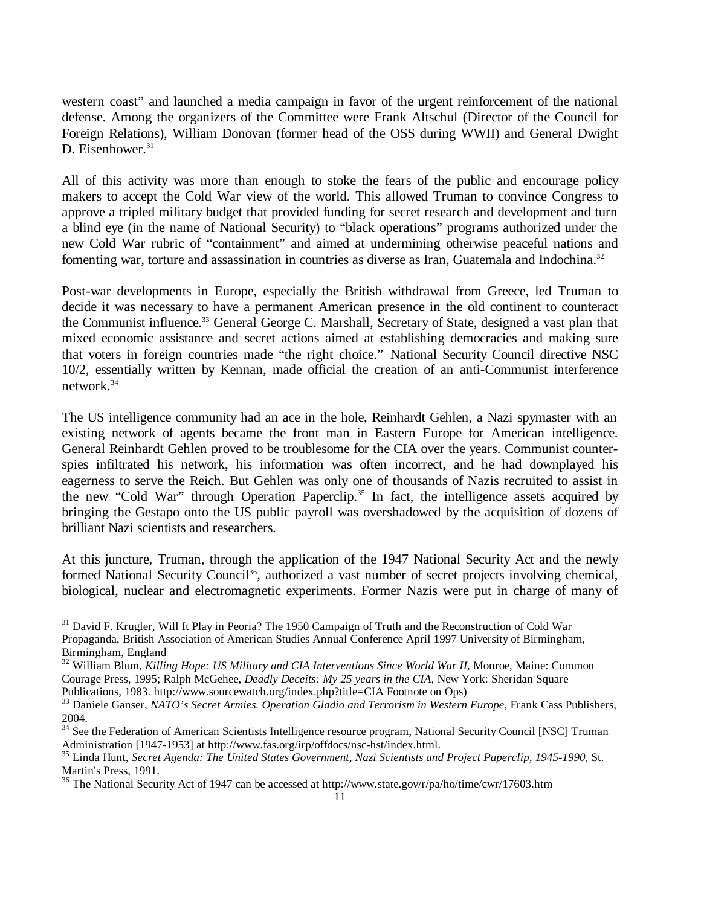western coast" and launched a media campaign in favor of the urgent reinforcement of the national defense. Among the organizers of the Committee were Frank Altschul (Director of the Council for Foreign Relations), William Donovan (former head of the OSS during WWII) and General Dwight D. Eisenhower.[31]

All of this activity was more than enough to stoke the fears of the public and encourage policy makers to accept the Cold War view of the world. This allowed Truman to convince Congress to approve a tripled military budget that provided funding for secret research and development and turn a blind eye (in the name of National Security) to "black operations" programs authorized under the new Cold War rubric of "containment" and aimed at undermining otherwise peaceful nations and fomenting war, torture and assassination in countries as diverse as Iran, Guatemala and Indochina.[32]

Post-war developments in Europe, especially the British withdrawal from Greece, led Truman to decide it was necessary to have a permanent American presence in the old continent to counteract the Communist influence.[33] General George C. Marshall, Secretary of State, designed a vast plan that mixed economic assistance and secret actions aimed at establishing democracies and making sure that voters in foreign countries made "the right choice." National Security Council directive NSC 10/2, essentially written by Kennan, made official the creation of an anti-Communist interference network.[34]

The US intelligence community had an ace in the hole, Reinhardt Gehlen, a Nazi spymaster with an existing network of agents became the front man in Eastern Europe for American intelligence. General Reinhardt Gehlen proved to be troublesome for the CIA over the years. Communist counter-spies infiltrated his network, his information was often incorrect, and he had downplayed his eagerness to serve the Reich. But Gehlen was only one of thousands of Nazis recruited to assist in the new "Cold War" through Operation Paperclip.[35] In fact, the intelligence assets acquired by bringing the Gestapo onto the US public payroll was overshadowed by the acquisition of dozens of brilliant Nazi scientists and researchers.

At this juncture, Truman, through the application of the 1947 National Security Act and the newly formed National Security Council[36], authorized a vast number of secret projects involving chemical, biological, nuclear and electromagnetic experiments. Former Nazis were put in charge of many of

---

[31] David F. Krugler, Will It Play in Peoria? The 1950 Campaign of Truth and the Reconstruction of Cold War Propaganda, British Association of American Studies Annual Conference April 1997 University of Birmingham, Birmingham, England

[32] William Blum, *Killing Hope: US Military and CIA Interventions Since World War II,* Monroe, Maine: Common Courage Press, 1995; Ralph McGehee, *Deadly Deceits: My 25 years in the CIA,* New York: Sheridan Square Publications, 1983. http://www.sourcewatch.org/index.php?title=CIA Footnote on Ops)

[33] Daniele Ganser, *NATO's Secret Armies. Operation Gladio and Terrorism in Western Europe,* Frank Cass Publishers, 2004.

[34] See the Federation of American Scientists Intelligence resource program, National Security Council [NSC] Truman Administration [1947-1953] at http://www.fas.org/irp/offdocs/nsc-hst/index.html.

[35] Linda Hunt, *Secret Agenda: The United States Government, Nazi Scientists and Project Paperclip, 1945-1990,* St. Martin's Press, 1991.

[36] The National Security Act of 1947 can be accessed at http://www.state.gov/r/pa/ho/time/cwr/17603.htm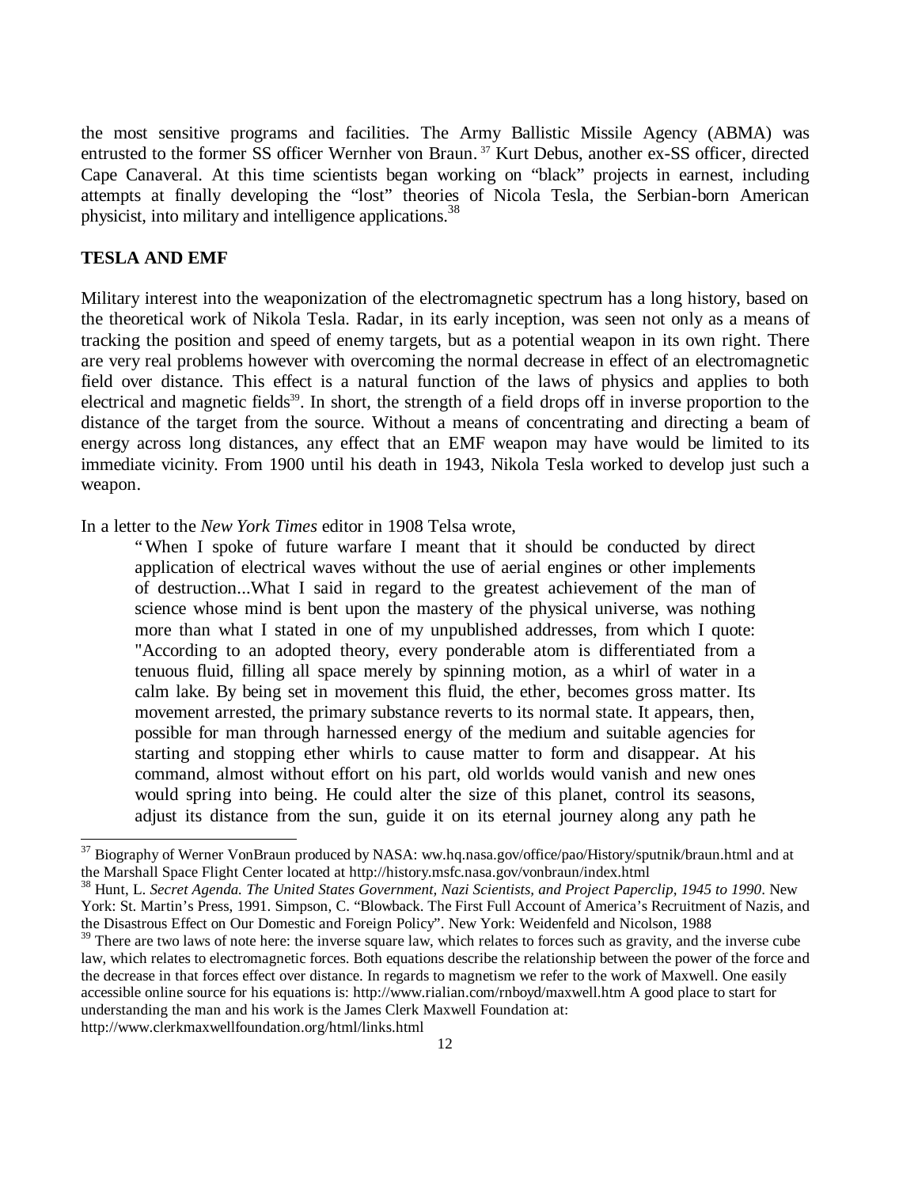the most sensitive programs and facilities. The Army Ballistic Missile Agency (ABMA) was entrusted to the former SS officer Wernher von Braun. [37] Kurt Debus, another ex-SS officer, directed Cape Canaveral. At this time scientists began working on "black" projects in earnest, including attempts at finally developing the "lost" theories of Nicola Tesla, the Serbian-born American physicist, into military and intelligence applications.[38]

**TESLA AND EMF**

Military interest into the weaponization of the electromagnetic spectrum has a long history, based on the theoretical work of Nikola Tesla. Radar, in its early inception, was seen not only as a means of tracking the position and speed of enemy targets, but as a potential weapon in its own right. There are very real problems however with overcoming the normal decrease in effect of an electromagnetic field over distance. This effect is a natural function of the laws of physics and applies to both electrical and magnetic fields[39]. In short, the strength of a field drops off in inverse proportion to the distance of the target from the source. Without a means of concentrating and directing a beam of energy across long distances, any effect that an EMF weapon may have would be limited to its immediate vicinity. From 1900 until his death in 1943, Nikola Tesla worked to develop just such a weapon.

In a letter to the *New York Times* editor in 1908 Telsa wrote,

> "When I spoke of future warfare I meant that it should be conducted by direct application of electrical waves without the use of aerial engines or other implements of destruction...What I said in regard to the greatest achievement of the man of science whose mind is bent upon the mastery of the physical universe, was nothing more than what I stated in one of my unpublished addresses, from which I quote: "According to an adopted theory, every ponderable atom is differentiated from a tenuous fluid, filling all space merely by spinning motion, as a whirl of water in a calm lake. By being set in movement this fluid, the ether, becomes gross matter. Its movement arrested, the primary substance reverts to its normal state. It appears, then, possible for man through harnessed energy of the medium and suitable agencies for starting and stopping ether whirls to cause matter to form and disappear. At his command, almost without effort on his part, old worlds would vanish and new ones would spring into being. He could alter the size of this planet, control its seasons, adjust its distance from the sun, guide it on its eternal journey along any path he

---

[37] Biography of Werner VonBraun produced by NASA: ww.hq.nasa.gov/office/pao/History/sputnik/braun.html and at the Marshall Space Flight Center located at http://history.msfc.nasa.gov/vonbraun/index.html

[38] Hunt, L. *Secret Agenda. The United States Government, Nazi Scientists, and Project Paperclip, 1945 to 1990*. New York: St. Martin's Press, 1991. Simpson, C. "Blowback. The First Full Account of America's Recruitment of Nazis, and the Disastrous Effect on Our Domestic and Foreign Policy". New York: Weidenfeld and Nicolson, 1988

[39] There are two laws of note here: the inverse square law, which relates to forces such as gravity, and the inverse cube law, which relates to electromagnetic forces. Both equations describe the relationship between the power of the force and the decrease in that forces effect over distance. In regards to magnetism we refer to the work of Maxwell. One easily accessible online source for his equations is: http://www.rialian.com/rnboyd/maxwell.htm A good place to start for understanding the man and his work is the James Clerk Maxwell Foundation at: http://www.clerkmaxwellfoundation.org/html/links.html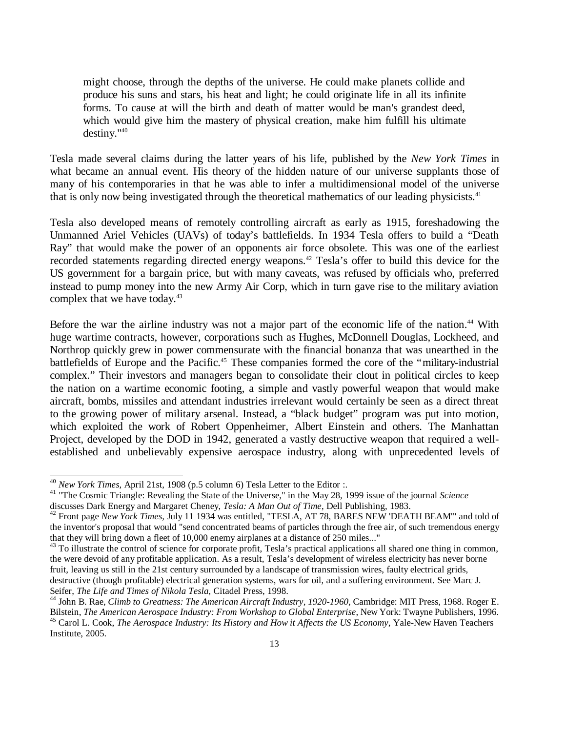> might choose, through the depths of the universe. He could make planets collide and produce his suns and stars, his heat and light; he could originate life in all its infinite forms. To cause at will the birth and death of matter would be man's grandest deed, which would give him the mastery of physical creation, make him fulfill his ultimate destiny."[40]

Tesla made several claims during the latter years of his life, published by the *New York Times* in what became an annual event. His theory of the hidden nature of our universe supplants those of many of his contemporaries in that he was able to infer a multidimensional model of the universe that is only now being investigated through the theoretical mathematics of our leading physicists.[41]

Tesla also developed means of remotely controlling aircraft as early as 1915, foreshadowing the Unmanned Ariel Vehicles (UAVs) of today's battlefields. In 1934 Tesla offers to build a "Death Ray" that would make the power of an opponents air force obsolete. This was one of the earliest recorded statements regarding directed energy weapons.[42] Tesla's offer to build this device for the US government for a bargain price, but with many caveats, was refused by officials who, preferred instead to pump money into the new Army Air Corp, which in turn gave rise to the military aviation complex that we have today.[43]

Before the war the airline industry was not a major part of the economic life of the nation.[44] With huge wartime contracts, however, corporations such as Hughes, McDonnell Douglas, Lockheed, and Northrop quickly grew in power commensurate with the financial bonanza that was unearthed in the battlefields of Europe and the Pacific.[45] These companies formed the core of the "military-industrial complex." Their investors and managers began to consolidate their clout in political circles to keep the nation on a wartime economic footing, a simple and vastly powerful weapon that would make aircraft, bombs, missiles and attendant industries irrelevant would certainly be seen as a direct threat to the growing power of military arsenal. Instead, a "black budget" program was put into motion, which exploited the work of Robert Oppenheimer, Albert Einstein and others. The Manhattan Project, developed by the DOD in 1942, generated a vastly destructive weapon that required a well-established and unbelievably expensive aerospace industry, along with unprecedented levels of

---

[40] *New York Times*, April 21st, 1908 (p.5 column 6) Tesla Letter to the Editor :.

[41] "The Cosmic Triangle: Revealing the State of the Universe," in the May 28, 1999 issue of the journal *Science* discusses Dark Energy and Margaret Cheney, *Tesla: A Man Out of Time*, Dell Publishing, 1983.

[42] Front page *New York Times*, July 11 1934 was entitled, "TESLA, AT 78, BARES NEW 'DEATH BEAM'" and told of the inventor's proposal that would "send concentrated beams of particles through the free air, of such tremendous energy that they will bring down a fleet of 10,000 enemy airplanes at a distance of 250 miles..."

[43] To illustrate the control of science for corporate profit, Tesla's practical applications all shared one thing in common, the were devoid of any profitable application. As a result, Tesla's development of wireless electricity has never borne fruit, leaving us still in the 21st century surrounded by a landscape of transmission wires, faulty electrical grids, destructive (though profitable) electrical generation systems, wars for oil, and a suffering environment. See Marc J. Seifer, *The Life and Times of Nikola Tesla*, Citadel Press, 1998.

[44] John B. Rae, *Climb to Greatness: The American Aircraft Industry, 1920-1960*, Cambridge: MIT Press, 1968. Roger E. Bilstein, *The American Aerospace Industry: From Workshop to Global Enterprise*, New York: Twayne Publishers, 1996.

[45] Carol L. Cook, *The Aerospace Industry: Its History and How it Affects the US Economy*, Yale-New Haven Teachers Institute, 2005.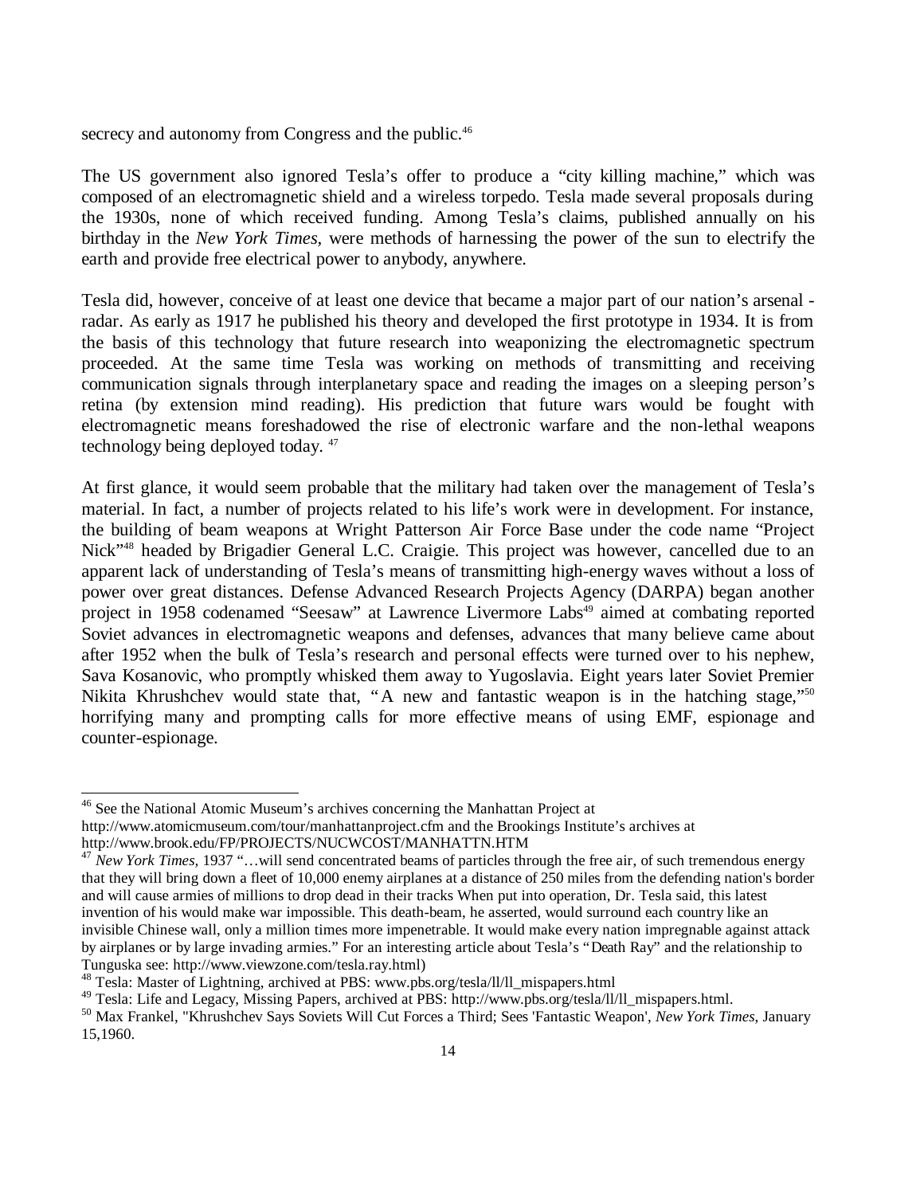secrecy and autonomy from Congress and the public.[46]

The US government also ignored Tesla's offer to produce a "city killing machine," which was composed of an electromagnetic shield and a wireless torpedo. Tesla made several proposals during the 1930s, none of which received funding. Among Tesla's claims, published annually on his birthday in the *New York Times*, were methods of harnessing the power of the sun to electrify the earth and provide free electrical power to anybody, anywhere.

Tesla did, however, conceive of at least one device that became a major part of our nation's arsenal - radar. As early as 1917 he published his theory and developed the first prototype in 1934. It is from the basis of this technology that future research into weaponizing the electromagnetic spectrum proceeded. At the same time Tesla was working on methods of transmitting and receiving communication signals through interplanetary space and reading the images on a sleeping person's retina (by extension mind reading). His prediction that future wars would be fought with electromagnetic means foreshadowed the rise of electronic warfare and the non-lethal weapons technology being deployed today. [47]

At first glance, it would seem probable that the military had taken over the management of Tesla's material. In fact, a number of projects related to his life's work were in development. For instance, the building of beam weapons at Wright Patterson Air Force Base under the code name "Project Nick"[48] headed by Brigadier General L.C. Craigie. This project was however, cancelled due to an apparent lack of understanding of Tesla's means of transmitting high-energy waves without a loss of power over great distances. Defense Advanced Research Projects Agency (DARPA) began another project in 1958 codenamed "Seesaw" at Lawrence Livermore Labs[49] aimed at combating reported Soviet advances in electromagnetic weapons and defenses, advances that many believe came about after 1952 when the bulk of Tesla's research and personal effects were turned over to his nephew, Sava Kosanovic, who promptly whisked them away to Yugoslavia. Eight years later Soviet Premier Nikita Khrushchev would state that, "A new and fantastic weapon is in the hatching stage,"[50] horrifying many and prompting calls for more effective means of using EMF, espionage and counter-espionage.

---

[46] See the National Atomic Museum's archives concerning the Manhattan Project at http://www.atomicmuseum.com/tour/manhattanproject.cfm and the Brookings Institute's archives at http://www.brook.edu/FP/PROJECTS/NUCWCOST/MANHATTN.HTM

[47] *New York Times*, 1937 "…will send concentrated beams of particles through the free air, of such tremendous energy that they will bring down a fleet of 10,000 enemy airplanes at a distance of 250 miles from the defending nation's border and will cause armies of millions to drop dead in their tracks When put into operation, Dr. Tesla said, this latest invention of his would make war impossible. This death-beam, he asserted, would surround each country like an invisible Chinese wall, only a million times more impenetrable. It would make every nation impregnable against attack by airplanes or by large invading armies." For an interesting article about Tesla's "Death Ray" and the relationship to Tunguska see: http://www.viewzone.com/tesla.ray.html)

[48] Tesla: Master of Lightning, archived at PBS: www.pbs.org/tesla/ll/ll_mispapers.html

[49] Tesla: Life and Legacy, Missing Papers, archived at PBS: http://www.pbs.org/tesla/ll/ll_mispapers.html.

[50] Max Frankel, "Khrushchev Says Soviets Will Cut Forces a Third; Sees 'Fantastic Weapon', *New York Times*, January 15,1960.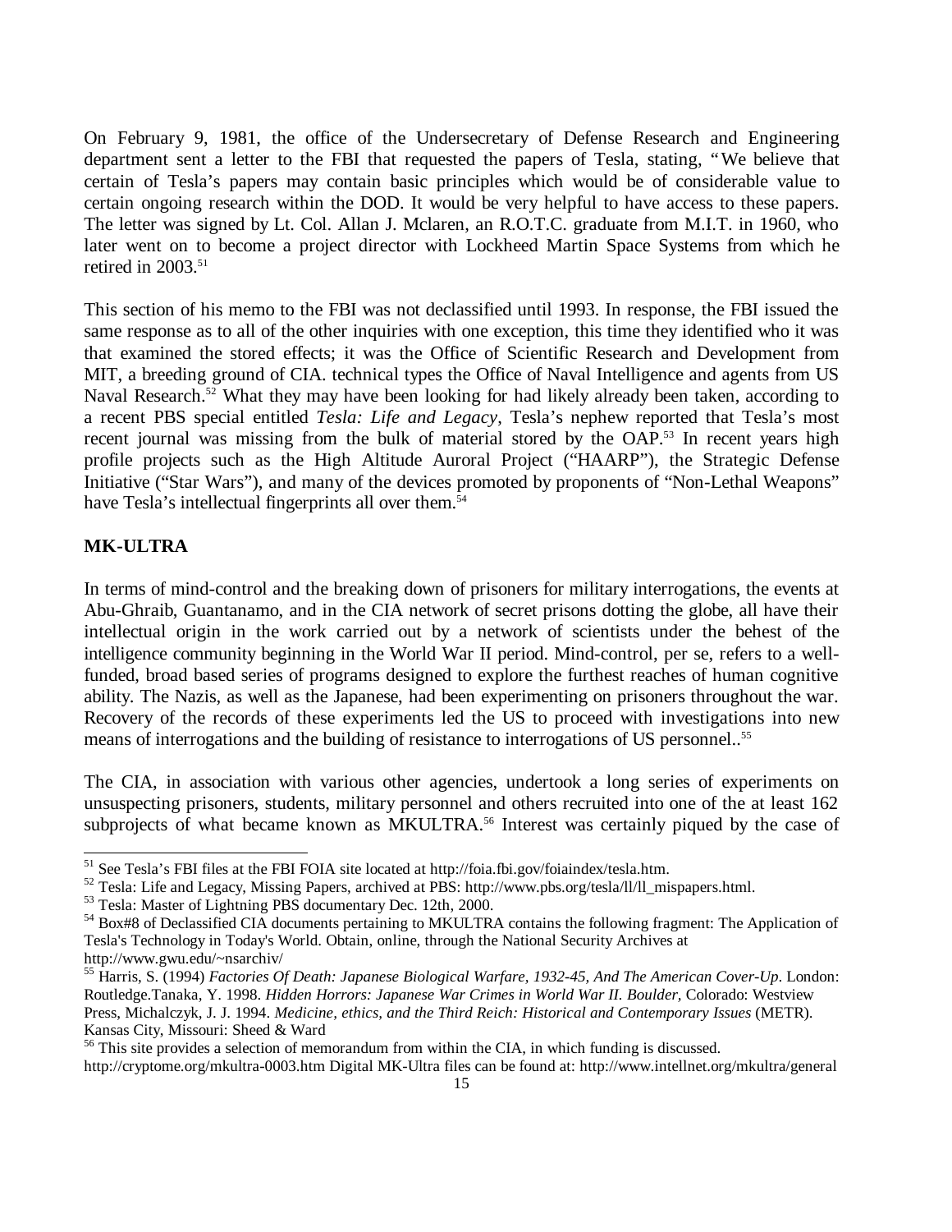On February 9, 1981, the office of the Undersecretary of Defense Research and Engineering department sent a letter to the FBI that requested the papers of Tesla, stating, "We believe that certain of Tesla's papers may contain basic principles which would be of considerable value to certain ongoing research within the DOD. It would be very helpful to have access to these papers. The letter was signed by Lt. Col. Allan J. Mclaren, an R.O.T.C. graduate from M.I.T. in 1960, who later went on to become a project director with Lockheed Martin Space Systems from which he retired in 2003.[51]

This section of his memo to the FBI was not declassified until 1993. In response, the FBI issued the same response as to all of the other inquiries with one exception, this time they identified who it was that examined the stored effects; it was the Office of Scientific Research and Development from MIT, a breeding ground of CIA. technical types the Office of Naval Intelligence and agents from US Naval Research.[52] What they may have been looking for had likely already been taken, according to a recent PBS special entitled *Tesla: Life and Legacy*, Tesla's nephew reported that Tesla's most recent journal was missing from the bulk of material stored by the OAP.[53] In recent years high profile projects such as the High Altitude Auroral Project ("HAARP"), the Strategic Defense Initiative ("Star Wars"), and many of the devices promoted by proponents of "Non-Lethal Weapons" have Tesla's intellectual fingerprints all over them.[54]

**MK-ULTRA**

In terms of mind-control and the breaking down of prisoners for military interrogations, the events at Abu-Ghraib, Guantanamo, and in the CIA network of secret prisons dotting the globe, all have their intellectual origin in the work carried out by a network of scientists under the behest of the intelligence community beginning in the World War II period. Mind-control, per se, refers to a well-funded, broad based series of programs designed to explore the furthest reaches of human cognitive ability. The Nazis, as well as the Japanese, had been experimenting on prisoners throughout the war. Recovery of the records of these experiments led the US to proceed with investigations into new means of interrogations and the building of resistance to interrogations of US personnel..[55]

The CIA, in association with various other agencies, undertook a long series of experiments on unsuspecting prisoners, students, military personnel and others recruited into one of the at least 162 subprojects of what became known as MKULTRA.[56] Interest was certainly piqued by the case of

---

[51] See Tesla's FBI files at the FBI FOIA site located at http://foia.fbi.gov/foiaindex/tesla.htm.

[52] Tesla: Life and Legacy, Missing Papers, archived at PBS: http://www.pbs.org/tesla/ll/ll_mispapers.html.

[53] Tesla: Master of Lightning PBS documentary Dec. 12th, 2000.

[54] Box#8 of Declassified CIA documents pertaining to MKULTRA contains the following fragment: The Application of Tesla's Technology in Today's World. Obtain, online, through the National Security Archives at http://www.gwu.edu/~nsarchiv/

[55] Harris, S. (1994) *Factories Of Death: Japanese Biological Warfare, 1932-45, And The American Cover-Up*. London: Routledge.Tanaka, Y. 1998. *Hidden Horrors: Japanese War Crimes in World War II. Boulder*, Colorado: Westview Press, Michalczyk, J. J. 1994. *Medicine, ethics, and the Third Reich: Historical and Contemporary Issues* (METR). Kansas City, Missouri: Sheed & Ward

[56] This site provides a selection of memorandum from within the CIA, in which funding is discussed. http://cryptome.org/mkultra-0003.htm Digital MK-Ultra files can be found at: http://www.intellnet.org/mkultra/general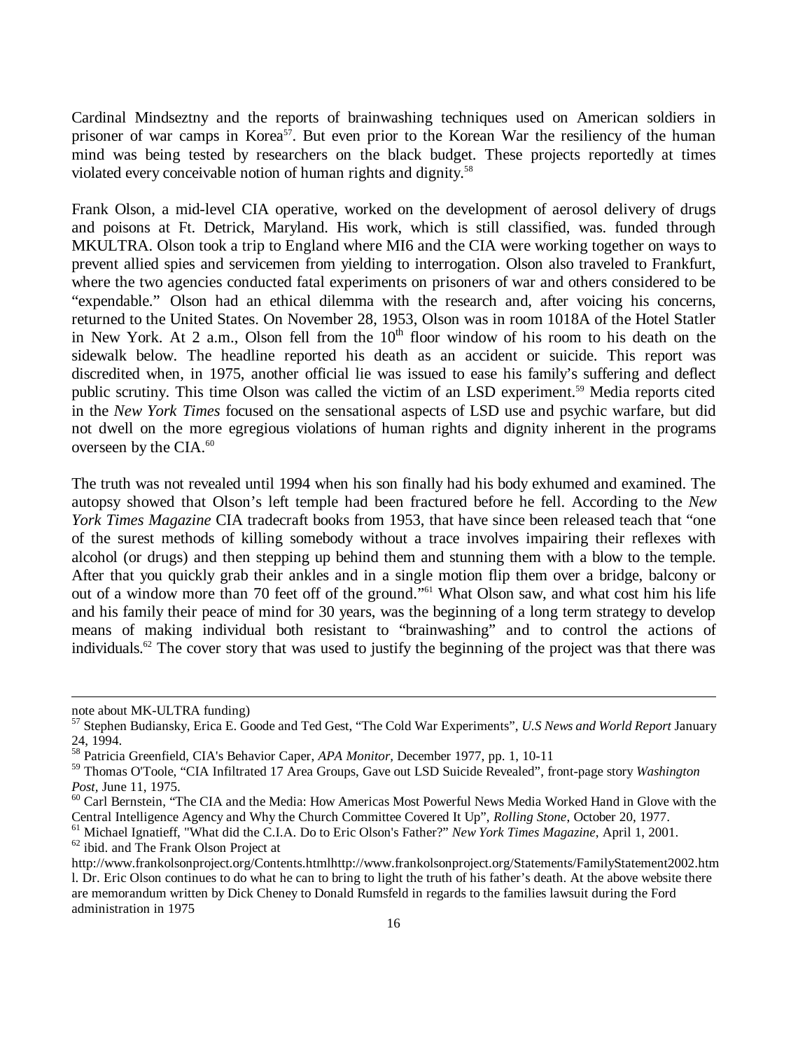Cardinal Mindseztny and the reports of brainwashing techniques used on American soldiers in prisoner of war camps in Korea[57]. But even prior to the Korean War the resiliency of the human mind was being tested by researchers on the black budget. These projects reportedly at times violated every conceivable notion of human rights and dignity.[58]

Frank Olson, a mid-level CIA operative, worked on the development of aerosol delivery of drugs and poisons at Ft. Detrick, Maryland. His work, which is still classified, was. funded through MKULTRA. Olson took a trip to England where MI6 and the CIA were working together on ways to prevent allied spies and servicemen from yielding to interrogation. Olson also traveled to Frankfurt, where the two agencies conducted fatal experiments on prisoners of war and others considered to be "expendable." Olson had an ethical dilemma with the research and, after voicing his concerns, returned to the United States. On November 28, 1953, Olson was in room 1018A of the Hotel Statler in New York. At 2 a.m., Olson fell from the 10th floor window of his room to his death on the sidewalk below. The headline reported his death as an accident or suicide. This report was discredited when, in 1975, another official lie was issued to ease his family's suffering and deflect public scrutiny. This time Olson was called the victim of an LSD experiment.[59] Media reports cited in the *New York Times* focused on the sensational aspects of LSD use and psychic warfare, but did not dwell on the more egregious violations of human rights and dignity inherent in the programs overseen by the CIA.[60]

The truth was not revealed until 1994 when his son finally had his body exhumed and examined. The autopsy showed that Olson's left temple had been fractured before he fell. According to the *New York Times Magazine* CIA tradecraft books from 1953, that have since been released teach that "one of the surest methods of killing somebody without a trace involves impairing their reflexes with alcohol (or drugs) and then stepping up behind them and stunning them with a blow to the temple. After that you quickly grab their ankles and in a single motion flip them over a bridge, balcony or out of a window more than 70 feet off of the ground."[61] What Olson saw, and what cost him his life and his family their peace of mind for 30 years, was the beginning of a long term strategy to develop means of making individual both resistant to "brainwashing" and to control the actions of individuals.[62] The cover story that was used to justify the beginning of the project was that there was

---

note about MK-ULTRA funding)

[57] Stephen Budiansky, Erica E. Goode and Ted Gest, "The Cold War Experiments", *U.S News and World Report* January 24, 1994.

[58] Patricia Greenfield, CIA's Behavior Caper, *APA Monitor*, December 1977, pp. 1, 10-11

[59] Thomas O'Toole, "CIA Infiltrated 17 Area Groups, Gave out LSD Suicide Revealed", front-page story *Washington Post*, June 11, 1975.

[60] Carl Bernstein, "The CIA and the Media: How Americas Most Powerful News Media Worked Hand in Glove with the Central Intelligence Agency and Why the Church Committee Covered It Up", *Rolling Stone*, October 20, 1977.

[61] Michael Ignatieff, "What did the C.I.A. Do to Eric Olson's Father?" *New York Times Magazine*, April 1, 2001.

[62] ibid. and The Frank Olson Project at http://www.frankolsonproject.org/Contents.htmlhttp://www.frankolsonproject.org/Statements/FamilyStatement2002.html. Dr. Eric Olson continues to do what he can to bring to light the truth of his father's death. At the above website there are memorandum written by Dick Cheney to Donald Rumsfeld in regards to the families lawsuit during the Ford administration in 1975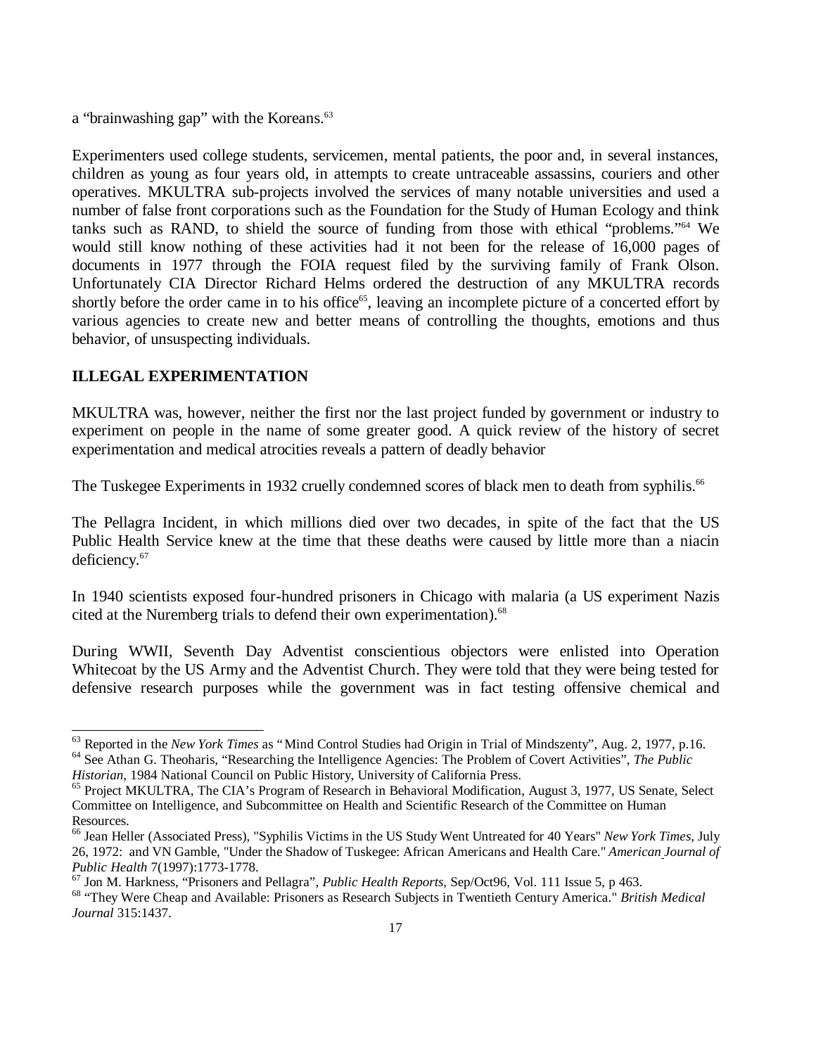a "brainwashing gap" with the Koreans.[63]

Experimenters used college students, servicemen, mental patients, the poor and, in several instances, children as young as four years old, in attempts to create untraceable assassins, couriers and other operatives. MKULTRA sub-projects involved the services of many notable universities and used a number of false front corporations such as the Foundation for the Study of Human Ecology and think tanks such as RAND, to shield the source of funding from those with ethical "problems."[64] We would still know nothing of these activities had it not been for the release of 16,000 pages of documents in 1977 through the FOIA request filed by the surviving family of Frank Olson. Unfortunately CIA Director Richard Helms ordered the destruction of any MKULTRA records shortly before the order came in to his office[65], leaving an incomplete picture of a concerted effort by various agencies to create new and better means of controlling the thoughts, emotions and thus behavior, of unsuspecting individuals.

**ILLEGAL EXPERIMENTATION**

MKULTRA was, however, neither the first nor the last project funded by government or industry to experiment on people in the name of some greater good. A quick review of the history of secret experimentation and medical atrocities reveals a pattern of deadly behavior

The Tuskegee Experiments in 1932 cruelly condemned scores of black men to death from syphilis.[66]

The Pellagra Incident, in which millions died over two decades, in spite of the fact that the US Public Health Service knew at the time that these deaths were caused by little more than a niacin deficiency.[67]

In 1940 scientists exposed four-hundred prisoners in Chicago with malaria (a US experiment Nazis cited at the Nuremberg trials to defend their own experimentation).[68]

During WWII, Seventh Day Adventist conscientious objectors were enlisted into Operation Whitecoat by the US Army and the Adventist Church. They were told that they were being tested for defensive research purposes while the government was in fact testing offensive chemical and

---

[63] Reported in the *New York Times* as "Mind Control Studies had Origin in Trial of Mindszenty", Aug. 2, 1977, p.16.

[64] See Athan G. Theoharis, "Researching the Intelligence Agencies: The Problem of Covert Activities", *The Public Historian*, 1984 National Council on Public History, University of California Press.

[65] Project MKULTRA, The CIA's Program of Research in Behavioral Modification, August 3, 1977, US Senate, Select Committee on Intelligence, and Subcommittee on Health and Scientific Research of the Committee on Human Resources.

[66] Jean Heller (Associated Press), "Syphilis Victims in the US Study Went Untreated for 40 Years" *New York Times*, July 26, 1972: and VN Gamble, "Under the Shadow of Tuskegee: African Americans and Health Care." *American Journal of Public Health* 7(1997):1773-1778.

[67] Jon M. Harkness, "Prisoners and Pellagra", *Public Health Reports*, Sep/Oct96, Vol. 111 Issue 5, p 463.

[68] "They Were Cheap and Available: Prisoners as Research Subjects in Twentieth Century America." *British Medical Journal* 315:1437.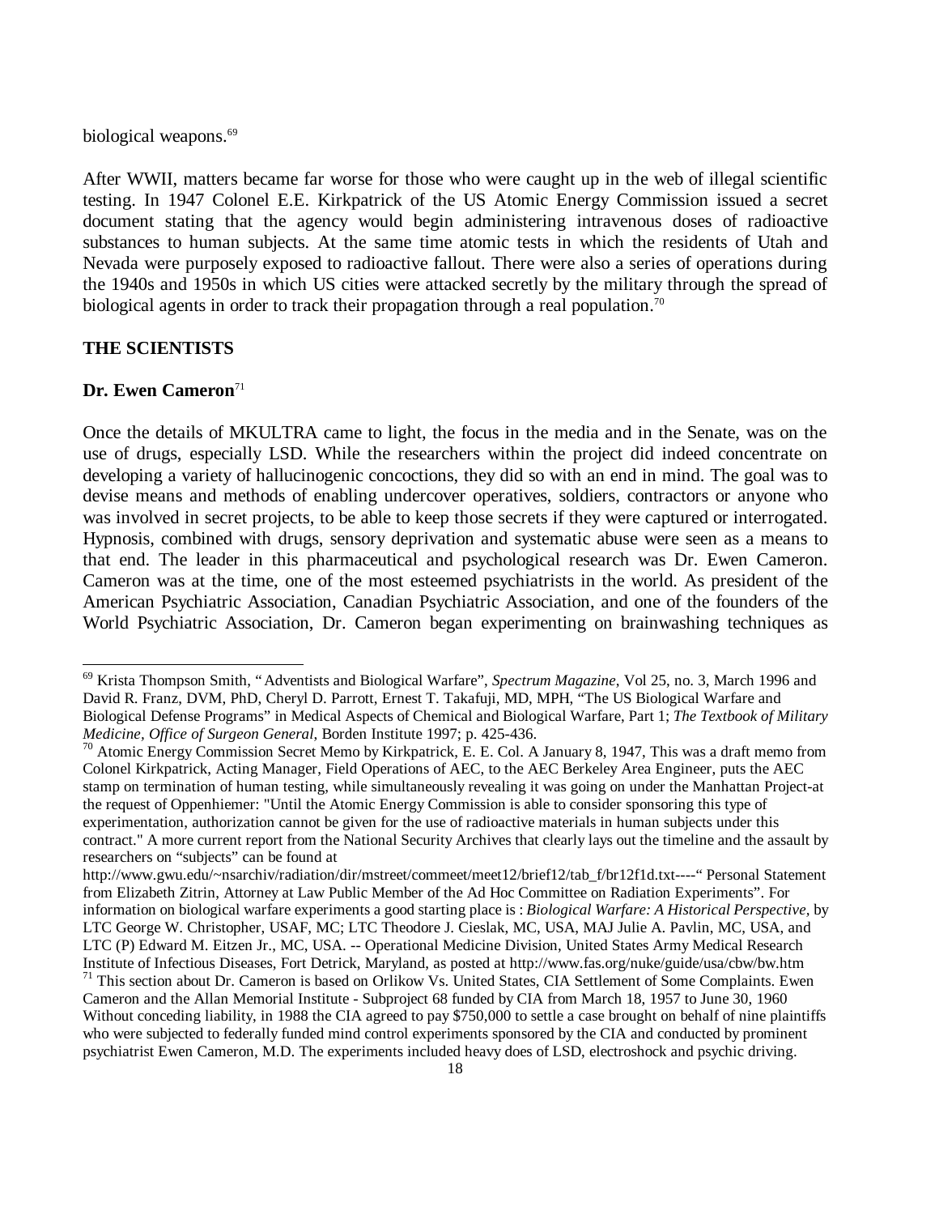biological weapons.[69]

After WWII, matters became far worse for those who were caught up in the web of illegal scientific testing. In 1947 Colonel E.E. Kirkpatrick of the US Atomic Energy Commission issued a secret document stating that the agency would begin administering intravenous doses of radioactive substances to human subjects. At the same time atomic tests in which the residents of Utah and Nevada were purposely exposed to radioactive fallout. There were also a series of operations during the 1940s and 1950s in which US cities were attacked secretly by the military through the spread of biological agents in order to track their propagation through a real population.[70]

**THE SCIENTISTS**

**Dr. Ewen Cameron**[71]

Once the details of MKULTRA came to light, the focus in the media and in the Senate, was on the use of drugs, especially LSD. While the researchers within the project did indeed concentrate on developing a variety of hallucinogenic concoctions, they did so with an end in mind. The goal was to devise means and methods of enabling undercover operatives, soldiers, contractors or anyone who was involved in secret projects, to be able to keep those secrets if they were captured or interrogated. Hypnosis, combined with drugs, sensory deprivation and systematic abuse were seen as a means to that end. The leader in this pharmaceutical and psychological research was Dr. Ewen Cameron. Cameron was at the time, one of the most esteemed psychiatrists in the world. As president of the American Psychiatric Association, Canadian Psychiatric Association, and one of the founders of the World Psychiatric Association, Dr. Cameron began experimenting on brainwashing techniques as

---

[69] Krista Thompson Smith, "Adventists and Biological Warfare", *Spectrum Magazine*, Vol 25, no. 3, March 1996 and David R. Franz, DVM, PhD, Cheryl D. Parrott, Ernest T. Takafuji, MD, MPH, "The US Biological Warfare and Biological Defense Programs" in Medical Aspects of Chemical and Biological Warfare, Part 1; *The Textbook of Military Medicine, Office of Surgeon General*, Borden Institute 1997; p. 425-436.

[70] Atomic Energy Commission Secret Memo by Kirkpatrick, E. E. Col. A January 8, 1947, This was a draft memo from Colonel Kirkpatrick, Acting Manager, Field Operations of AEC, to the AEC Berkeley Area Engineer, puts the AEC stamp on termination of human testing, while simultaneously revealing it was going on under the Manhattan Project-at the request of Oppenhiemer: "Until the Atomic Energy Commission is able to consider sponsoring this type of experimentation, authorization cannot be given for the use of radioactive materials in human subjects under this contract." A more current report from the National Security Archives that clearly lays out the timeline and the assault by researchers on "subjects" can be found at http://www.gwu.edu/~nsarchiv/radiation/dir/mstreet/commeet/meet12/brief12/tab_f/br12f1d.txt----" Personal Statement from Elizabeth Zitrin, Attorney at Law Public Member of the Ad Hoc Committee on Radiation Experiments". For information on biological warfare experiments a good starting place is : *Biological Warfare: A Historical Perspective,* by LTC George W. Christopher, USAF, MC; LTC Theodore J. Cieslak, MC, USA, MAJ Julie A. Pavlin, MC, USA, and LTC (P) Edward M. Eitzen Jr., MC, USA. -- Operational Medicine Division, United States Army Medical Research Institute of Infectious Diseases, Fort Detrick, Maryland, as posted at http://www.fas.org/nuke/guide/usa/cbw/bw.htm

[71] This section about Dr. Cameron is based on Orlikow Vs. United States, CIA Settlement of Some Complaints. Ewen Cameron and the Allan Memorial Institute - Subproject 68 funded by CIA from March 18, 1957 to June 30, 1960 Without conceding liability, in 1988 the CIA agreed to pay $750,000 to settle a case brought on behalf of nine plaintiffs who were subjected to federally funded mind control experiments sponsored by the CIA and conducted by prominent psychiatrist Ewen Cameron, M.D. The experiments included heavy does of LSD, electroshock and psychic driving.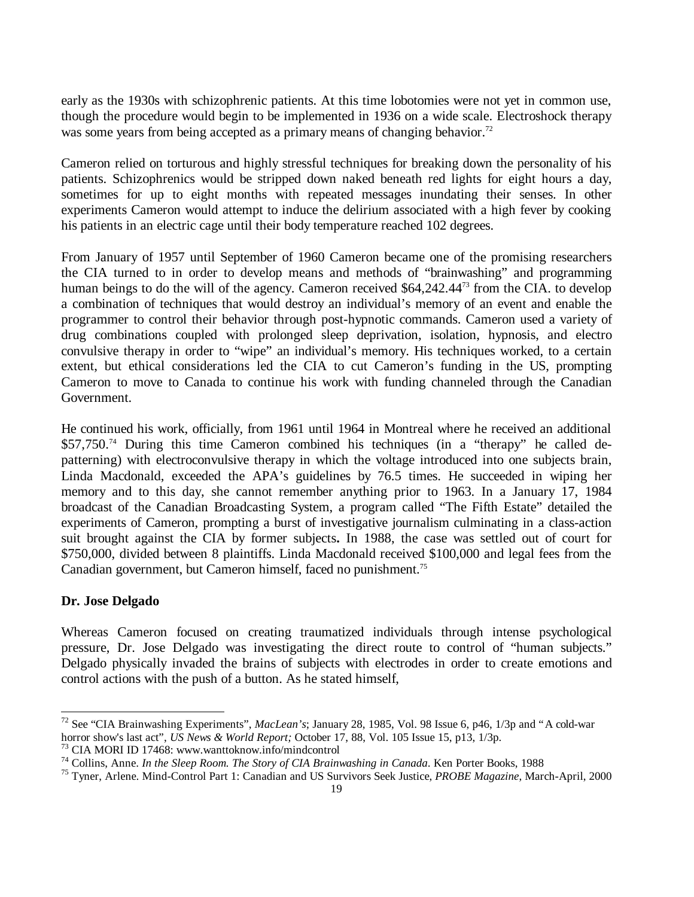early as the 1930s with schizophrenic patients. At this time lobotomies were not yet in common use, though the procedure would begin to be implemented in 1936 on a wide scale. Electroshock therapy was some years from being accepted as a primary means of changing behavior.[72]

Cameron relied on torturous and highly stressful techniques for breaking down the personality of his patients. Schizophrenics would be stripped down naked beneath red lights for eight hours a day, sometimes for up to eight months with repeated messages inundating their senses. In other experiments Cameron would attempt to induce the delirium associated with a high fever by cooking his patients in an electric cage until their body temperature reached 102 degrees.

From January of 1957 until September of 1960 Cameron became one of the promising researchers the CIA turned to in order to develop means and methods of "brainwashing" and programming human beings to do the will of the agency. Cameron received $64,242.44[73] from the CIA. to develop a combination of techniques that would destroy an individual's memory of an event and enable the programmer to control their behavior through post-hypnotic commands. Cameron used a variety of drug combinations coupled with prolonged sleep deprivation, isolation, hypnosis, and electro convulsive therapy in order to "wipe" an individual's memory. His techniques worked, to a certain extent, but ethical considerations led the CIA to cut Cameron's funding in the US, prompting Cameron to move to Canada to continue his work with funding channeled through the Canadian Government.

He continued his work, officially, from 1961 until 1964 in Montreal where he received an additional $57,750.[74] During this time Cameron combined his techniques (in a "therapy" he called de-patterning) with electroconvulsive therapy in which the voltage introduced into one subjects brain, Linda Macdonald, exceeded the APA's guidelines by 76.5 times. He succeeded in wiping her memory and to this day, she cannot remember anything prior to 1963. In a January 17, 1984 broadcast of the Canadian Broadcasting System, a program called "The Fifth Estate" detailed the experiments of Cameron, prompting a burst of investigative journalism culminating in a class-action suit brought against the CIA by former subjects**.** In 1988, the case was settled out of court for $750,000, divided between 8 plaintiffs. Linda Macdonald received $100,000 and legal fees from the Canadian government, but Cameron himself, faced no punishment.[75]

**Dr. Jose Delgado**

Whereas Cameron focused on creating traumatized individuals through intense psychological pressure, Dr. Jose Delgado was investigating the direct route to control of "human subjects." Delgado physically invaded the brains of subjects with electrodes in order to create emotions and control actions with the push of a button. As he stated himself,

---

[72] See "CIA Brainwashing Experiments", *MacLean's*; January 28, 1985, Vol. 98 Issue 6, p46, 1/3p and "A cold-war horror show's last act", *US News & World Report;* October 17, 88, Vol. 105 Issue 15, p13, 1/3p.

[73] CIA MORI ID 17468: www.wanttoknow.info/mindcontrol

[74] Collins, Anne. *In the Sleep Room. The Story of CIA Brainwashing in Canada.* Ken Porter Books, 1988

[75] Tyner, Arlene. Mind-Control Part 1: Canadian and US Survivors Seek Justice, *PROBE Magazine*, March-April, 2000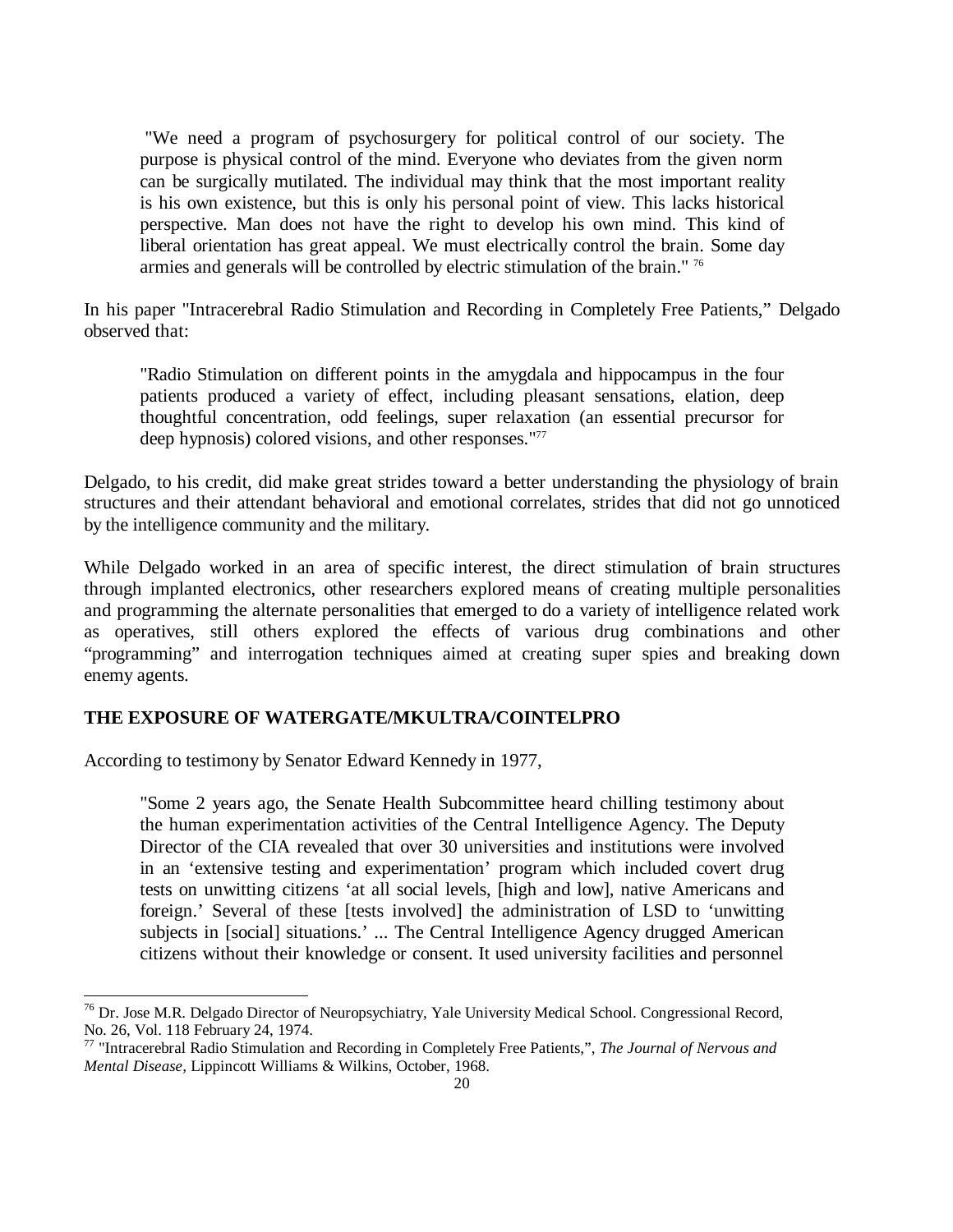> "We need a program of psychosurgery for political control of our society. The purpose is physical control of the mind. Everyone who deviates from the given norm can be surgically mutilated. The individual may think that the most important reality is his own existence, but this is only his personal point of view. This lacks historical perspective. Man does not have the right to develop his own mind. This kind of liberal orientation has great appeal. We must electrically control the brain. Some day armies and generals will be controlled by electric stimulation of the brain." [76]

In his paper "Intracerebral Radio Stimulation and Recording in Completely Free Patients," Delgado observed that:

> "Radio Stimulation on different points in the amygdala and hippocampus in the four patients produced a variety of effect, including pleasant sensations, elation, deep thoughtful concentration, odd feelings, super relaxation (an essential precursor for deep hypnosis) colored visions, and other responses."[77]

Delgado, to his credit, did make great strides toward a better understanding the physiology of brain structures and their attendant behavioral and emotional correlates, strides that did not go unnoticed by the intelligence community and the military.

While Delgado worked in an area of specific interest, the direct stimulation of brain structures through implanted electronics, other researchers explored means of creating multiple personalities and programming the alternate personalities that emerged to do a variety of intelligence related work as operatives, still others explored the effects of various drug combinations and other "programming" and interrogation techniques aimed at creating super spies and breaking down enemy agents.

**THE EXPOSURE OF WATERGATE/MKULTRA/COINTELPRO**

According to testimony by Senator Edward Kennedy in 1977,

> "Some 2 years ago, the Senate Health Subcommittee heard chilling testimony about the human experimentation activities of the Central Intelligence Agency. The Deputy Director of the CIA revealed that over 30 universities and institutions were involved in an 'extensive testing and experimentation' program which included covert drug tests on unwitting citizens 'at all social levels, [high and low], native Americans and foreign.' Several of these [tests involved] the administration of LSD to 'unwitting subjects in [social] situations.' ... The Central Intelligence Agency drugged American citizens without their knowledge or consent. It used university facilities and personnel

---

[76] Dr. Jose M.R. Delgado Director of Neuropsychiatry, Yale University Medical School. Congressional Record, No. 26, Vol. 118 February 24, 1974.

[77] "Intracerebral Radio Stimulation and Recording in Completely Free Patients,", *The Journal of Nervous and Mental Disease*, Lippincott Williams & Wilkins, October, 1968.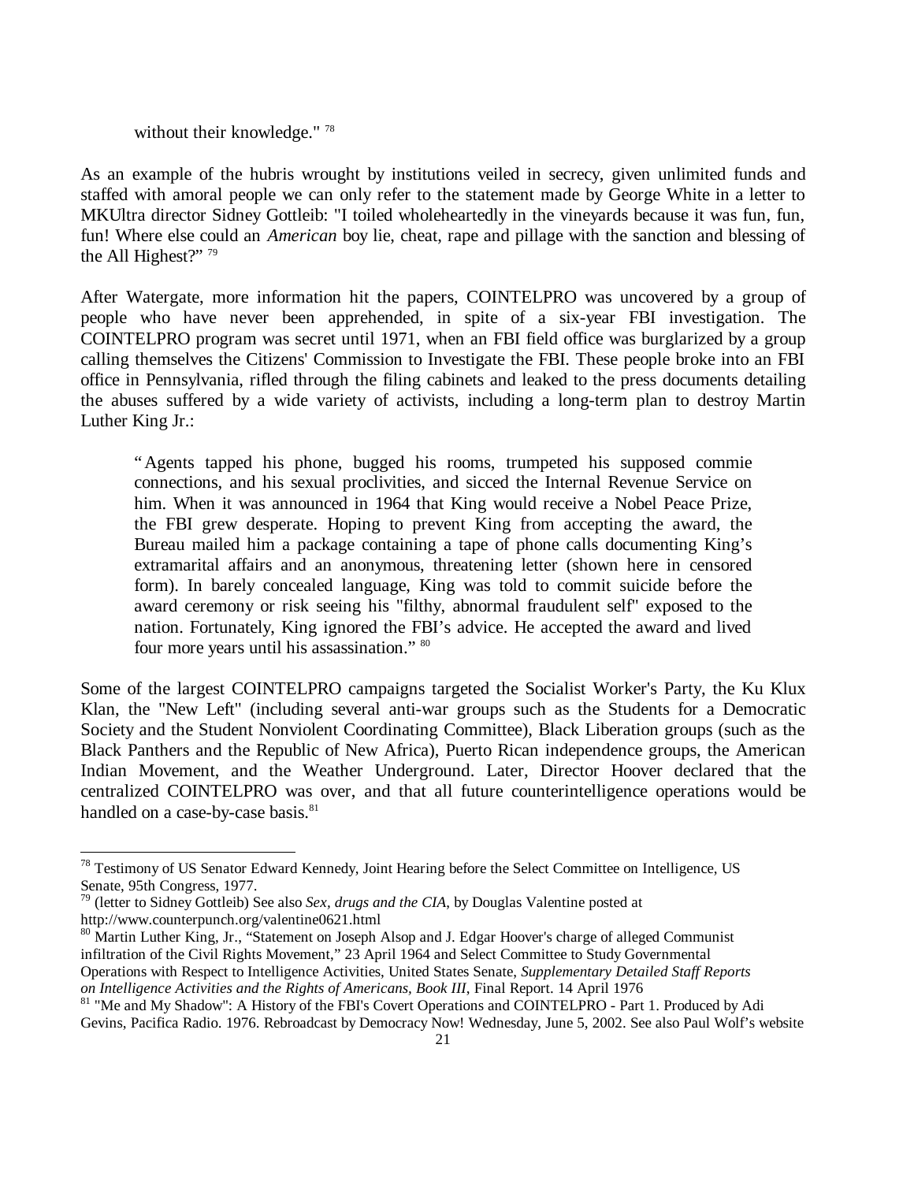> without their knowledge." [78]

As an example of the hubris wrought by institutions veiled in secrecy, given unlimited funds and staffed with amoral people we can only refer to the statement made by George White in a letter to MKUltra director Sidney Gottleib: "I toiled wholeheartedly in the vineyards because it was fun, fun, fun! Where else could an *American* boy lie, cheat, rape and pillage with the sanction and blessing of the All Highest?" [79]

After Watergate, more information hit the papers, COINTELPRO was uncovered by a group of people who have never been apprehended, in spite of a six-year FBI investigation. The COINTELPRO program was secret until 1971, when an FBI field office was burglarized by a group calling themselves the Citizens' Commission to Investigate the FBI. These people broke into an FBI office in Pennsylvania, rifled through the filing cabinets and leaked to the press documents detailing the abuses suffered by a wide variety of activists, including a long-term plan to destroy Martin Luther King Jr.:

> "Agents tapped his phone, bugged his rooms, trumpeted his supposed commie connections, and his sexual proclivities, and sicced the Internal Revenue Service on him. When it was announced in 1964 that King would receive a Nobel Peace Prize, the FBI grew desperate. Hoping to prevent King from accepting the award, the Bureau mailed him a package containing a tape of phone calls documenting King's extramarital affairs and an anonymous, threatening letter (shown here in censored form). In barely concealed language, King was told to commit suicide before the award ceremony or risk seeing his "filthy, abnormal fraudulent self" exposed to the nation. Fortunately, King ignored the FBI's advice. He accepted the award and lived four more years until his assassination." [80]

Some of the largest COINTELPRO campaigns targeted the Socialist Worker's Party, the Ku Klux Klan, the "New Left" (including several anti-war groups such as the Students for a Democratic Society and the Student Nonviolent Coordinating Committee), Black Liberation groups (such as the Black Panthers and the Republic of New Africa), Puerto Rican independence groups, the American Indian Movement, and the Weather Underground. Later, Director Hoover declared that the centralized COINTELPRO was over, and that all future counterintelligence operations would be handled on a case-by-case basis.[81]

---

[78] Testimony of US Senator Edward Kennedy, Joint Hearing before the Select Committee on Intelligence, US Senate, 95th Congress, 1977.

[79] (letter to Sidney Gottleib) See also *Sex, drugs and the CIA*, by Douglas Valentine posted at http://www.counterpunch.org/valentine0621.html

[80] Martin Luther King, Jr., "Statement on Joseph Alsop and J. Edgar Hoover's charge of alleged Communist infiltration of the Civil Rights Movement," 23 April 1964 and Select Committee to Study Governmental Operations with Respect to Intelligence Activities, United States Senate, *Supplementary Detailed Staff Reports on Intelligence Activities and the Rights of Americans, Book III*, Final Report. 14 April 1976

[81] "Me and My Shadow": A History of the FBI's Covert Operations and COINTELPRO - Part 1. Produced by Adi Gevins, Pacifica Radio. 1976. Rebroadcast by Democracy Now! Wednesday, June 5, 2002. See also Paul Wolf's website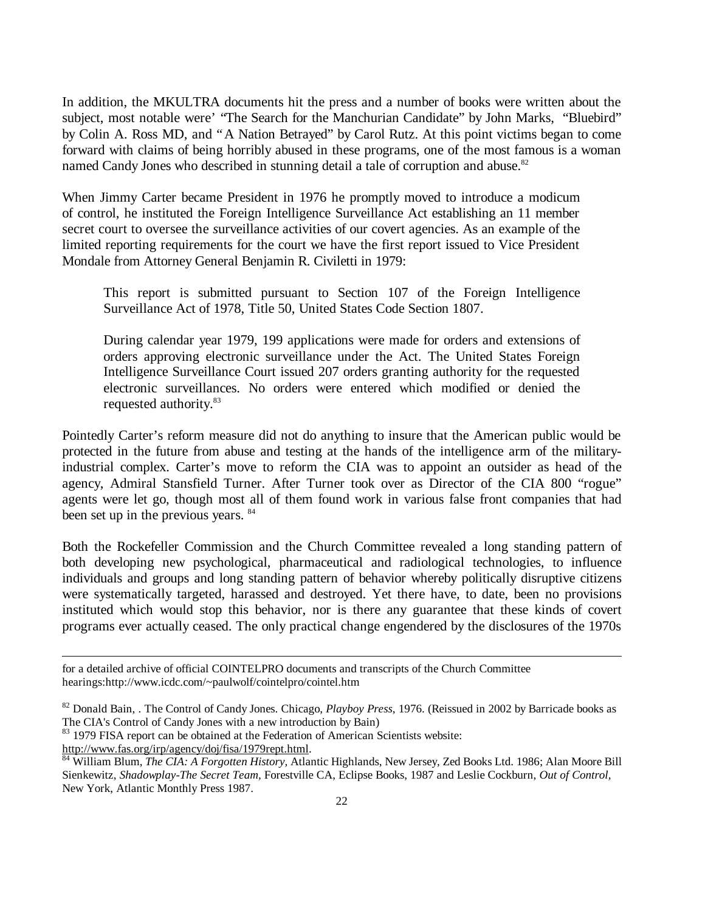In addition, the MKULTRA documents hit the press and a number of books were written about the subject, most notable were' "The Search for the Manchurian Candidate" by John Marks, "Bluebird" by Colin A. Ross MD, and "A Nation Betrayed" by Carol Rutz. At this point victims began to come forward with claims of being horribly abused in these programs, one of the most famous is a woman named Candy Jones who described in stunning detail a tale of corruption and abuse.[82]

When Jimmy Carter became President in 1976 he promptly moved to introduce a modicum of control, he instituted the Foreign Intelligence Surveillance Act establishing an 11 member secret court to oversee the surveillance activities of our covert agencies. As an example of the limited reporting requirements for the court we have the first report issued to Vice President Mondale from Attorney General Benjamin R. Civiletti in 1979:

> This report is submitted pursuant to Section 107 of the Foreign Intelligence Surveillance Act of 1978, Title 50, United States Code Section 1807.
>
> During calendar year 1979, 199 applications were made for orders and extensions of orders approving electronic surveillance under the Act. The United States Foreign Intelligence Surveillance Court issued 207 orders granting authority for the requested electronic surveillances. No orders were entered which modified or denied the requested authority.[83]

Pointedly Carter's reform measure did not do anything to insure that the American public would be protected in the future from abuse and testing at the hands of the intelligence arm of the military-industrial complex. Carter's move to reform the CIA was to appoint an outsider as head of the agency, Admiral Stansfield Turner. After Turner took over as Director of the CIA 800 "rogue" agents were let go, though most all of them found work in various false front companies that had been set up in the previous years. [84]

Both the Rockefeller Commission and the Church Committee revealed a long standing pattern of both developing new psychological, pharmaceutical and radiological technologies, to influence individuals and groups and long standing pattern of behavior whereby politically disruptive citizens were systematically targeted, harassed and destroyed. Yet there have, to date, been no provisions instituted which would stop this behavior, nor is there any guarantee that these kinds of covert programs ever actually ceased. The only practical change engendered by the disclosures of the 1970s

---

for a detailed archive of official COINTELPRO documents and transcripts of the Church Committee hearings:http://www.icdc.com/~paulwolf/cointelpro/cointel.htm

[82] Donald Bain, . The Control of Candy Jones. Chicago, *Playboy Press*, 1976. (Reissued in 2002 by Barricade books as The CIA's Control of Candy Jones with a new introduction by Bain)

[83] 1979 FISA report can be obtained at the Federation of American Scientists website: http://www.fas.org/irp/agency/doj/fisa/1979rept.html.

[84] William Blum, *The CIA: A Forgotten History,* Atlantic Highlands, New Jersey, Zed Books Ltd. 1986; Alan Moore Bill Sienkewitz, *Shadowplay-The Secret Team,* Forestville CA, Eclipse Books, 1987 and Leslie Cockburn, *Out of Control,* New York, Atlantic Monthly Press 1987.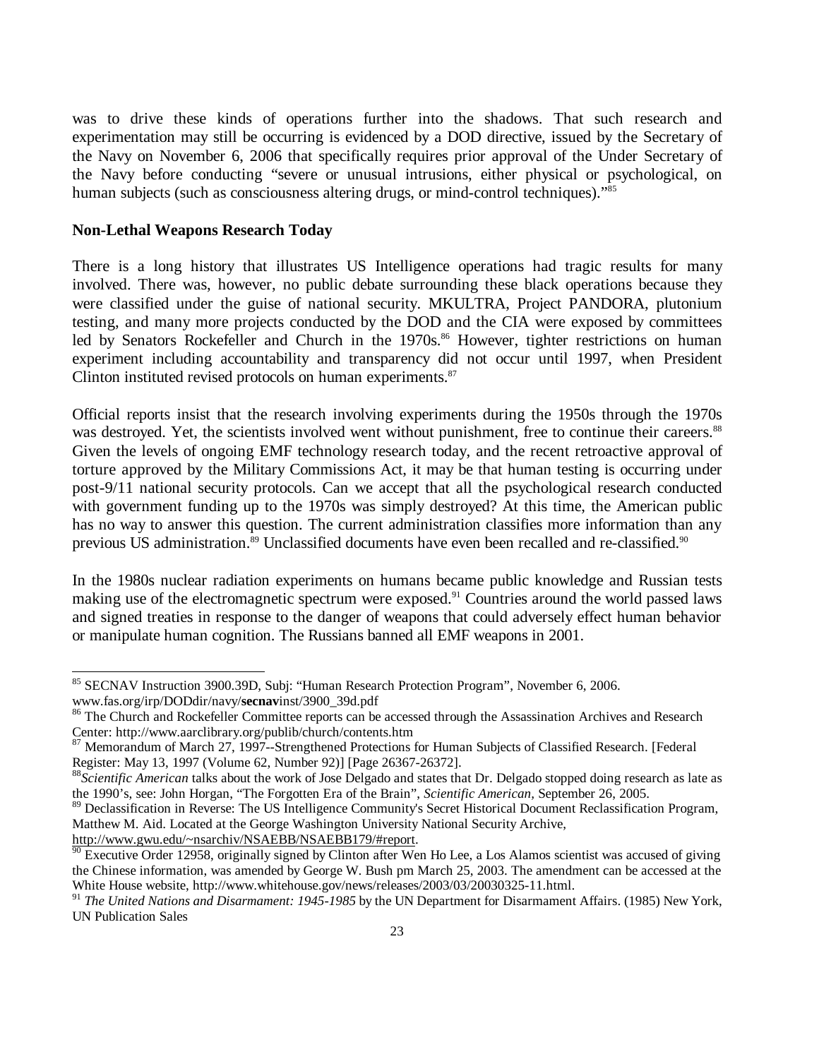was to drive these kinds of operations further into the shadows. That such research and experimentation may still be occurring is evidenced by a DOD directive, issued by the Secretary of the Navy on November 6, 2006 that specifically requires prior approval of the Under Secretary of the Navy before conducting "severe or unusual intrusions, either physical or psychological, on human subjects (such as consciousness altering drugs, or mind-control techniques)."[85]

**Non-Lethal Weapons Research Today**

There is a long history that illustrates US Intelligence operations had tragic results for many involved. There was, however, no public debate surrounding these black operations because they were classified under the guise of national security. MKULTRA, Project PANDORA, plutonium testing, and many more projects conducted by the DOD and the CIA were exposed by committees led by Senators Rockefeller and Church in the 1970s.[86] However, tighter restrictions on human experiment including accountability and transparency did not occur until 1997, when President Clinton instituted revised protocols on human experiments.[87]

Official reports insist that the research involving experiments during the 1950s through the 1970s was destroyed. Yet, the scientists involved went without punishment, free to continue their careers.[88] Given the levels of ongoing EMF technology research today, and the recent retroactive approval of torture approved by the Military Commissions Act, it may be that human testing is occurring under post-9/11 national security protocols. Can we accept that all the psychological research conducted with government funding up to the 1970s was simply destroyed? At this time, the American public has no way to answer this question. The current administration classifies more information than any previous US administration.[89] Unclassified documents have even been recalled and re-classified.[90]

In the 1980s nuclear radiation experiments on humans became public knowledge and Russian tests making use of the electromagnetic spectrum were exposed.[91] Countries around the world passed laws and signed treaties in response to the danger of weapons that could adversely effect human behavior or manipulate human cognition. The Russians banned all EMF weapons in 2001.

---

[85] SECNAV Instruction 3900.39D, Subj: "Human Research Protection Program", November 6, 2006. www.fas.org/irp/DODdir/navy/**secnav**inst/3900_39d.pdf

[86] The Church and Rockefeller Committee reports can be accessed through the Assassination Archives and Research Center: http://www.aarclibrary.org/publib/church/contents.htm

[87] Memorandum of March 27, 1997--Strengthened Protections for Human Subjects of Classified Research. [Federal Register: May 13, 1997 (Volume 62, Number 92)] [Page 26367-26372].

[88] *Scientific American* talks about the work of Jose Delgado and states that Dr. Delgado stopped doing research as late as the 1990's, see: John Horgan, "The Forgotten Era of the Brain", *Scientific American*, September 26, 2005.

[89] Declassification in Reverse: The US Intelligence Community's Secret Historical Document Reclassification Program, Matthew M. Aid. Located at the George Washington University National Security Archive, http://www.gwu.edu/~nsarchiv/NSAEBB/NSAEBB179/#report.

[90] Executive Order 12958, originally signed by Clinton after Wen Ho Lee, a Los Alamos scientist was accused of giving the Chinese information, was amended by George W. Bush pm March 25, 2003. The amendment can be accessed at the White House website, http://www.whitehouse.gov/news/releases/2003/03/20030325-11.html.

[91] *The United Nations and Disarmament: 1945-1985* by the UN Department for Disarmament Affairs. (1985) New York, UN Publication Sales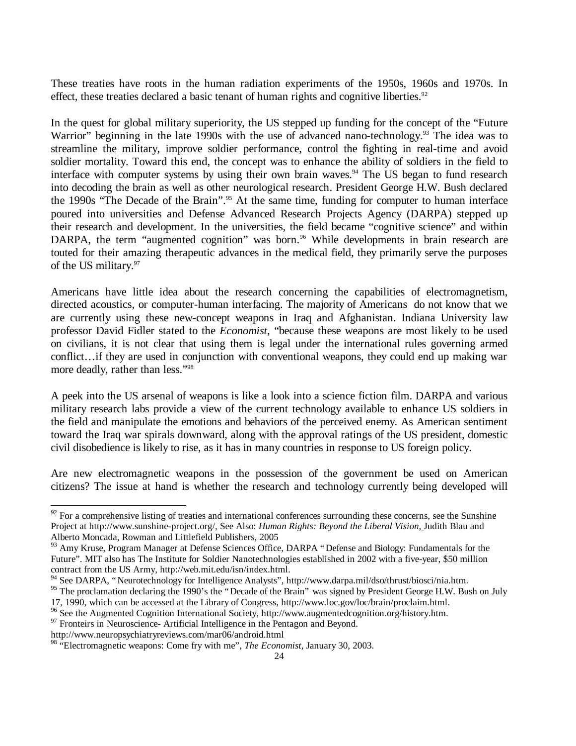These treaties have roots in the human radiation experiments of the 1950s, 1960s and 1970s. In effect, these treaties declared a basic tenant of human rights and cognitive liberties.[92]

In the quest for global military superiority, the US stepped up funding for the concept of the "Future Warrior" beginning in the late 1990s with the use of advanced nano-technology.[93] The idea was to streamline the military, improve soldier performance, control the fighting in real-time and avoid soldier mortality. Toward this end, the concept was to enhance the ability of soldiers in the field to interface with computer systems by using their own brain waves.[94] The US began to fund research into decoding the brain as well as other neurological research. President George H.W. Bush declared the 1990s "The Decade of the Brain".[95] At the same time, funding for computer to human interface poured into universities and Defense Advanced Research Projects Agency (DARPA) stepped up their research and development. In the universities, the field became "cognitive science" and within DARPA, the term "augmented cognition" was born.[96] While developments in brain research are touted for their amazing therapeutic advances in the medical field, they primarily serve the purposes of the US military.[97]

Americans have little idea about the research concerning the capabilities of electromagnetism, directed acoustics, or computer-human interfacing. The majority of Americans do not know that we are currently using these new-concept weapons in Iraq and Afghanistan. Indiana University law professor David Fidler stated to the *Economist*, "because these weapons are most likely to be used on civilians, it is not clear that using them is legal under the international rules governing armed conflict…if they are used in conjunction with conventional weapons, they could end up making war more deadly, rather than less."[98]

A peek into the US arsenal of weapons is like a look into a science fiction film. DARPA and various military research labs provide a view of the current technology available to enhance US soldiers in the field and manipulate the emotions and behaviors of the perceived enemy. As American sentiment toward the Iraq war spirals downward, along with the approval ratings of the US president, domestic civil disobedience is likely to rise, as it has in many countries in response to US foreign policy.

Are new electromagnetic weapons in the possession of the government be used on American citizens? The issue at hand is whether the research and technology currently being developed will

---

[92] For a comprehensive listing of treaties and international conferences surrounding these concerns, see the Sunshine Project at http://www.sunshine-project.org/, See Also: *Human Rights: Beyond the Liberal Vision*, Judith Blau and Alberto Moncada, Rowman and Littlefield Publishers, 2005

[93] Amy Kruse, Program Manager at Defense Sciences Office, DARPA "Defense and Biology: Fundamentals for the Future". MIT also has The Institute for Soldier Nanotechnologies established in 2002 with a five-year, $50 million contract from the US Army, http://web.mit.edu/isn/index.html.

[94] See DARPA, "Neurotechnology for Intelligence Analysts", http://www.darpa.mil/dso/thrust/biosci/nia.htm.

[95] The proclamation declaring the 1990's the "Decade of the Brain" was signed by President George H.W. Bush on July 17, 1990, which can be accessed at the Library of Congress, http://www.loc.gov/loc/brain/proclaim.html.

[96] See the Augmented Cognition International Society, http://www.augmentedcognition.org/history.htm.

[97] Fronteirs in Neuroscience- Artificial Intelligence in the Pentagon and Beyond. http://www.neuropsychiatryreviews.com/mar06/android.html

[98] "Electromagnetic weapons: Come fry with me", *The Economist*, January 30, 2003.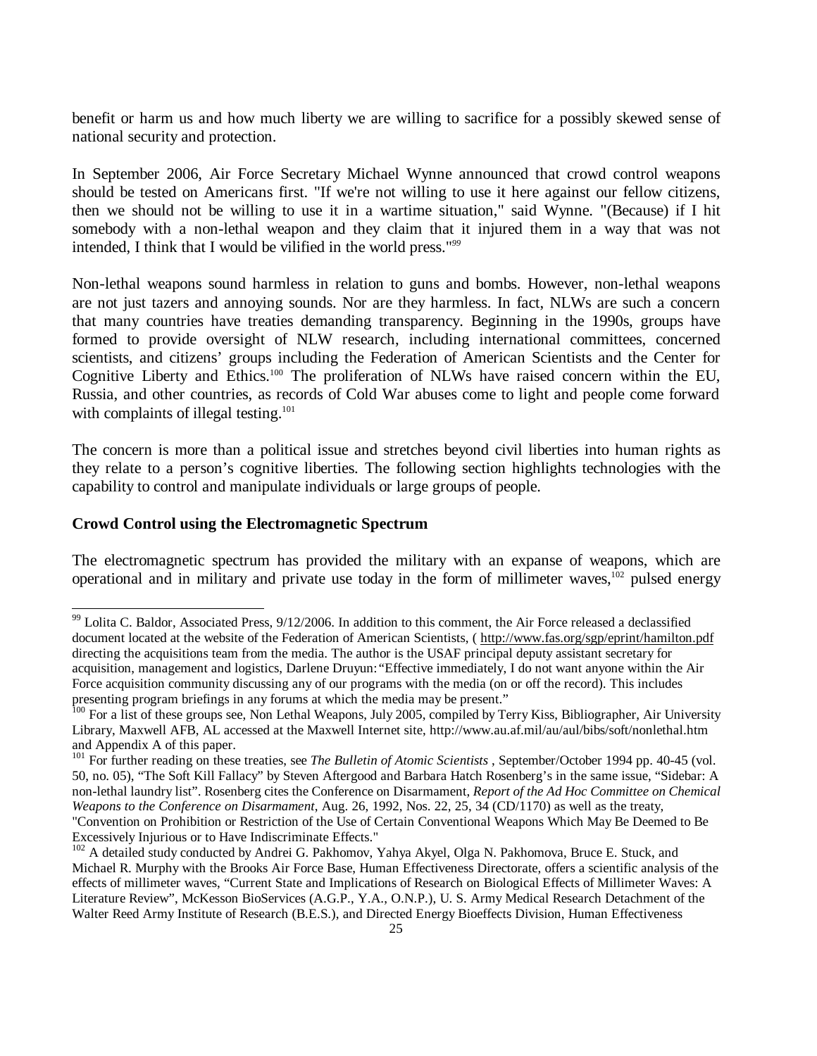benefit or harm us and how much liberty we are willing to sacrifice for a possibly skewed sense of national security and protection.

In September 2006, Air Force Secretary Michael Wynne announced that crowd control weapons should be tested on Americans first. "If we're not willing to use it here against our fellow citizens, then we should not be willing to use it in a wartime situation," said Wynne. "(Because) if I hit somebody with a non-lethal weapon and they claim that it injured them in a way that was not intended, I think that I would be vilified in the world press."[99]

Non-lethal weapons sound harmless in relation to guns and bombs. However, non-lethal weapons are not just tazers and annoying sounds. Nor are they harmless. In fact, NLWs are such a concern that many countries have treaties demanding transparency. Beginning in the 1990s, groups have formed to provide oversight of NLW research, including international committees, concerned scientists, and citizens' groups including the Federation of American Scientists and the Center for Cognitive Liberty and Ethics.[100] The proliferation of NLWs have raised concern within the EU, Russia, and other countries, as records of Cold War abuses come to light and people come forward with complaints of illegal testing.[101]

The concern is more than a political issue and stretches beyond civil liberties into human rights as they relate to a person's cognitive liberties. The following section highlights technologies with the capability to control and manipulate individuals or large groups of people.

**Crowd Control using the Electromagnetic Spectrum**

The electromagnetic spectrum has provided the military with an expanse of weapons, which are operational and in military and private use today in the form of millimeter waves,[102] pulsed energy

---

[99] Lolita C. Baldor, Associated Press, 9/12/2006. In addition to this comment, the Air Force released a declassified document located at the website of the Federation of American Scientists, ( http://www.fas.org/sgp/eprint/hamilton.pdf directing the acquisitions team from the media. The author is the USAF principal deputy assistant secretary for acquisition, management and logistics, Darlene Druyun: "Effective immediately, I do not want anyone within the Air Force acquisition community discussing any of our programs with the media (on or off the record). This includes presenting program briefings in any forums at which the media may be present."

[100] For a list of these groups see, Non Lethal Weapons, July 2005, compiled by Terry Kiss, Bibliographer, Air University Library, Maxwell AFB, AL accessed at the Maxwell Internet site, http://www.au.af.mil/au/aul/bibs/soft/nonlethal.htm and Appendix A of this paper.

[101] For further reading on these treaties, see *The Bulletin of Atomic Scientists* , September/October 1994 pp. 40-45 (vol. 50, no. 05), "The Soft Kill Fallacy" by Steven Aftergood and Barbara Hatch Rosenberg's in the same issue, "Sidebar: A non-lethal laundry list". Rosenberg cites the Conference on Disarmament, *Report of the Ad Hoc Committee on Chemical Weapons to the Conference on Disarmament*, Aug. 26, 1992, Nos. 22, 25, 34 (CD/1170) as well as the treaty, "Convention on Prohibition or Restriction of the Use of Certain Conventional Weapons Which May Be Deemed to Be Excessively Injurious or to Have Indiscriminate Effects."

[102] A detailed study conducted by Andrei G. Pakhomov, Yahya Akyel, Olga N. Pakhomova, Bruce E. Stuck, and Michael R. Murphy with the Brooks Air Force Base, Human Effectiveness Directorate, offers a scientific analysis of the effects of millimeter waves, "Current State and Implications of Research on Biological Effects of Millimeter Waves: A Literature Review", McKesson BioServices (A.G.P., Y.A., O.N.P.), U. S. Army Medical Research Detachment of the Walter Reed Army Institute of Research (B.E.S.), and Directed Energy Bioeffects Division, Human Effectiveness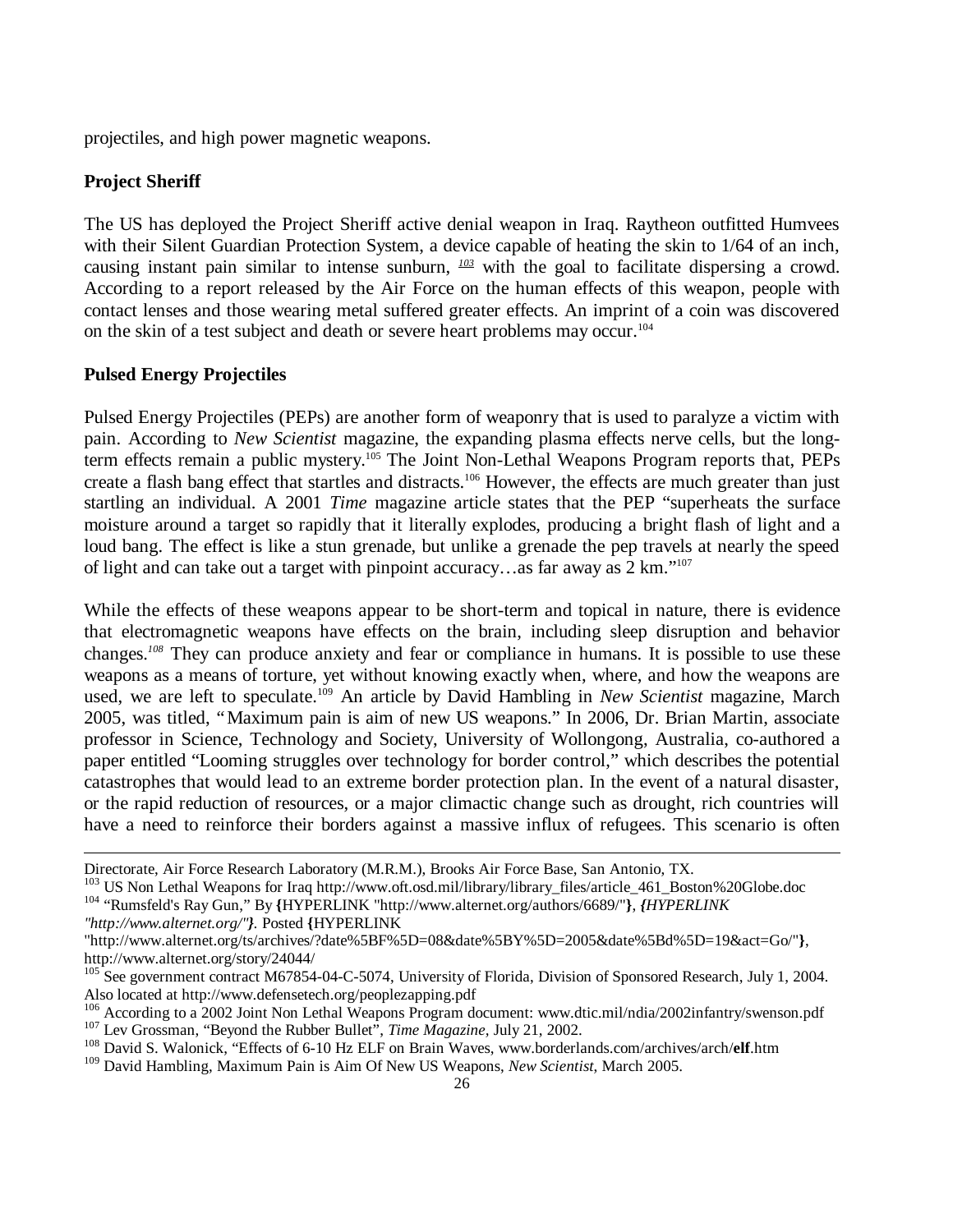projectiles, and high power magnetic weapons.

**Project Sheriff**

The US has deployed the Project Sheriff active denial weapon in Iraq. Raytheon outfitted Humvees with their Silent Guardian Protection System, a device capable of heating the skin to 1/64 of an inch, causing instant pain similar to intense sunburn, [103] with the goal to facilitate dispersing a crowd. According to a report released by the Air Force on the human effects of this weapon, people with contact lenses and those wearing metal suffered greater effects. An imprint of a coin was discovered on the skin of a test subject and death or severe heart problems may occur.[104]

**Pulsed Energy Projectiles**

Pulsed Energy Projectiles (PEPs) are another form of weaponry that is used to paralyze a victim with pain. According to *New Scientist* magazine, the expanding plasma effects nerve cells, but the long-term effects remain a public mystery.[105] The Joint Non-Lethal Weapons Program reports that, PEPs create a flash bang effect that startles and distracts.[106] However, the effects are much greater than just startling an individual. A 2001 *Time* magazine article states that the PEP "superheats the surface moisture around a target so rapidly that it literally explodes, producing a bright flash of light and a loud bang. The effect is like a stun grenade, but unlike a grenade the pep travels at nearly the speed of light and can take out a target with pinpoint accuracy…as far away as 2 km."[107]

While the effects of these weapons appear to be short-term and topical in nature, there is evidence that electromagnetic weapons have effects on the brain, including sleep disruption and behavior changes.[108] They can produce anxiety and fear or compliance in humans. It is possible to use these weapons as a means of torture, yet without knowing exactly when, where, and how the weapons are used, we are left to speculate.[109] An article by David Hambling in *New Scientist* magazine, March 2005, was titled, "Maximum pain is aim of new US weapons." In 2006, Dr. Brian Martin, associate professor in Science, Technology and Society, University of Wollongong, Australia, co-authored a paper entitled "Looming struggles over technology for border control," which describes the potential catastrophes that would lead to an extreme border protection plan. In the event of a natural disaster, or the rapid reduction of resources, or a major climactic change such as drought, rich countries will have a need to reinforce their borders against a massive influx of refugees. This scenario is often

---

Directorate, Air Force Research Laboratory (M.R.M.), Brooks Air Force Base, San Antonio, TX.

[103] US Non Lethal Weapons for Iraq http://www.oft.osd.mil/library/library_files/article_461_Boston%20Globe.doc

[104] "Rumsfeld's Ray Gun," By **{**HYPERLINK "http://www.alternet.org/authors/6689/"**}**, **{***HYPERLINK "http://www.alternet.org/"***}***.* Posted **{**HYPERLINK "http://www.alternet.org/ts/archives/?date%5BF%5D=08&date%5BY%5D=2005&date%5Bd%5D=19&act=Go/"**}**, http://www.alternet.org/story/24044/

[105] See government contract M67854-04-C-5074, University of Florida, Division of Sponsored Research, July 1, 2004. Also located at http://www.defensetech.org/peoplezapping.pdf

[106] According to a 2002 Joint Non Lethal Weapons Program document: www.dtic.mil/ndia/2002infantry/swenson.pdf

[107] Lev Grossman, "Beyond the Rubber Bullet", *Time Magazine*, July 21, 2002.

[108] David S. Walonick, "Effects of 6-10 Hz ELF on Brain Waves, www.borderlands.com/archives/arch/**elf**.htm

[109] David Hambling, Maximum Pain is Aim Of New US Weapons, *New Scientist*, March 2005.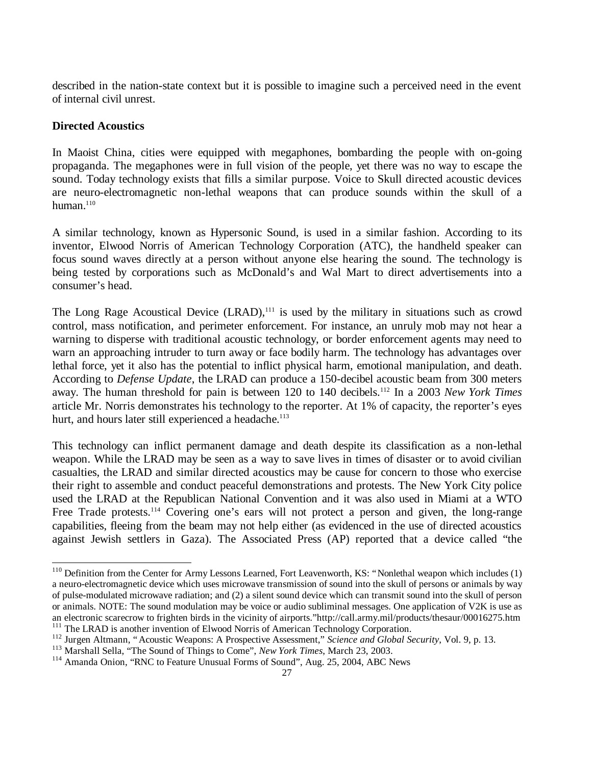described in the nation-state context but it is possible to imagine such a perceived need in the event of internal civil unrest.

**Directed Acoustics**

In Maoist China, cities were equipped with megaphones, bombarding the people with on-going propaganda. The megaphones were in full vision of the people, yet there was no way to escape the sound. Today technology exists that fills a similar purpose. Voice to Skull directed acoustic devices are neuro-electromagnetic non-lethal weapons that can produce sounds within the skull of a human.[110]

A similar technology, known as Hypersonic Sound, is used in a similar fashion. According to its inventor, Elwood Norris of American Technology Corporation (ATC), the handheld speaker can focus sound waves directly at a person without anyone else hearing the sound. The technology is being tested by corporations such as McDonald's and Wal Mart to direct advertisements into a consumer's head.

The Long Rage Acoustical Device (LRAD),[111] is used by the military in situations such as crowd control, mass notification, and perimeter enforcement. For instance, an unruly mob may not hear a warning to disperse with traditional acoustic technology, or border enforcement agents may need to warn an approaching intruder to turn away or face bodily harm. The technology has advantages over lethal force, yet it also has the potential to inflict physical harm, emotional manipulation, and death. According to *Defense Update*, the LRAD can produce a 150-decibel acoustic beam from 300 meters away. The human threshold for pain is between 120 to 140 decibels.[112] In a 2003 *New York Times* article Mr. Norris demonstrates his technology to the reporter. At 1% of capacity, the reporter's eyes hurt, and hours later still experienced a headache.[113]

This technology can inflict permanent damage and death despite its classification as a non-lethal weapon. While the LRAD may be seen as a way to save lives in times of disaster or to avoid civilian casualties, the LRAD and similar directed acoustics may be cause for concern to those who exercise their right to assemble and conduct peaceful demonstrations and protests. The New York City police used the LRAD at the Republican National Convention and it was also used in Miami at a WTO Free Trade protests.[114] Covering one's ears will not protect a person and given, the long-range capabilities, fleeing from the beam may not help either (as evidenced in the use of directed acoustics against Jewish settlers in Gaza). The Associated Press (AP) reported that a device called "the

---

[110] Definition from the Center for Army Lessons Learned, Fort Leavenworth, KS: "Nonlethal weapon which includes (1) a neuro-electromagnetic device which uses microwave transmission of sound into the skull of persons or animals by way of pulse-modulated microwave radiation; and (2) a silent sound device which can transmit sound into the skull of person or animals. NOTE: The sound modulation may be voice or audio subliminal messages. One application of V2K is use as an electronic scarecrow to frighten birds in the vicinity of airports."http://call.army.mil/products/thesaur/00016275.htm

[111] The LRAD is another invention of Elwood Norris of American Technology Corporation.

[112] Jurgen Altmann, "Acoustic Weapons: A Prospective Assessment," *Science and Global Security*, Vol. 9, p. 13.

[113] Marshall Sella, "The Sound of Things to Come", *New York Times*, March 23, 2003.

[114] Amanda Onion, "RNC to Feature Unusual Forms of Sound", Aug. 25, 2004, ABC News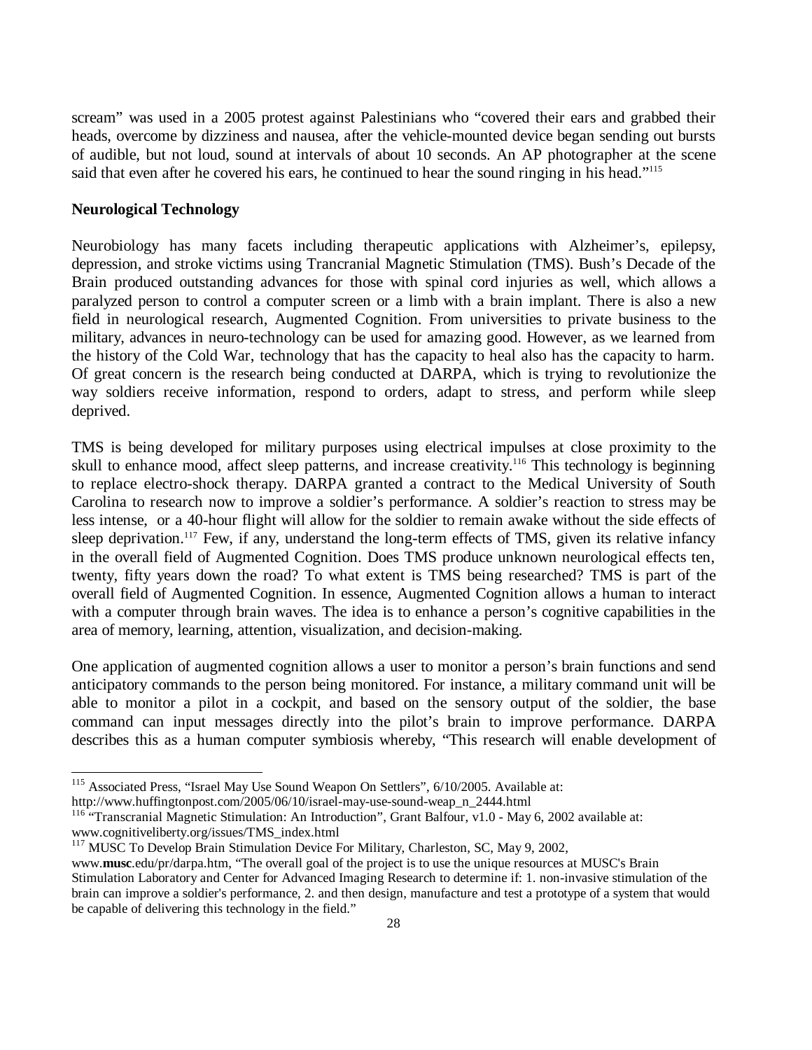scream" was used in a 2005 protest against Palestinians who "covered their ears and grabbed their heads, overcome by dizziness and nausea, after the vehicle-mounted device began sending out bursts of audible, but not loud, sound at intervals of about 10 seconds. An AP photographer at the scene said that even after he covered his ears, he continued to hear the sound ringing in his head."[115]

**Neurological Technology**

Neurobiology has many facets including therapeutic applications with Alzheimer's, epilepsy, depression, and stroke victims using Trancranial Magnetic Stimulation (TMS). Bush's Decade of the Brain produced outstanding advances for those with spinal cord injuries as well, which allows a paralyzed person to control a computer screen or a limb with a brain implant. There is also a new field in neurological research, Augmented Cognition. From universities to private business to the military, advances in neuro-technology can be used for amazing good. However, as we learned from the history of the Cold War, technology that has the capacity to heal also has the capacity to harm. Of great concern is the research being conducted at DARPA, which is trying to revolutionize the way soldiers receive information, respond to orders, adapt to stress, and perform while sleep deprived.

TMS is being developed for military purposes using electrical impulses at close proximity to the skull to enhance mood, affect sleep patterns, and increase creativity.[116] This technology is beginning to replace electro-shock therapy. DARPA granted a contract to the Medical University of South Carolina to research now to improve a soldier's performance. A soldier's reaction to stress may be less intense, or a 40-hour flight will allow for the soldier to remain awake without the side effects of sleep deprivation.[117] Few, if any, understand the long-term effects of TMS, given its relative infancy in the overall field of Augmented Cognition. Does TMS produce unknown neurological effects ten, twenty, fifty years down the road? To what extent is TMS being researched? TMS is part of the overall field of Augmented Cognition. In essence, Augmented Cognition allows a human to interact with a computer through brain waves. The idea is to enhance a person's cognitive capabilities in the area of memory, learning, attention, visualization, and decision-making.

One application of augmented cognition allows a user to monitor a person's brain functions and send anticipatory commands to the person being monitored. For instance, a military command unit will be able to monitor a pilot in a cockpit, and based on the sensory output of the soldier, the base command can input messages directly into the pilot's brain to improve performance. DARPA describes this as a human computer symbiosis whereby, "This research will enable development of

---

[115] Associated Press, "Israel May Use Sound Weapon On Settlers", 6/10/2005. Available at: http://www.huffingtonpost.com/2005/06/10/israel-may-use-sound-weap_n_2444.html

[116] "Transcranial Magnetic Stimulation: An Introduction", Grant Balfour, v1.0 - May 6, 2002 available at: www.cognitiveliberty.org/issues/TMS_index.html

[117] MUSC To Develop Brain Stimulation Device For Military, Charleston, SC, May 9, 2002, www.**musc**.edu/pr/darpa.htm, "The overall goal of the project is to use the unique resources at MUSC's Brain Stimulation Laboratory and Center for Advanced Imaging Research to determine if: 1. non-invasive stimulation of the brain can improve a soldier's performance, 2. and then design, manufacture and test a prototype of a system that would be capable of delivering this technology in the field."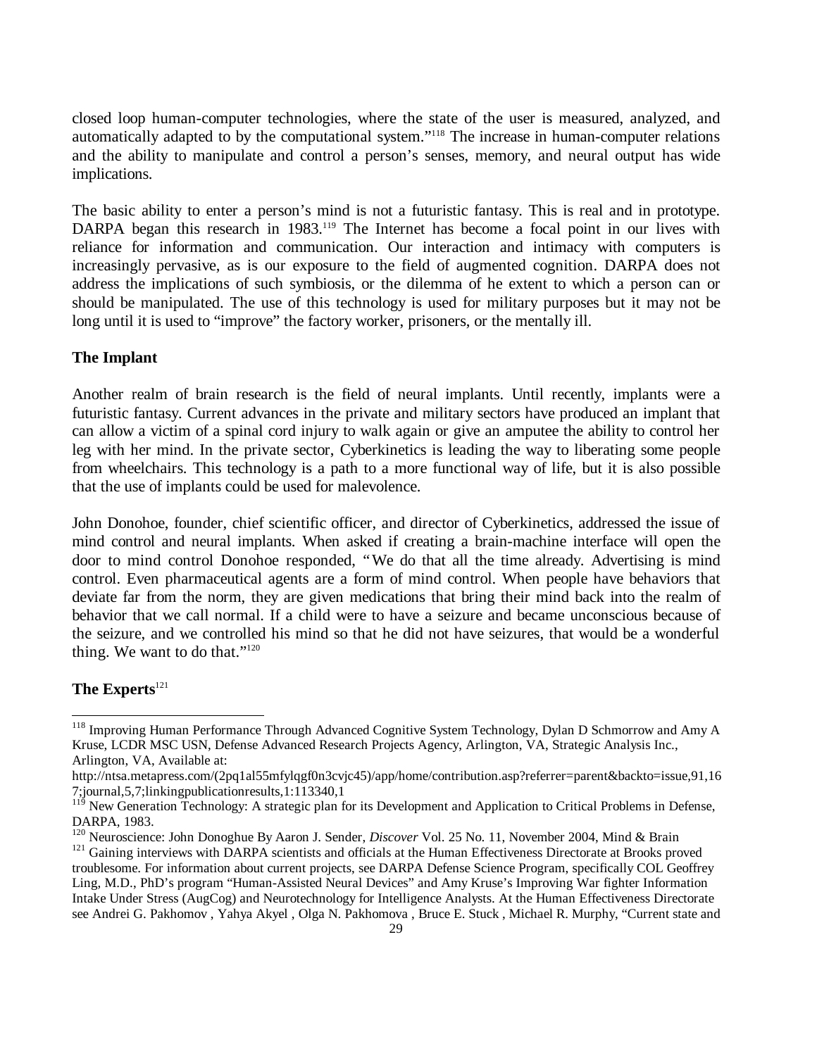closed loop human-computer technologies, where the state of the user is measured, analyzed, and automatically adapted to by the computational system."[118] The increase in human-computer relations and the ability to manipulate and control a person's senses, memory, and neural output has wide implications.

The basic ability to enter a person's mind is not a futuristic fantasy. This is real and in prototype. DARPA began this research in 1983.[119] The Internet has become a focal point in our lives with reliance for information and communication. Our interaction and intimacy with computers is increasingly pervasive, as is our exposure to the field of augmented cognition. DARPA does not address the implications of such symbiosis, or the dilemma of he extent to which a person can or should be manipulated. The use of this technology is used for military purposes but it may not be long until it is used to "improve" the factory worker, prisoners, or the mentally ill.

**The Implant**

Another realm of brain research is the field of neural implants. Until recently, implants were a futuristic fantasy. Current advances in the private and military sectors have produced an implant that can allow a victim of a spinal cord injury to walk again or give an amputee the ability to control her leg with her mind. In the private sector, Cyberkinetics is leading the way to liberating some people from wheelchairs. This technology is a path to a more functional way of life, but it is also possible that the use of implants could be used for malevolence.

John Donohoe, founder, chief scientific officer, and director of Cyberkinetics, addressed the issue of mind control and neural implants. When asked if creating a brain-machine interface will open the door to mind control Donohoe responded, "We do that all the time already. Advertising is mind control. Even pharmaceutical agents are a form of mind control. When people have behaviors that deviate far from the norm, they are given medications that bring their mind back into the realm of behavior that we call normal. If a child were to have a seizure and became unconscious because of the seizure, and we controlled his mind so that he did not have seizures, that would be a wonderful thing. We want to do that."[120]

**The Experts**[121]

---

[118] Improving Human Performance Through Advanced Cognitive System Technology, Dylan D Schmorrow and Amy A Kruse, LCDR MSC USN, Defense Advanced Research Projects Agency, Arlington, VA, Strategic Analysis Inc., Arlington, VA, Available at: http://ntsa.metapress.com/(2pq1al55mfylqgf0n3cvjc45)/app/home/contribution.asp?referrer=parent&backto=issue,91,167;journal,5,7;linkingpublicationresults,1:113340,1

[119] New Generation Technology: A strategic plan for its Development and Application to Critical Problems in Defense, DARPA, 1983.

[120] Neuroscience: John Donoghue By Aaron J. Sender, *Discover* Vol. 25 No. 11, November 2004, Mind & Brain

[121] Gaining interviews with DARPA scientists and officials at the Human Effectiveness Directorate at Brooks proved troublesome. For information about current projects, see DARPA Defense Science Program, specifically COL Geoffrey Ling, M.D., PhD's program "Human-Assisted Neural Devices" and Amy Kruse's Improving War fighter Information Intake Under Stress (AugCog) and Neurotechnology for Intelligence Analysts. At the Human Effectiveness Directorate see Andrei G. Pakhomov , Yahya Akyel , Olga N. Pakhomova , Bruce E. Stuck , Michael R. Murphy, "Current state and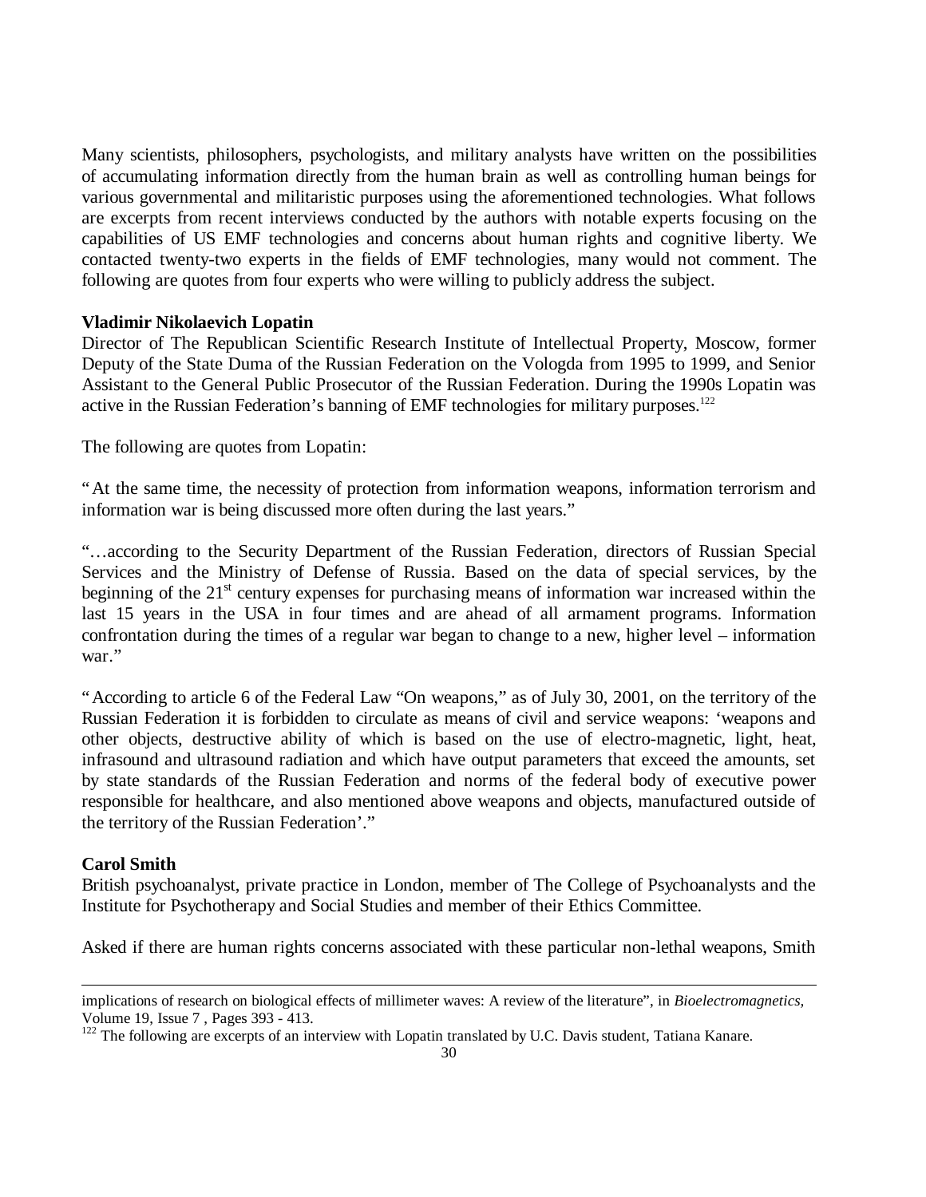Many scientists, philosophers, psychologists, and military analysts have written on the possibilities of accumulating information directly from the human brain as well as controlling human beings for various governmental and militaristic purposes using the aforementioned technologies. What follows are excerpts from recent interviews conducted by the authors with notable experts focusing on the capabilities of US EMF technologies and concerns about human rights and cognitive liberty. We contacted twenty-two experts in the fields of EMF technologies, many would not comment. The following are quotes from four experts who were willing to publicly address the subject.

**Vladimir Nikolaevich Lopatin**
Director of The Republican Scientific Research Institute of Intellectual Property, Moscow, former Deputy of the State Duma of the Russian Federation on the Vologda from 1995 to 1999, and Senior Assistant to the General Public Prosecutor of the Russian Federation. During the 1990s Lopatin was active in the Russian Federation's banning of EMF technologies for military purposes.[122]

The following are quotes from Lopatin:

"At the same time, the necessity of protection from information weapons, information terrorism and information war is being discussed more often during the last years."

"…according to the Security Department of the Russian Federation, directors of Russian Special Services and the Ministry of Defense of Russia. Based on the data of special services, by the beginning of the 21st century expenses for purchasing means of information war increased within the last 15 years in the USA in four times and are ahead of all armament programs. Information confrontation during the times of a regular war began to change to a new, higher level – information war."

"According to article 6 of the Federal Law "On weapons," as of July 30, 2001, on the territory of the Russian Federation it is forbidden to circulate as means of civil and service weapons: 'weapons and other objects, destructive ability of which is based on the use of electro-magnetic, light, heat, infrasound and ultrasound radiation and which have output parameters that exceed the amounts, set by state standards of the Russian Federation and norms of the federal body of executive power responsible for healthcare, and also mentioned above weapons and objects, manufactured outside of the territory of the Russian Federation'."

**Carol Smith**
British psychoanalyst, private practice in London, member of The College of Psychoanalysts and the Institute for Psychotherapy and Social Studies and member of their Ethics Committee.

Asked if there are human rights concerns associated with these particular non-lethal weapons, Smith

---

implications of research on biological effects of millimeter waves: A review of the literature", in *Bioelectromagnetics*, Volume 19, Issue 7 , Pages 393 - 413.

[122] The following are excerpts of an interview with Lopatin translated by U.C. Davis student, Tatiana Kanare.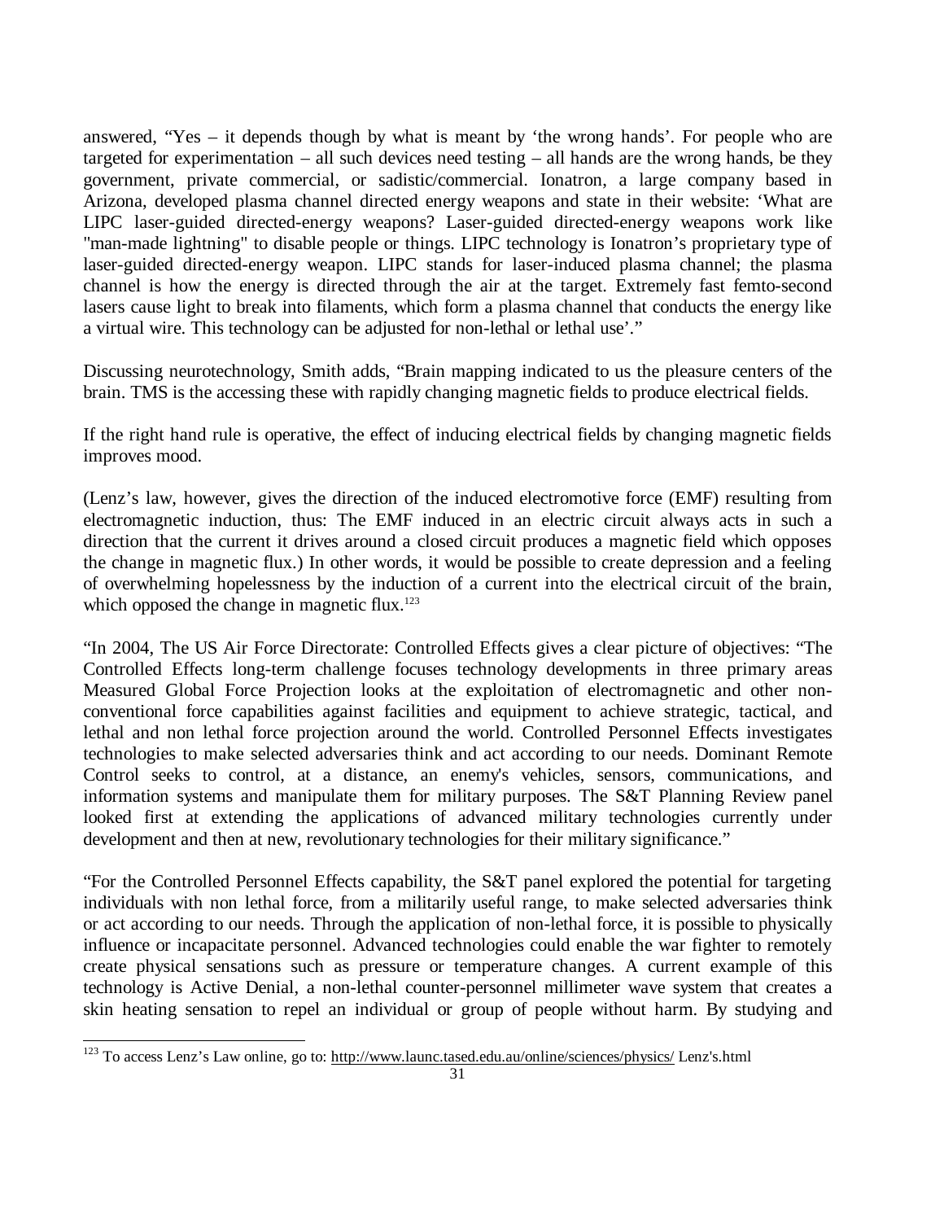answered, "Yes – it depends though by what is meant by 'the wrong hands'. For people who are targeted for experimentation – all such devices need testing – all hands are the wrong hands, be they government, private commercial, or sadistic/commercial. Ionatron, a large company based in Arizona, developed plasma channel directed energy weapons and state in their website: 'What are LIPC laser-guided directed-energy weapons? Laser-guided directed-energy weapons work like "man-made lightning" to disable people or things. LIPC technology is Ionatron's proprietary type of laser-guided directed-energy weapon. LIPC stands for laser-induced plasma channel; the plasma channel is how the energy is directed through the air at the target. Extremely fast femto-second lasers cause light to break into filaments, which form a plasma channel that conducts the energy like a virtual wire. This technology can be adjusted for non-lethal or lethal use'."

Discussing neurotechnology, Smith adds, "Brain mapping indicated to us the pleasure centers of the brain. TMS is the accessing these with rapidly changing magnetic fields to produce electrical fields.

If the right hand rule is operative, the effect of inducing electrical fields by changing magnetic fields improves mood.

(Lenz's law, however, gives the direction of the induced electromotive force (EMF) resulting from electromagnetic induction, thus: The EMF induced in an electric circuit always acts in such a direction that the current it drives around a closed circuit produces a magnetic field which opposes the change in magnetic flux.) In other words, it would be possible to create depression and a feeling of overwhelming hopelessness by the induction of a current into the electrical circuit of the brain, which opposed the change in magnetic flux.[123]

"In 2004, The US Air Force Directorate: Controlled Effects gives a clear picture of objectives: "The Controlled Effects long-term challenge focuses technology developments in three primary areas Measured Global Force Projection looks at the exploitation of electromagnetic and other non-conventional force capabilities against facilities and equipment to achieve strategic, tactical, and lethal and non lethal force projection around the world. Controlled Personnel Effects investigates technologies to make selected adversaries think and act according to our needs. Dominant Remote Control seeks to control, at a distance, an enemy's vehicles, sensors, communications, and information systems and manipulate them for military purposes. The S&T Planning Review panel looked first at extending the applications of advanced military technologies currently under development and then at new, revolutionary technologies for their military significance."

"For the Controlled Personnel Effects capability, the S&T panel explored the potential for targeting individuals with non lethal force, from a militarily useful range, to make selected adversaries think or act according to our needs. Through the application of non-lethal force, it is possible to physically influence or incapacitate personnel. Advanced technologies could enable the war fighter to remotely create physical sensations such as pressure or temperature changes. A current example of this technology is Active Denial, a non-lethal counter-personnel millimeter wave system that creates a skin heating sensation to repel an individual or group of people without harm. By studying and

---

[123] To access Lenz's Law online, go to: http://www.launc.tased.edu.au/online/sciences/physics/ Lenz's.html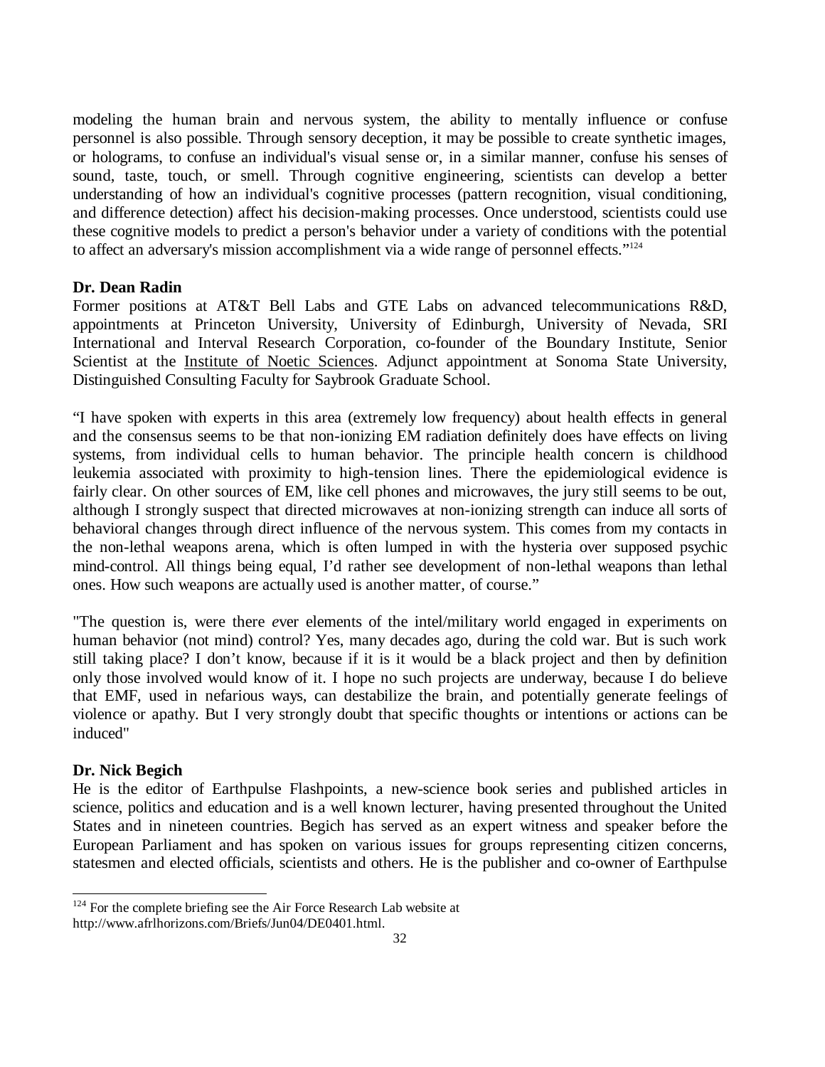modeling the human brain and nervous system, the ability to mentally influence or confuse personnel is also possible. Through sensory deception, it may be possible to create synthetic images, or holograms, to confuse an individual's visual sense or, in a similar manner, confuse his senses of sound, taste, touch, or smell. Through cognitive engineering, scientists can develop a better understanding of how an individual's cognitive processes (pattern recognition, visual conditioning, and difference detection) affect his decision-making processes. Once understood, scientists could use these cognitive models to predict a person's behavior under a variety of conditions with the potential to affect an adversary's mission accomplishment via a wide range of personnel effects."[124]

**Dr. Dean Radin**

Former positions at AT&T Bell Labs and GTE Labs on advanced telecommunications R&D, appointments at Princeton University, University of Edinburgh, University of Nevada, SRI International and Interval Research Corporation, co-founder of the Boundary Institute, Senior Scientist at the Institute of Noetic Sciences. Adjunct appointment at Sonoma State University, Distinguished Consulting Faculty for Saybrook Graduate School.

"I have spoken with experts in this area (extremely low frequency) about health effects in general and the consensus seems to be that non-ionizing EM radiation definitely does have effects on living systems, from individual cells to human behavior. The principle health concern is childhood leukemia associated with proximity to high-tension lines. There the epidemiological evidence is fairly clear. On other sources of EM, like cell phones and microwaves, the jury still seems to be out, although I strongly suspect that directed microwaves at non-ionizing strength can induce all sorts of behavioral changes through direct influence of the nervous system. This comes from my contacts in the non-lethal weapons arena, which is often lumped in with the hysteria over supposed psychic mind-control. All things being equal, I'd rather see development of non-lethal weapons than lethal ones. How such weapons are actually used is another matter, of course."

"The question is, were there *e*ver elements of the intel/military world engaged in experiments on human behavior (not mind) control? Yes, many decades ago, during the cold war. But is such work still taking place? I don't know, because if it is it would be a black project and then by definition only those involved would know of it. I hope no such projects are underway, because I do believe that EMF, used in nefarious ways, can destabilize the brain, and potentially generate feelings of violence or apathy. But I very strongly doubt that specific thoughts or intentions or actions can be induced"

**Dr. Nick Begich**

He is the editor of Earthpulse Flashpoints, a new-science book series and published articles in science, politics and education and is a well known lecturer, having presented throughout the United States and in nineteen countries. Begich has served as an expert witness and speaker before the European Parliament and has spoken on various issues for groups representing citizen concerns, statesmen and elected officials, scientists and others. He is the publisher and co-owner of Earthpulse

---

[124] For the complete briefing see the Air Force Research Lab website at http://www.afrlhorizons.com/Briefs/Jun04/DE0401.html.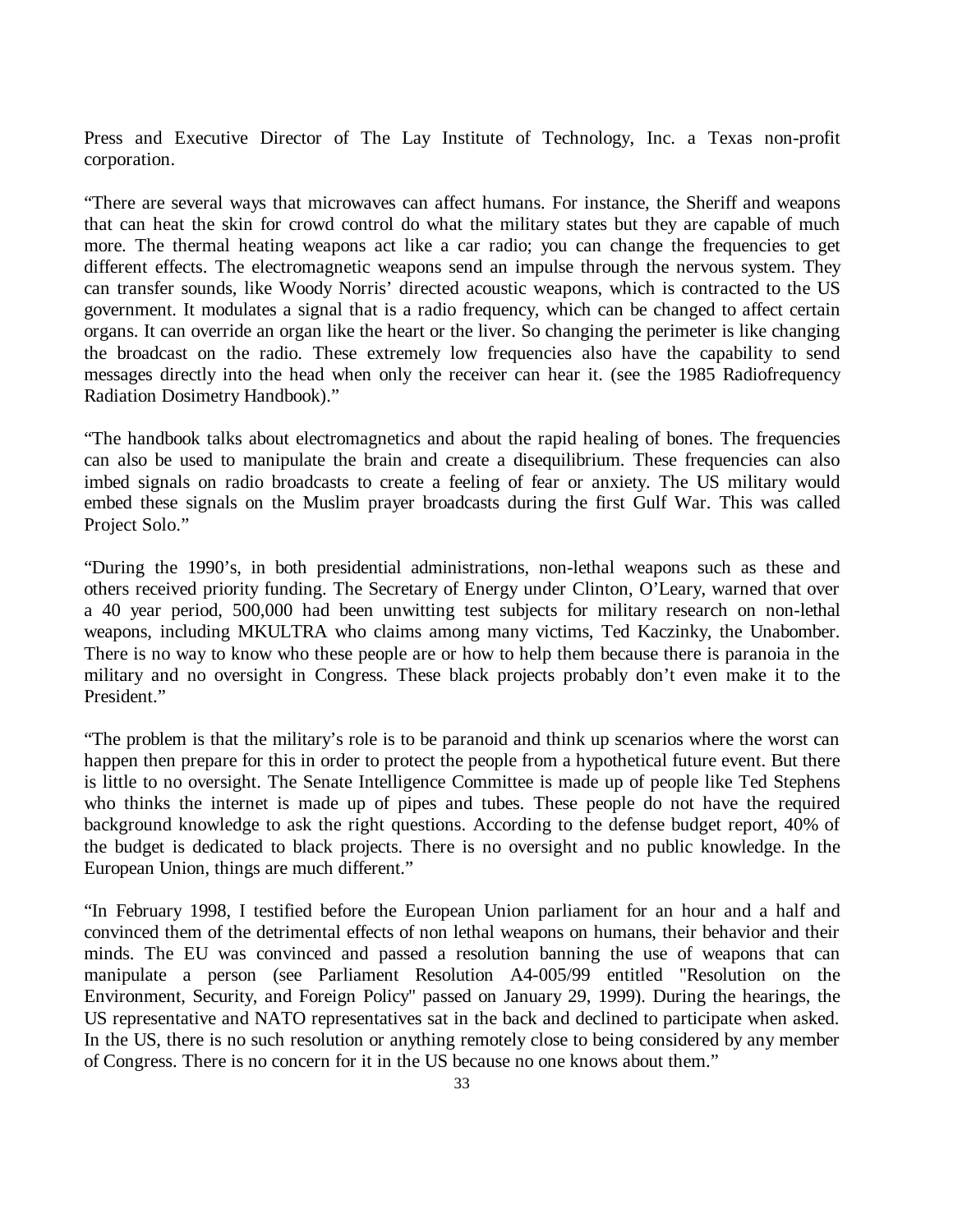Press and Executive Director of The Lay Institute of Technology, Inc. a Texas non-profit corporation.

"There are several ways that microwaves can affect humans. For instance, the Sheriff and weapons that can heat the skin for crowd control do what the military states but they are capable of much more. The thermal heating weapons act like a car radio; you can change the frequencies to get different effects. The electromagnetic weapons send an impulse through the nervous system. They can transfer sounds, like Woody Norris' directed acoustic weapons, which is contracted to the US government. It modulates a signal that is a radio frequency, which can be changed to affect certain organs. It can override an organ like the heart or the liver. So changing the perimeter is like changing the broadcast on the radio. These extremely low frequencies also have the capability to send messages directly into the head when only the receiver can hear it. (see the 1985 Radiofrequency Radiation Dosimetry Handbook)."

"The handbook talks about electromagnetics and about the rapid healing of bones. The frequencies can also be used to manipulate the brain and create a disequilibrium. These frequencies can also imbed signals on radio broadcasts to create a feeling of fear or anxiety. The US military would embed these signals on the Muslim prayer broadcasts during the first Gulf War. This was called Project Solo."

"During the 1990's, in both presidential administrations, non-lethal weapons such as these and others received priority funding. The Secretary of Energy under Clinton, O'Leary, warned that over a 40 year period, 500,000 had been unwitting test subjects for military research on non-lethal weapons, including MKULTRA who claims among many victims, Ted Kaczinky, the Unabomber. There is no way to know who these people are or how to help them because there is paranoia in the military and no oversight in Congress. These black projects probably don't even make it to the President."

"The problem is that the military's role is to be paranoid and think up scenarios where the worst can happen then prepare for this in order to protect the people from a hypothetical future event. But there is little to no oversight. The Senate Intelligence Committee is made up of people like Ted Stephens who thinks the internet is made up of pipes and tubes. These people do not have the required background knowledge to ask the right questions. According to the defense budget report, 40% of the budget is dedicated to black projects. There is no oversight and no public knowledge. In the European Union, things are much different."

"In February 1998, I testified before the European Union parliament for an hour and a half and convinced them of the detrimental effects of non lethal weapons on humans, their behavior and their minds. The EU was convinced and passed a resolution banning the use of weapons that can manipulate a person (see Parliament Resolution A4-005/99 entitled "Resolution on the Environment, Security, and Foreign Policy" passed on January 29, 1999). During the hearings, the US representative and NATO representatives sat in the back and declined to participate when asked. In the US, there is no such resolution or anything remotely close to being considered by any member of Congress. There is no concern for it in the US because no one knows about them."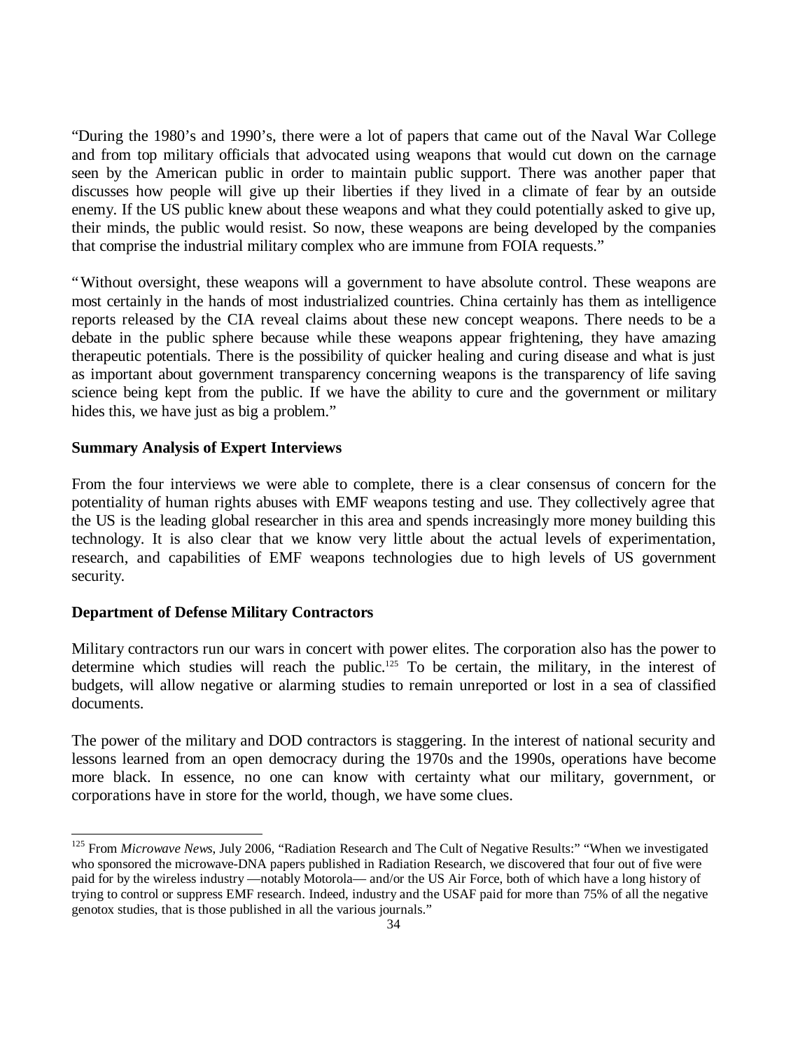"During the 1980's and 1990's, there were a lot of papers that came out of the Naval War College and from top military officials that advocated using weapons that would cut down on the carnage seen by the American public in order to maintain public support. There was another paper that discusses how people will give up their liberties if they lived in a climate of fear by an outside enemy. If the US public knew about these weapons and what they could potentially asked to give up, their minds, the public would resist. So now, these weapons are being developed by the companies that comprise the industrial military complex who are immune from FOIA requests."

"Without oversight, these weapons will a government to have absolute control. These weapons are most certainly in the hands of most industrialized countries. China certainly has them as intelligence reports released by the CIA reveal claims about these new concept weapons. There needs to be a debate in the public sphere because while these weapons appear frightening, they have amazing therapeutic potentials. There is the possibility of quicker healing and curing disease and what is just as important about government transparency concerning weapons is the transparency of life saving science being kept from the public. If we have the ability to cure and the government or military hides this, we have just as big a problem."

**Summary Analysis of Expert Interviews**

From the four interviews we were able to complete, there is a clear consensus of concern for the potentiality of human rights abuses with EMF weapons testing and use. They collectively agree that the US is the leading global researcher in this area and spends increasingly more money building this technology. It is also clear that we know very little about the actual levels of experimentation, research, and capabilities of EMF weapons technologies due to high levels of US government security.

**Department of Defense Military Contractors**

Military contractors run our wars in concert with power elites. The corporation also has the power to determine which studies will reach the public.[125] To be certain, the military, in the interest of budgets, will allow negative or alarming studies to remain unreported or lost in a sea of classified documents.

The power of the military and DOD contractors is staggering. In the interest of national security and lessons learned from an open democracy during the 1970s and the 1990s, operations have become more black. In essence, no one can know with certainty what our military, government, or corporations have in store for the world, though, we have some clues.

---

[125] From *Microwave News*, July 2006, "Radiation Research and The Cult of Negative Results:" "When we investigated who sponsored the microwave-DNA papers published in Radiation Research, we discovered that four out of five were paid for by the wireless industry —notably Motorola— and/or the US Air Force, both of which have a long history of trying to control or suppress EMF research. Indeed, industry and the USAF paid for more than 75% of all the negative genotox studies, that is those published in all the various journals."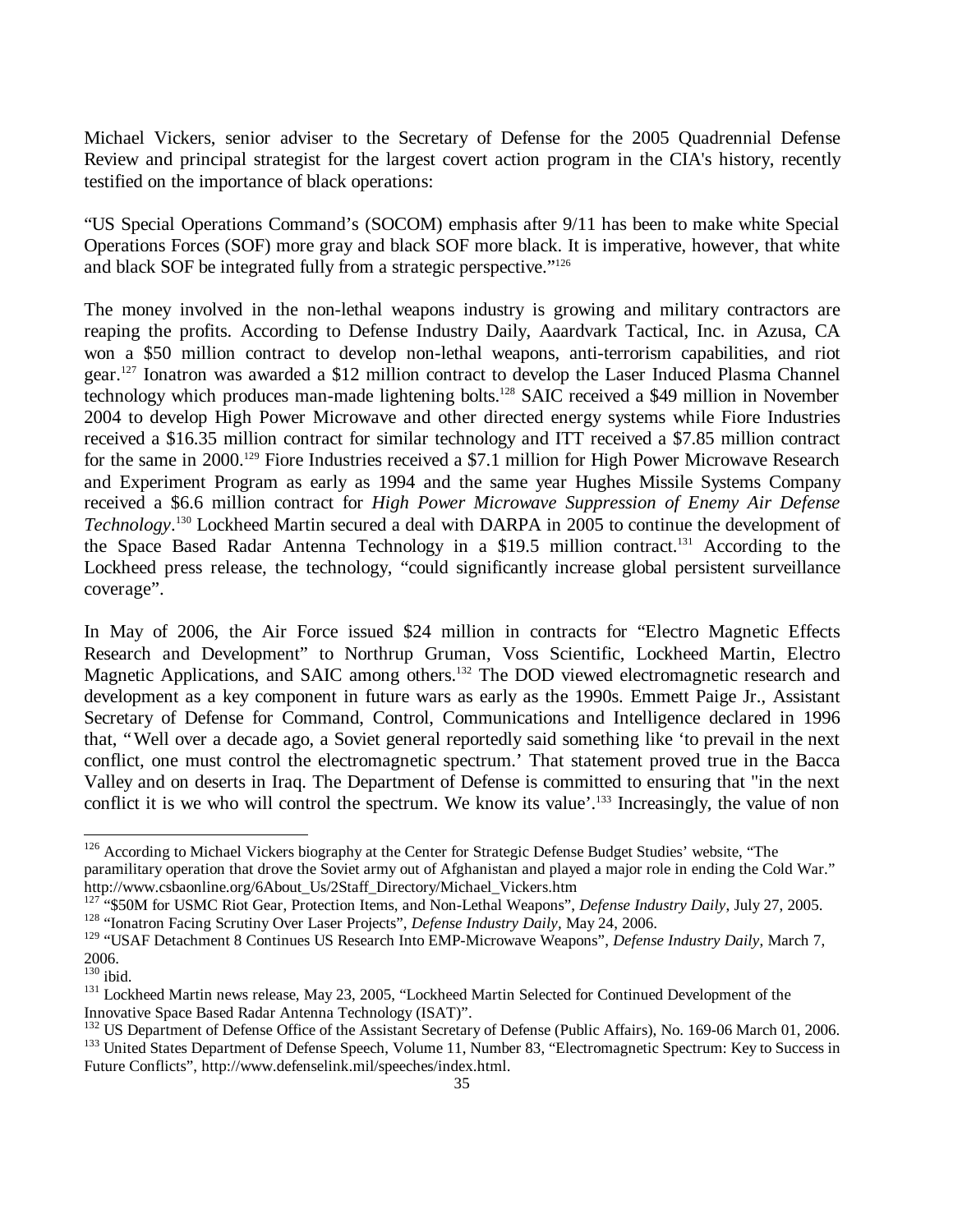Michael Vickers, senior adviser to the Secretary of Defense for the 2005 Quadrennial Defense Review and principal strategist for the largest covert action program in the CIA's history, recently testified on the importance of black operations:

"US Special Operations Command's (SOCOM) emphasis after 9/11 has been to make white Special Operations Forces (SOF) more gray and black SOF more black. It is imperative, however, that white and black SOF be integrated fully from a strategic perspective."[126]

The money involved in the non-lethal weapons industry is growing and military contractors are reaping the profits. According to Defense Industry Daily, Aaardvark Tactical, Inc. in Azusa, CA won a $50 million contract to develop non-lethal weapons, anti-terrorism capabilities, and riot gear.[127] Ionatron was awarded a $12 million contract to develop the Laser Induced Plasma Channel technology which produces man-made lightening bolts.[128] SAIC received a $49 million in November 2004 to develop High Power Microwave and other directed energy systems while Fiore Industries received a $16.35 million contract for similar technology and ITT received a $7.85 million contract for the same in 2000.[129] Fiore Industries received a $7.1 million for High Power Microwave Research and Experiment Program as early as 1994 and the same year Hughes Missile Systems Company received a $6.6 million contract for *High Power Microwave Suppression of Enemy Air Defense Technology*.[130] Lockheed Martin secured a deal with DARPA in 2005 to continue the development of the Space Based Radar Antenna Technology in a $19.5 million contract.[131] According to the Lockheed press release, the technology, "could significantly increase global persistent surveillance coverage".

In May of 2006, the Air Force issued $24 million in contracts for "Electro Magnetic Effects Research and Development" to Northrup Gruman, Voss Scientific, Lockheed Martin, Electro Magnetic Applications, and SAIC among others.[132] The DOD viewed electromagnetic research and development as a key component in future wars as early as the 1990s. Emmett Paige Jr., Assistant Secretary of Defense for Command, Control, Communications and Intelligence declared in 1996 that, "Well over a decade ago, a Soviet general reportedly said something like 'to prevail in the next conflict, one must control the electromagnetic spectrum.' That statement proved true in the Bacca Valley and on deserts in Iraq. The Department of Defense is committed to ensuring that "in the next conflict it is we who will control the spectrum. We know its value'.[133] Increasingly, the value of non

---

[126] According to Michael Vickers biography at the Center for Strategic Defense Budget Studies' website, "The paramilitary operation that drove the Soviet army out of Afghanistan and played a major role in ending the Cold War." http://www.csbaonline.org/6About_Us/2Staff_Directory/Michael_Vickers.htm

[127] "$50M for USMC Riot Gear, Protection Items, and Non-Lethal Weapons", *Defense Industry Daily*, July 27, 2005.

[128] "Ionatron Facing Scrutiny Over Laser Projects", *Defense Industry Daily*, May 24, 2006.

[129] "USAF Detachment 8 Continues US Research Into EMP-Microwave Weapons", *Defense Industry Daily*, March 7, 2006.

[130] ibid.

[131] Lockheed Martin news release, May 23, 2005, "Lockheed Martin Selected for Continued Development of the Innovative Space Based Radar Antenna Technology (ISAT)".

[132] US Department of Defense Office of the Assistant Secretary of Defense (Public Affairs), No. 169-06 March 01, 2006.

[133] United States Department of Defense Speech, Volume 11, Number 83, "Electromagnetic Spectrum: Key to Success in Future Conflicts", http://www.defenselink.mil/speeches/index.html.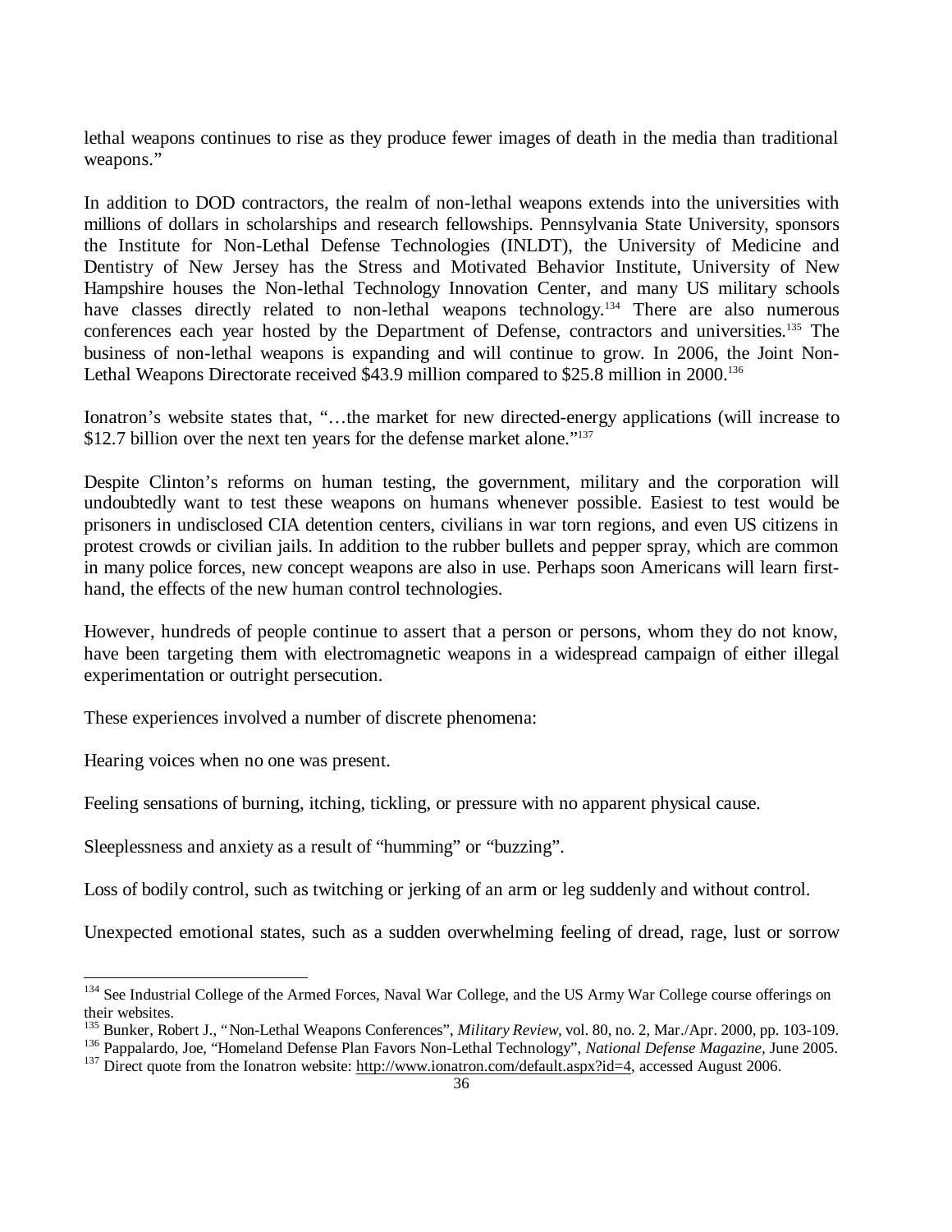lethal weapons continues to rise as they produce fewer images of death in the media than traditional weapons."

In addition to DOD contractors, the realm of non-lethal weapons extends into the universities with millions of dollars in scholarships and research fellowships. Pennsylvania State University, sponsors the Institute for Non-Lethal Defense Technologies (INLDT), the University of Medicine and Dentistry of New Jersey has the Stress and Motivated Behavior Institute, University of New Hampshire houses the Non-lethal Technology Innovation Center, and many US military schools have classes directly related to non-lethal weapons technology.[134] There are also numerous conferences each year hosted by the Department of Defense, contractors and universities.[135] The business of non-lethal weapons is expanding and will continue to grow. In 2006, the Joint Non-Lethal Weapons Directorate received $43.9 million compared to $25.8 million in 2000.[136]

Ionatron's website states that, "…the market for new directed-energy applications (will increase to $12.7 billion over the next ten years for the defense market alone."[137]

Despite Clinton's reforms on human testing, the government, military and the corporation will undoubtedly want to test these weapons on humans whenever possible. Easiest to test would be prisoners in undisclosed CIA detention centers, civilians in war torn regions, and even US citizens in protest crowds or civilian jails. In addition to the rubber bullets and pepper spray, which are common in many police forces, new concept weapons are also in use. Perhaps soon Americans will learn first-hand, the effects of the new human control technologies.

However, hundreds of people continue to assert that a person or persons, whom they do not know, have been targeting them with electromagnetic weapons in a widespread campaign of either illegal experimentation or outright persecution.

These experiences involved a number of discrete phenomena:

Hearing voices when no one was present.

Feeling sensations of burning, itching, tickling, or pressure with no apparent physical cause.

Sleeplessness and anxiety as a result of "humming" or "buzzing".

Loss of bodily control, such as twitching or jerking of an arm or leg suddenly and without control.

Unexpected emotional states, such as a sudden overwhelming feeling of dread, rage, lust or sorrow

---

[134] See Industrial College of the Armed Forces, Naval War College, and the US Army War College course offerings on their websites.

[135] Bunker, Robert J., "Non-Lethal Weapons Conferences", *Military Review*, vol. 80, no. 2, Mar./Apr. 2000, pp. 103-109.

[136] Pappalardo, Joe, "Homeland Defense Plan Favors Non-Lethal Technology", *National Defense Magazine*, June 2005.

[137] Direct quote from the Ionatron website: http://www.ionatron.com/default.aspx?id=4, accessed August 2006.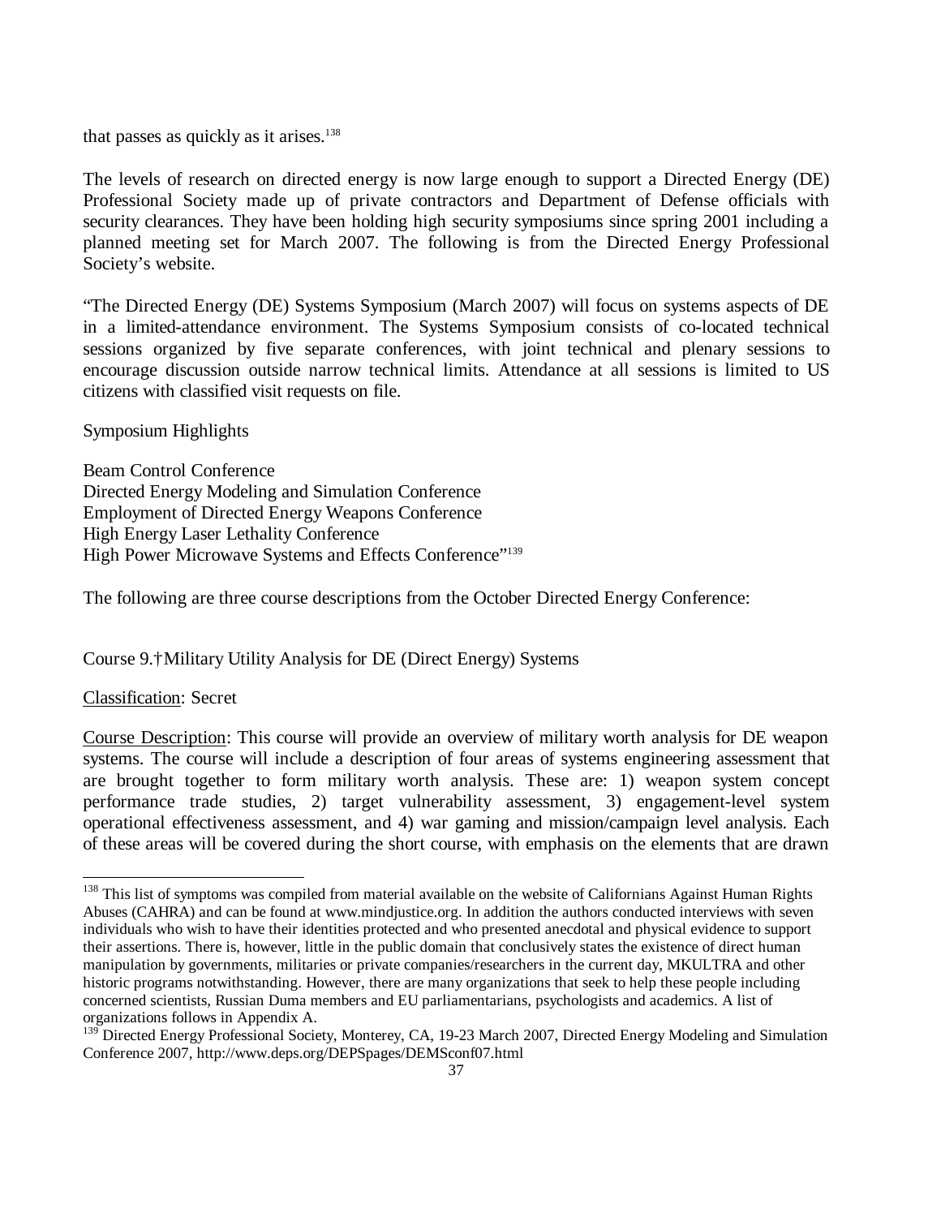that passes as quickly as it arises.[138]

The levels of research on directed energy is now large enough to support a Directed Energy (DE) Professional Society made up of private contractors and Department of Defense officials with security clearances. They have been holding high security symposiums since spring 2001 including a planned meeting set for March 2007. The following is from the Directed Energy Professional Society's website.

"The Directed Energy (DE) Systems Symposium (March 2007) will focus on systems aspects of DE in a limited-attendance environment. The Systems Symposium consists of co-located technical sessions organized by five separate conferences, with joint technical and plenary sessions to encourage discussion outside narrow technical limits. Attendance at all sessions is limited to US citizens with classified visit requests on file.

Symposium Highlights

Beam Control Conference  
Directed Energy Modeling and Simulation Conference  
Employment of Directed Energy Weapons Conference  
High Energy Laser Lethality Conference  
High Power Microwave Systems and Effects Conference"[139]

The following are three course descriptions from the October Directed Energy Conference:

Course 9.†Military Utility Analysis for DE (Direct Energy) Systems

<u>Classification</u>: Secret

<u>Course Description</u>: This course will provide an overview of military worth analysis for DE weapon systems. The course will include a description of four areas of systems engineering assessment that are brought together to form military worth analysis. These are: 1) weapon system concept performance trade studies, 2) target vulnerability assessment, 3) engagement-level system operational effectiveness assessment, and 4) war gaming and mission/campaign level analysis. Each of these areas will be covered during the short course, with emphasis on the elements that are drawn

---

[138] This list of symptoms was compiled from material available on the website of Californians Against Human Rights Abuses (CAHRA) and can be found at www.mindjustice.org. In addition the authors conducted interviews with seven individuals who wish to have their identities protected and who presented anecdotal and physical evidence to support their assertions. There is, however, little in the public domain that conclusively states the existence of direct human manipulation by governments, militaries or private companies/researchers in the current day, MKULTRA and other historic programs notwithstanding. However, there are many organizations that seek to help these people including concerned scientists, Russian Duma members and EU parliamentarians, psychologists and academics. A list of organizations follows in Appendix A.

[139] Directed Energy Professional Society, Monterey, CA, 19-23 March 2007, Directed Energy Modeling and Simulation Conference 2007, http://www.deps.org/DEPSpages/DEMSconf07.html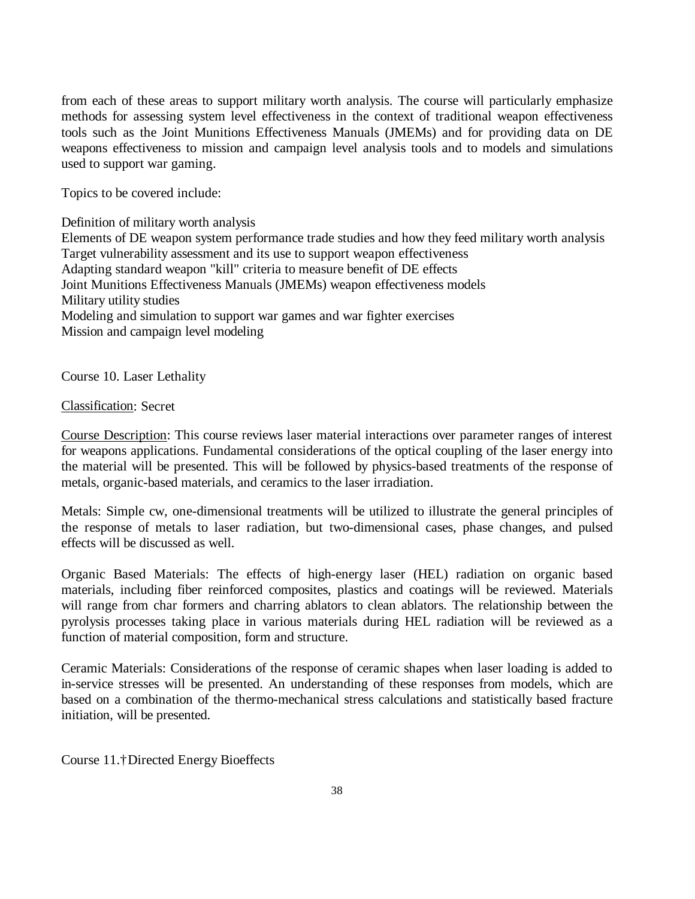from each of these areas to support military worth analysis. The course will particularly emphasize methods for assessing system level effectiveness in the context of traditional weapon effectiveness tools such as the Joint Munitions Effectiveness Manuals (JMEMs) and for providing data on DE weapons effectiveness to mission and campaign level analysis tools and to models and simulations used to support war gaming.

Topics to be covered include:

Definition of military worth analysis
Elements of DE weapon system performance trade studies and how they feed military worth analysis
Target vulnerability assessment and its use to support weapon effectiveness
Adapting standard weapon "kill" criteria to measure benefit of DE effects
Joint Munitions Effectiveness Manuals (JMEMs) weapon effectiveness models
Military utility studies
Modeling and simulation to support war games and war fighter exercises
Mission and campaign level modeling

Course 10. Laser Lethality

Classification: Secret

Course Description: This course reviews laser material interactions over parameter ranges of interest for weapons applications. Fundamental considerations of the optical coupling of the laser energy into the material will be presented. This will be followed by physics-based treatments of the response of metals, organic-based materials, and ceramics to the laser irradiation.

Metals: Simple cw, one-dimensional treatments will be utilized to illustrate the general principles of the response of metals to laser radiation, but two-dimensional cases, phase changes, and pulsed effects will be discussed as well.

Organic Based Materials: The effects of high-energy laser (HEL) radiation on organic based materials, including fiber reinforced composites, plastics and coatings will be reviewed. Materials will range from char formers and charring ablators to clean ablators. The relationship between the pyrolysis processes taking place in various materials during HEL radiation will be reviewed as a function of material composition, form and structure.

Ceramic Materials: Considerations of the response of ceramic shapes when laser loading is added to in-service stresses will be presented. An understanding of these responses from models, which are based on a combination of the thermo-mechanical stress calculations and statistically based fracture initiation, will be presented.

Course 11.†Directed Energy Bioeffects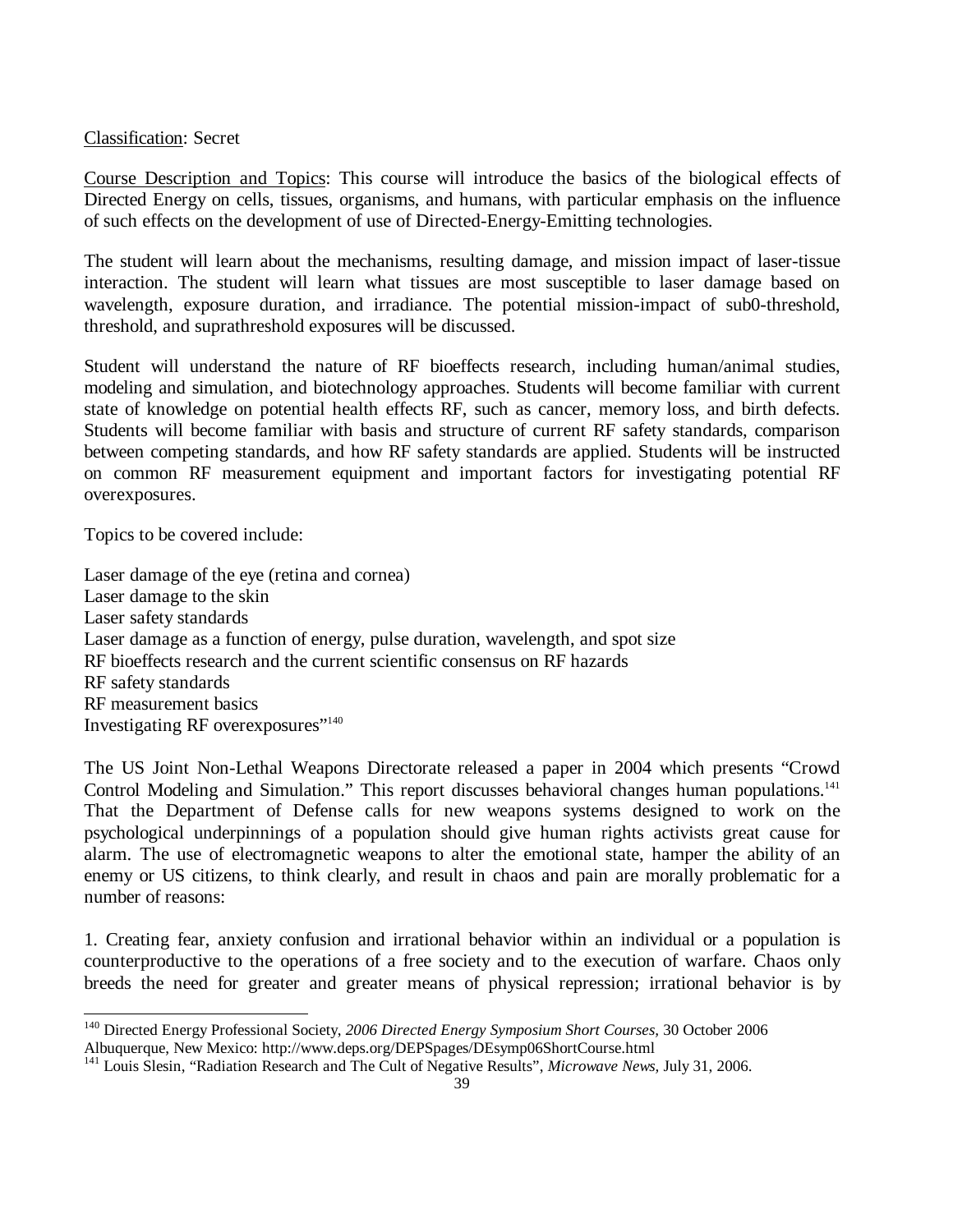Classification: Secret

Course Description and Topics: This course will introduce the basics of the biological effects of Directed Energy on cells, tissues, organisms, and humans, with particular emphasis on the influence of such effects on the development of use of Directed-Energy-Emitting technologies.

The student will learn about the mechanisms, resulting damage, and mission impact of laser-tissue interaction. The student will learn what tissues are most susceptible to laser damage based on wavelength, exposure duration, and irradiance. The potential mission-impact of sub0-threshold, threshold, and suprathreshold exposures will be discussed.

Student will understand the nature of RF bioeffects research, including human/animal studies, modeling and simulation, and biotechnology approaches. Students will become familiar with current state of knowledge on potential health effects RF, such as cancer, memory loss, and birth defects. Students will become familiar with basis and structure of current RF safety standards, comparison between competing standards, and how RF safety standards are applied. Students will be instructed on common RF measurement equipment and important factors for investigating potential RF overexposures.

Topics to be covered include:

Laser damage of the eye (retina and cornea)
Laser damage to the skin
Laser safety standards
Laser damage as a function of energy, pulse duration, wavelength, and spot size
RF bioeffects research and the current scientific consensus on RF hazards
RF safety standards
RF measurement basics
Investigating RF overexposures"[140]

The US Joint Non-Lethal Weapons Directorate released a paper in 2004 which presents "Crowd Control Modeling and Simulation." This report discusses behavioral changes human populations.[141] That the Department of Defense calls for new weapons systems designed to work on the psychological underpinnings of a population should give human rights activists great cause for alarm. The use of electromagnetic weapons to alter the emotional state, hamper the ability of an enemy or US citizens, to think clearly, and result in chaos and pain are morally problematic for a number of reasons:

1. Creating fear, anxiety confusion and irrational behavior within an individual or a population is counterproductive to the operations of a free society and to the execution of warfare. Chaos only breeds the need for greater and greater means of physical repression; irrational behavior is by

---

[140] Directed Energy Professional Society, *2006 Directed Energy Symposium Short Courses*, 30 October 2006 Albuquerque, New Mexico: http://www.deps.org/DEPSpages/DEsymp06ShortCourse.html

[141] Louis Slesin, "Radiation Research and The Cult of Negative Results", *Microwave News*, July 31, 2006.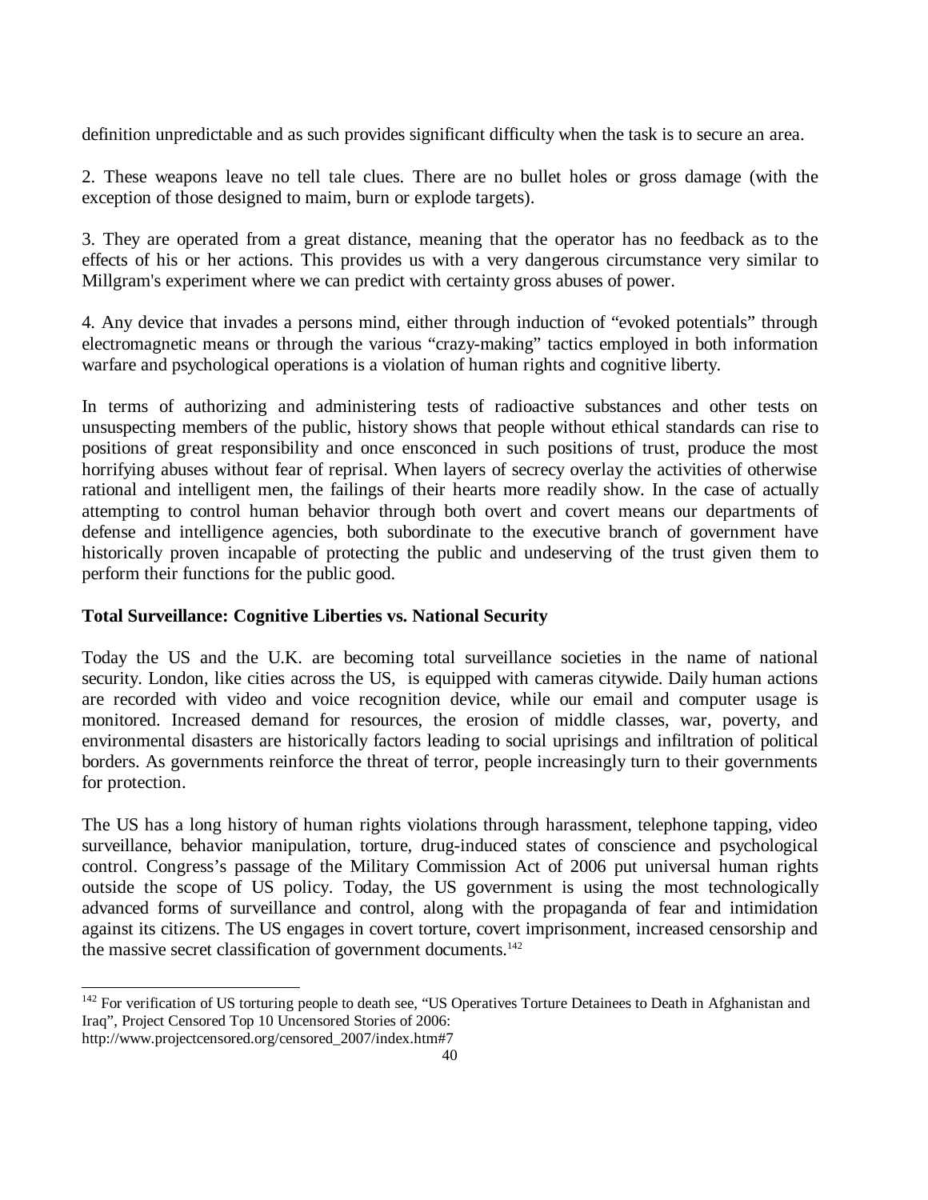definition unpredictable and as such provides significant difficulty when the task is to secure an area.

2. These weapons leave no tell tale clues. There are no bullet holes or gross damage (with the exception of those designed to maim, burn or explode targets).

3. They are operated from a great distance, meaning that the operator has no feedback as to the effects of his or her actions. This provides us with a very dangerous circumstance very similar to Millgram's experiment where we can predict with certainty gross abuses of power.

4. Any device that invades a persons mind, either through induction of "evoked potentials" through electromagnetic means or through the various "crazy-making" tactics employed in both information warfare and psychological operations is a violation of human rights and cognitive liberty.

In terms of authorizing and administering tests of radioactive substances and other tests on unsuspecting members of the public, history shows that people without ethical standards can rise to positions of great responsibility and once ensconced in such positions of trust, produce the most horrifying abuses without fear of reprisal. When layers of secrecy overlay the activities of otherwise rational and intelligent men, the failings of their hearts more readily show. In the case of actually attempting to control human behavior through both overt and covert means our departments of defense and intelligence agencies, both subordinate to the executive branch of government have historically proven incapable of protecting the public and undeserving of the trust given them to perform their functions for the public good.

**Total Surveillance: Cognitive Liberties vs. National Security**

Today the US and the U.K. are becoming total surveillance societies in the name of national security. London, like cities across the US, is equipped with cameras citywide. Daily human actions are recorded with video and voice recognition device, while our email and computer usage is monitored. Increased demand for resources, the erosion of middle classes, war, poverty, and environmental disasters are historically factors leading to social uprisings and infiltration of political borders. As governments reinforce the threat of terror, people increasingly turn to their governments for protection.

The US has a long history of human rights violations through harassment, telephone tapping, video surveillance, behavior manipulation, torture, drug-induced states of conscience and psychological control. Congress's passage of the Military Commission Act of 2006 put universal human rights outside the scope of US policy. Today, the US government is using the most technologically advanced forms of surveillance and control, along with the propaganda of fear and intimidation against its citizens. The US engages in covert torture, covert imprisonment, increased censorship and the massive secret classification of government documents.[142]

[142] For verification of US torturing people to death see, "US Operatives Torture Detainees to Death in Afghanistan and Iraq", Project Censored Top 10 Uncensored Stories of 2006: http://www.projectcensored.org/censored_2007/index.htm#7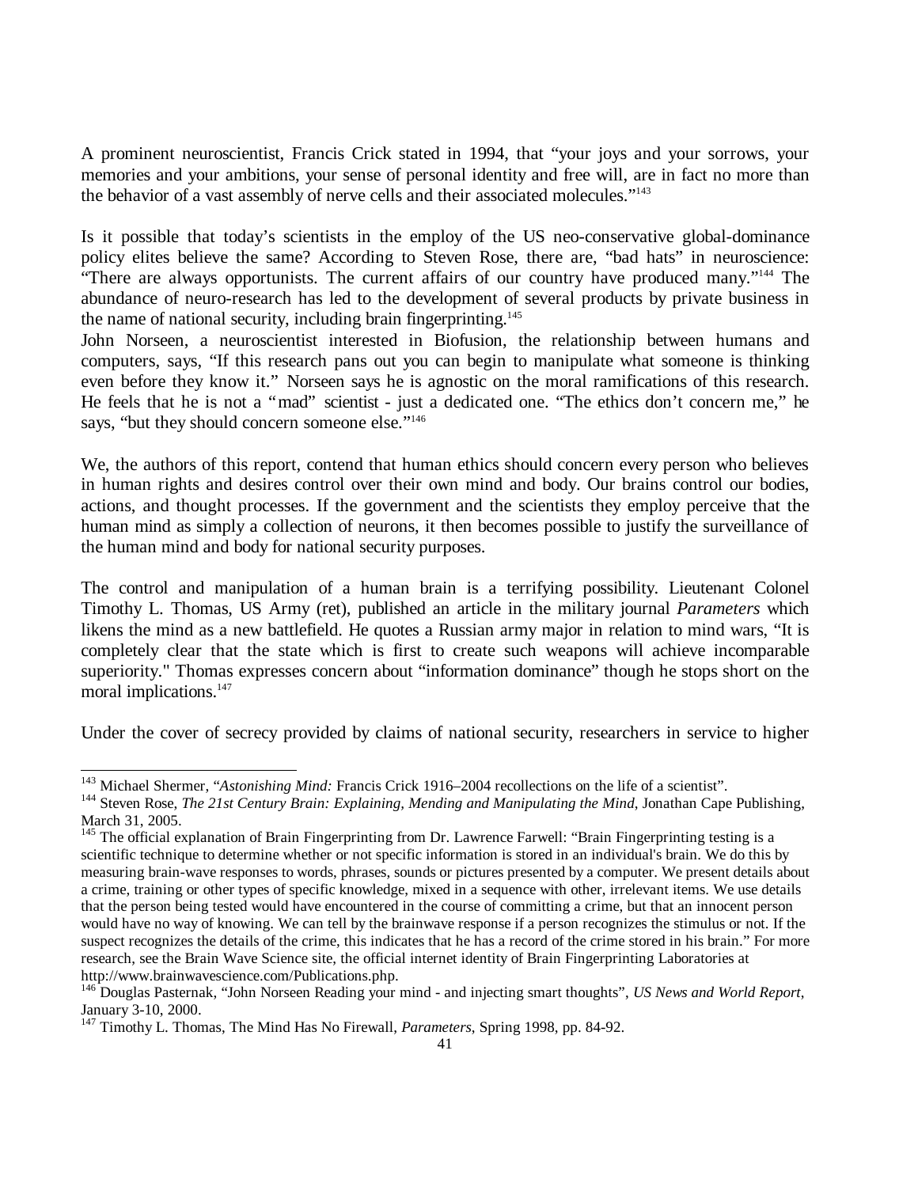A prominent neuroscientist, Francis Crick stated in 1994, that "your joys and your sorrows, your memories and your ambitions, your sense of personal identity and free will, are in fact no more than the behavior of a vast assembly of nerve cells and their associated molecules."[143]

Is it possible that today's scientists in the employ of the US neo-conservative global-dominance policy elites believe the same? According to Steven Rose, there are, "bad hats" in neuroscience: "There are always opportunists. The current affairs of our country have produced many."[144] The abundance of neuro-research has led to the development of several products by private business in the name of national security, including brain fingerprinting.[145]
John Norseen, a neuroscientist interested in Biofusion, the relationship between humans and computers, says, "If this research pans out you can begin to manipulate what someone is thinking even before they know it." Norseen says he is agnostic on the moral ramifications of this research. He feels that he is not a "mad" scientist - just a dedicated one. "The ethics don't concern me," he says, "but they should concern someone else."[146]

We, the authors of this report, contend that human ethics should concern every person who believes in human rights and desires control over their own mind and body. Our brains control our bodies, actions, and thought processes. If the government and the scientists they employ perceive that the human mind as simply a collection of neurons, it then becomes possible to justify the surveillance of the human mind and body for national security purposes.

The control and manipulation of a human brain is a terrifying possibility. Lieutenant Colonel Timothy L. Thomas, US Army (ret), published an article in the military journal *Parameters* which likens the mind as a new battlefield. He quotes a Russian army major in relation to mind wars, "It is completely clear that the state which is first to create such weapons will achieve incomparable superiority." Thomas expresses concern about "information dominance" though he stops short on the moral implications.[147]

Under the cover of secrecy provided by claims of national security, researchers in service to higher

---

[143] Michael Shermer, "*Astonishing Mind:* Francis Crick 1916–2004 recollections on the life of a scientist".

[144] Steven Rose, *The 21st Century Brain: Explaining, Mending and Manipulating the Mind*, Jonathan Cape Publishing, March 31, 2005.

[145] The official explanation of Brain Fingerprinting from Dr. Lawrence Farwell: "Brain Fingerprinting testing is a scientific technique to determine whether or not specific information is stored in an individual's brain. We do this by measuring brain-wave responses to words, phrases, sounds or pictures presented by a computer. We present details about a crime, training or other types of specific knowledge, mixed in a sequence with other, irrelevant items. We use details that the person being tested would have encountered in the course of committing a crime, but that an innocent person would have no way of knowing. We can tell by the brainwave response if a person recognizes the stimulus or not. If the suspect recognizes the details of the crime, this indicates that he has a record of the crime stored in his brain." For more research, see the Brain Wave Science site, the official internet identity of Brain Fingerprinting Laboratories at http://www.brainwavescience.com/Publications.php.

[146] Douglas Pasternak, "John Norseen Reading your mind - and injecting smart thoughts", *US News and World Report*, January 3-10, 2000.

[147] Timothy L. Thomas, The Mind Has No Firewall, *Parameters*, Spring 1998, pp. 84-92.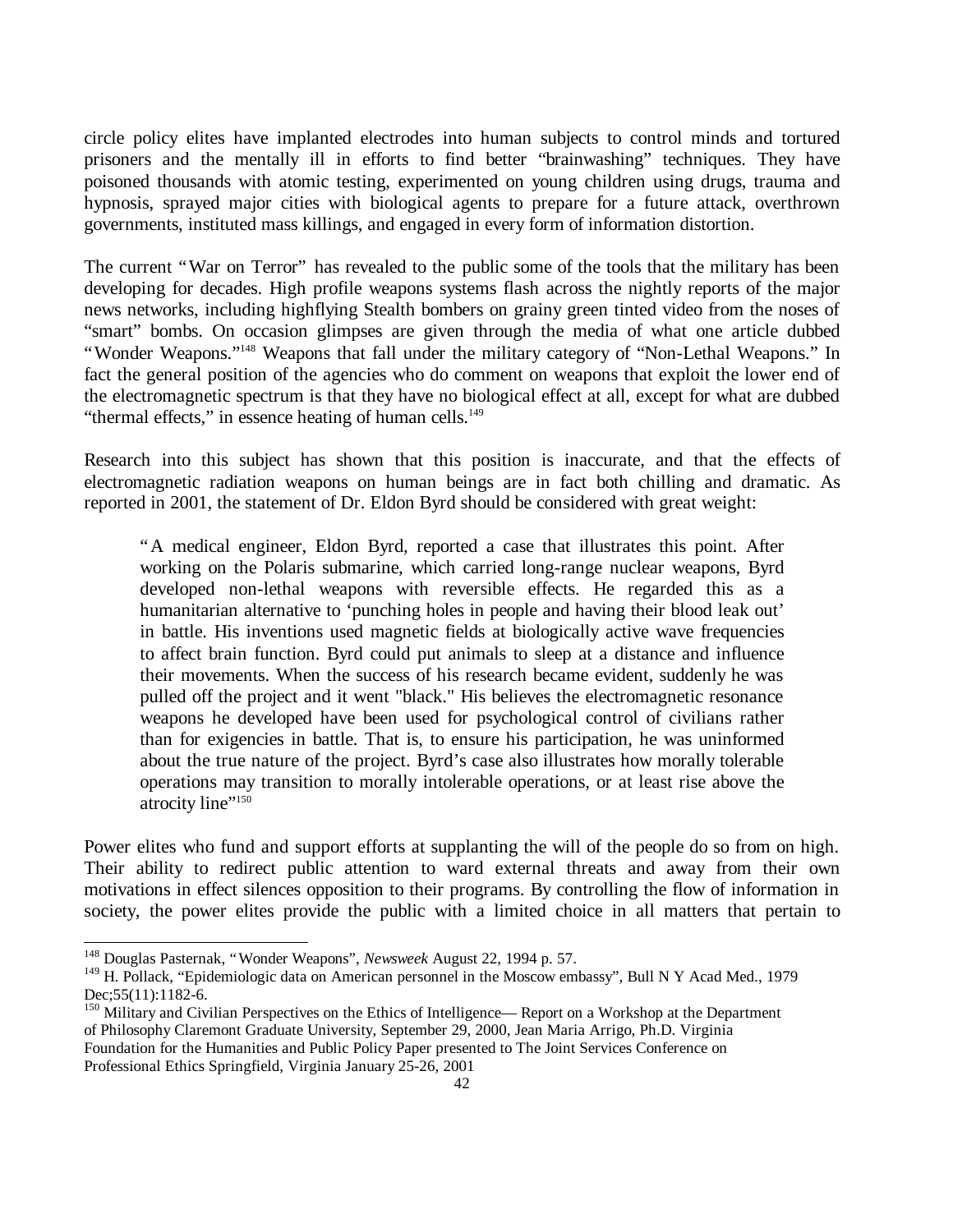circle policy elites have implanted electrodes into human subjects to control minds and tortured prisoners and the mentally ill in efforts to find better "brainwashing" techniques. They have poisoned thousands with atomic testing, experimented on young children using drugs, trauma and hypnosis, sprayed major cities with biological agents to prepare for a future attack, overthrown governments, instituted mass killings, and engaged in every form of information distortion.

The current "War on Terror" has revealed to the public some of the tools that the military has been developing for decades. High profile weapons systems flash across the nightly reports of the major news networks, including highflying Stealth bombers on grainy green tinted video from the noses of "smart" bombs. On occasion glimpses are given through the media of what one article dubbed "Wonder Weapons."[148] Weapons that fall under the military category of "Non-Lethal Weapons." In fact the general position of the agencies who do comment on weapons that exploit the lower end of the electromagnetic spectrum is that they have no biological effect at all, except for what are dubbed "thermal effects," in essence heating of human cells.[149]

Research into this subject has shown that this position is inaccurate, and that the effects of electromagnetic radiation weapons on human beings are in fact both chilling and dramatic. As reported in 2001, the statement of Dr. Eldon Byrd should be considered with great weight:

> "A medical engineer, Eldon Byrd, reported a case that illustrates this point. After working on the Polaris submarine, which carried long-range nuclear weapons, Byrd developed non-lethal weapons with reversible effects. He regarded this as a humanitarian alternative to 'punching holes in people and having their blood leak out' in battle. His inventions used magnetic fields at biologically active wave frequencies to affect brain function. Byrd could put animals to sleep at a distance and influence their movements. When the success of his research became evident, suddenly he was pulled off the project and it went "black." His believes the electromagnetic resonance weapons he developed have been used for psychological control of civilians rather than for exigencies in battle. That is, to ensure his participation, he was uninformed about the true nature of the project. Byrd's case also illustrates how morally tolerable operations may transition to morally intolerable operations, or at least rise above the atrocity line"[150]

Power elites who fund and support efforts at supplanting the will of the people do so from on high. Their ability to redirect public attention to ward external threats and away from their own motivations in effect silences opposition to their programs. By controlling the flow of information in society, the power elites provide the public with a limited choice in all matters that pertain to

---

[148] Douglas Pasternak, "Wonder Weapons", *Newsweek* August 22, 1994 p. 57.

[149] H. Pollack, "Epidemiologic data on American personnel in the Moscow embassy", Bull N Y Acad Med., 1979 Dec;55(11):1182-6.

[150] Military and Civilian Perspectives on the Ethics of Intelligence— Report on a Workshop at the Department of Philosophy Claremont Graduate University, September 29, 2000, Jean Maria Arrigo, Ph.D. Virginia Foundation for the Humanities and Public Policy Paper presented to The Joint Services Conference on Professional Ethics Springfield, Virginia January 25-26, 2001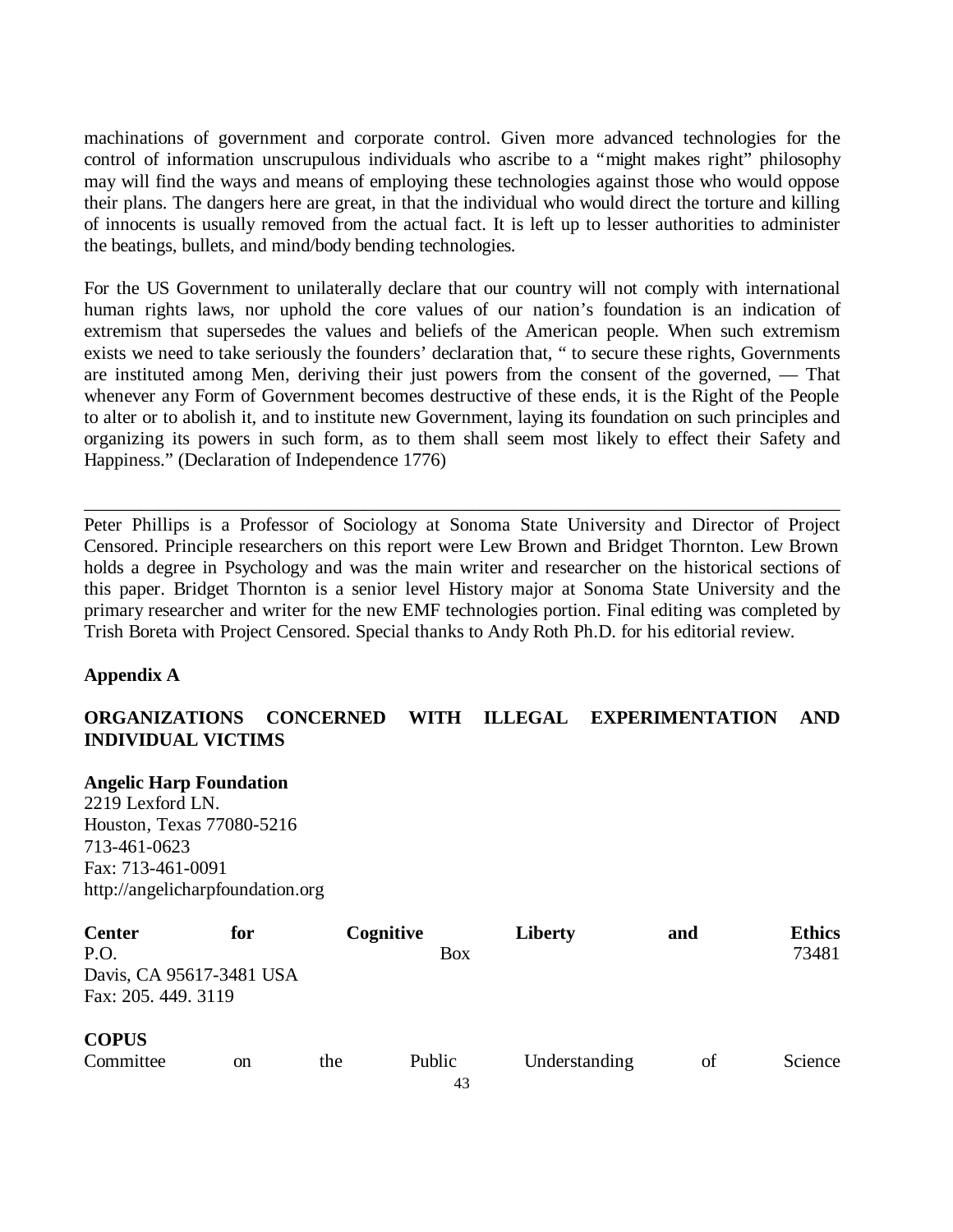machinations of government and corporate control. Given more advanced technologies for the control of information unscrupulous individuals who ascribe to a "might makes right" philosophy may will find the ways and means of employing these technologies against those who would oppose their plans. The dangers here are great, in that the individual who would direct the torture and killing of innocents is usually removed from the actual fact. It is left up to lesser authorities to administer the beatings, bullets, and mind/body bending technologies.

For the US Government to unilaterally declare that our country will not comply with international human rights laws, nor uphold the core values of our nation's foundation is an indication of extremism that supersedes the values and beliefs of the American people. When such extremism exists we need to take seriously the founders' declaration that, " to secure these rights, Governments are instituted among Men, deriving their just powers from the consent of the governed, — That whenever any Form of Government becomes destructive of these ends, it is the Right of the People to alter or to abolish it, and to institute new Government, laying its foundation on such principles and organizing its powers in such form, as to them shall seem most likely to effect their Safety and Happiness." (Declaration of Independence 1776)

---

Peter Phillips is a Professor of Sociology at Sonoma State University and Director of Project Censored. Principle researchers on this report were Lew Brown and Bridget Thornton. Lew Brown holds a degree in Psychology and was the main writer and researcher on the historical sections of this paper. Bridget Thornton is a senior level History major at Sonoma State University and the primary researcher and writer for the new EMF technologies portion. Final editing was completed by Trish Boreta with Project Censored. Special thanks to Andy Roth Ph.D. for his editorial review.

**Appendix A**

**ORGANIZATIONS CONCERNED WITH ILLEGAL EXPERIMENTATION AND INDIVIDUAL VICTIMS**

**Angelic Harp Foundation**
2219 Lexford LN.
Houston, Texas 77080-5216
713-461-0623
Fax: 713-461-0091
http://angelicharpfoundation.org

**Center for Cognitive Liberty and Ethics**
P.O. Box 73481
Davis, CA 95617-3481 USA
Fax: 205. 449. 3119

**COPUS**
Committee on the Public Understanding of Science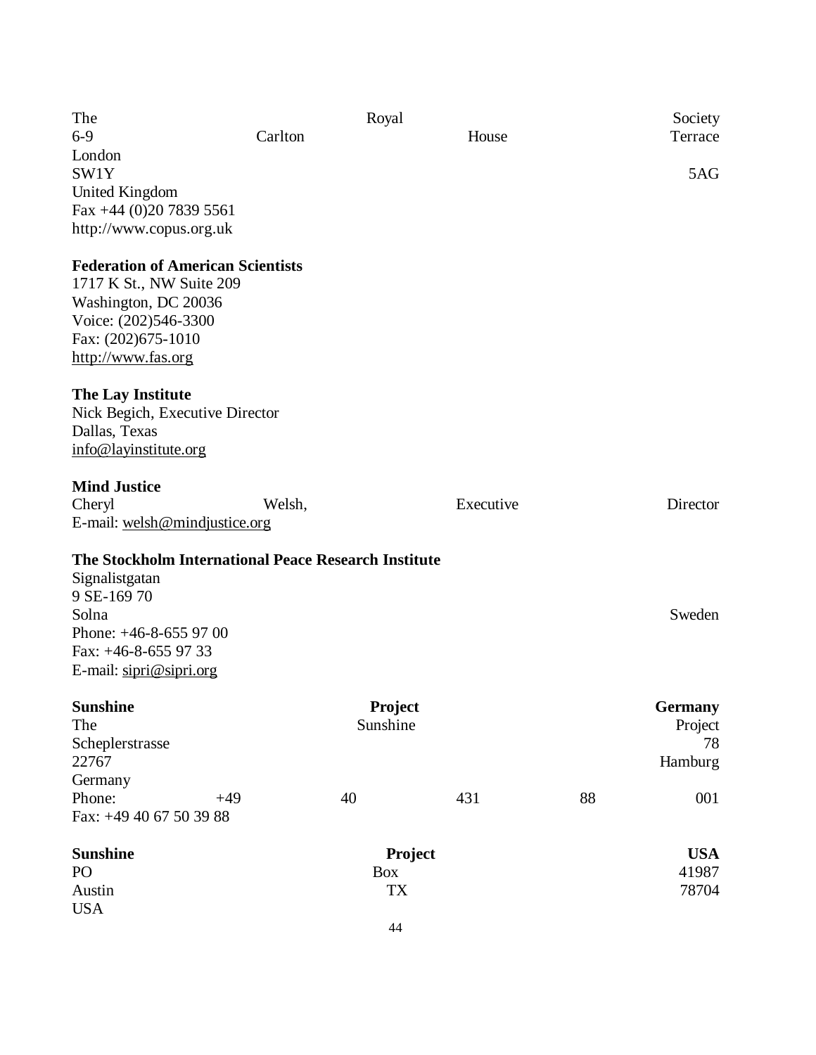The Royal Society
6-9 Carlton House Terrace
London
SW1Y 5AG
United Kingdom
Fax +44 (0)20 7839 5561
http://www.copus.org.uk

**Federation of American Scientists**
1717 K St., NW Suite 209
Washington, DC 20036
Voice: (202)546-3300
Fax: (202)675-1010
http://www.fas.org

**The Lay Institute**
Nick Begich, Executive Director
Dallas, Texas
info@layinstitute.org

**Mind Justice**
Cheryl Welsh, Executive Director
E-mail: welsh@mindjustice.org

**The Stockholm International Peace Research Institute**
Signalistgatan
9 SE-169 70
Solna Sweden
Phone: +46-8-655 97 00
Fax: +46-8-655 97 33
E-mail: sipri@sipri.org

**Sunshine Project Germany**
The Sunshine Project
Scheplerstrasse 78
22767 Hamburg
Germany
Phone: +49 40 431 88 001
Fax: +49 40 67 50 39 88

**Sunshine Project USA**
PO Box 41987
Austin TX 78704
USA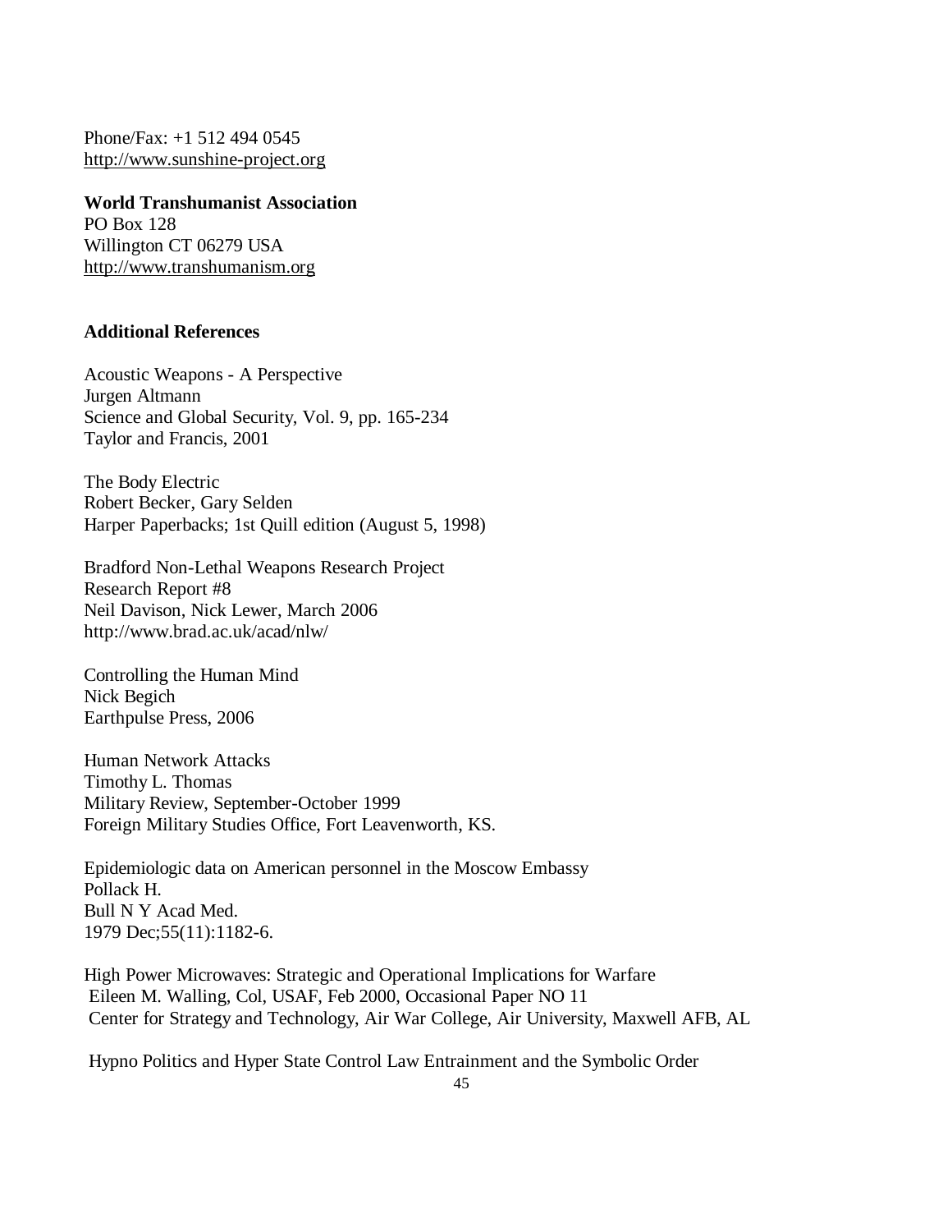Phone/Fax: +1 512 494 0545
http://www.sunshine-project.org

**World Transhumanist Association**
PO Box 128
Willington CT 06279 USA
http://www.transhumanism.org

### Additional References

Acoustic Weapons - A Perspective
Jurgen Altmann
Science and Global Security, Vol. 9, pp. 165-234
Taylor and Francis, 2001

The Body Electric
Robert Becker, Gary Selden
Harper Paperbacks; 1st Quill edition (August 5, 1998)

Bradford Non-Lethal Weapons Research Project
Research Report #8
Neil Davison, Nick Lewer, March 2006
http://www.brad.ac.uk/acad/nlw/

Controlling the Human Mind
Nick Begich
Earthpulse Press, 2006

Human Network Attacks
Timothy L. Thomas
Military Review, September-October 1999
Foreign Military Studies Office, Fort Leavenworth, KS.

Epidemiologic data on American personnel in the Moscow Embassy
Pollack H.
Bull N Y Acad Med.
1979 Dec;55(11):1182-6.

High Power Microwaves: Strategic and Operational Implications for Warfare
Eileen M. Walling, Col, USAF, Feb 2000, Occasional Paper NO 11
Center for Strategy and Technology, Air War College, Air University, Maxwell AFB, AL

Hypno Politics and Hyper State Control Law Entrainment and the Symbolic Order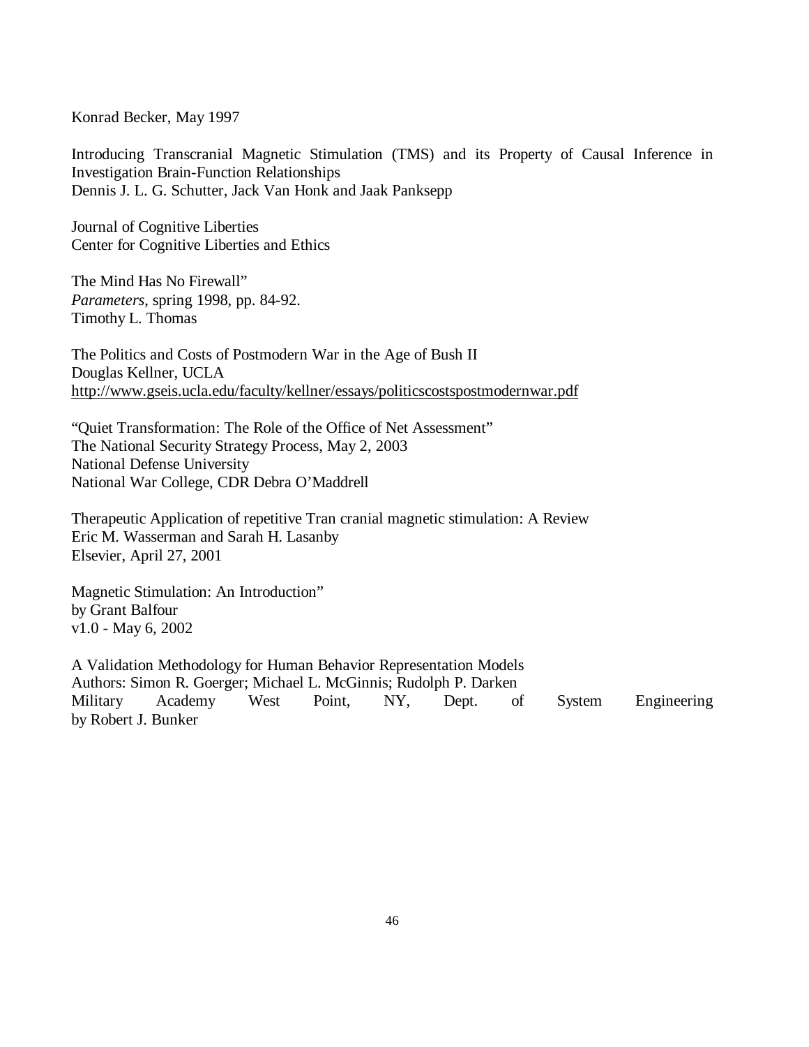Konrad Becker, May 1997

Introducing Transcranial Magnetic Stimulation (TMS) and its Property of Causal Inference in Investigation Brain-Function Relationships
Dennis J. L. G. Schutter, Jack Van Honk and Jaak Panksepp

Journal of Cognitive Liberties
Center for Cognitive Liberties and Ethics

The Mind Has No Firewall"
*Parameters*, spring 1998, pp. 84-92.
Timothy L. Thomas

The Politics and Costs of Postmodern War in the Age of Bush II
Douglas Kellner, UCLA
http://www.gseis.ucla.edu/faculty/kellner/essays/politicscostspostmodernwar.pdf

"Quiet Transformation: The Role of the Office of Net Assessment"
The National Security Strategy Process, May 2, 2003
National Defense University
National War College, CDR Debra O'Maddrell

Therapeutic Application of repetitive Tran cranial magnetic stimulation: A Review
Eric M. Wasserman and Sarah H. Lasanby
Elsevier, April 27, 2001

Magnetic Stimulation: An Introduction"
by Grant Balfour
v1.0 - May 6, 2002

A Validation Methodology for Human Behavior Representation Models
Authors: Simon R. Goerger; Michael L. McGinnis; Rudolph P. Darken
Military Academy West Point, NY, Dept. of System Engineering
by Robert J. Bunker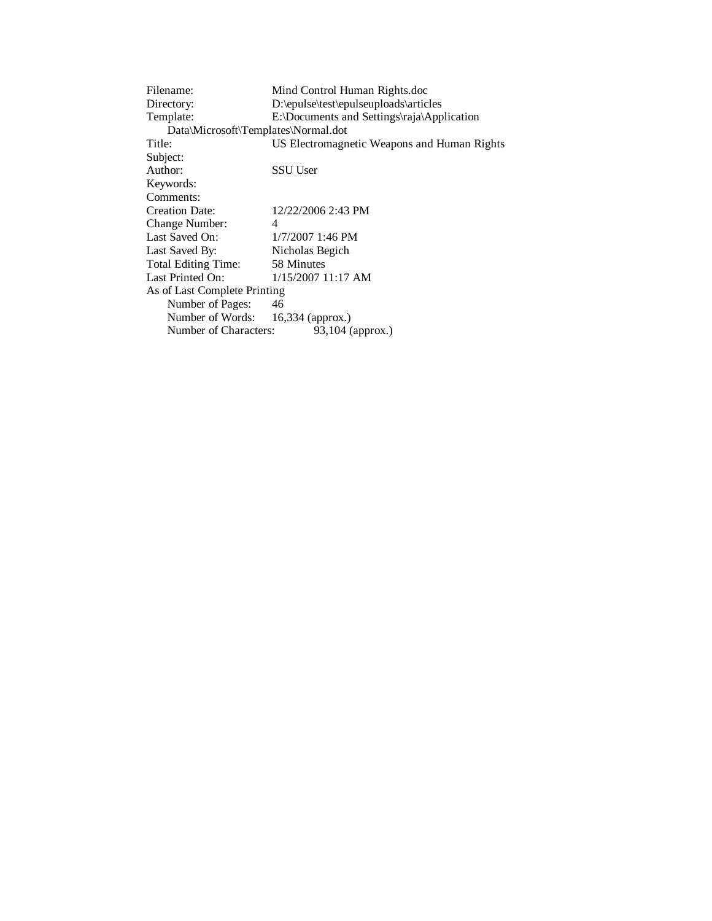Filename: Mind Control Human Rights.doc
Directory: D:\epulse\test\epulseuploads\articles
Template: E:\Documents and Settings\raja\Application Data\Microsoft\Templates\Normal.dot
Title: US Electromagnetic Weapons and Human Rights
Subject:
Author: SSU User
Keywords:
Comments:
Creation Date: 12/22/2006 2:43 PM
Change Number: 4
Last Saved On: 1/7/2007 1:46 PM
Last Saved By: Nicholas Begich
Total Editing Time: 58 Minutes
Last Printed On: 1/15/2007 11:17 AM
As of Last Complete Printing
Number of Pages: 46
Number of Words: 16,334 (approx.)
Number of Characters: 93,104 (approx.)